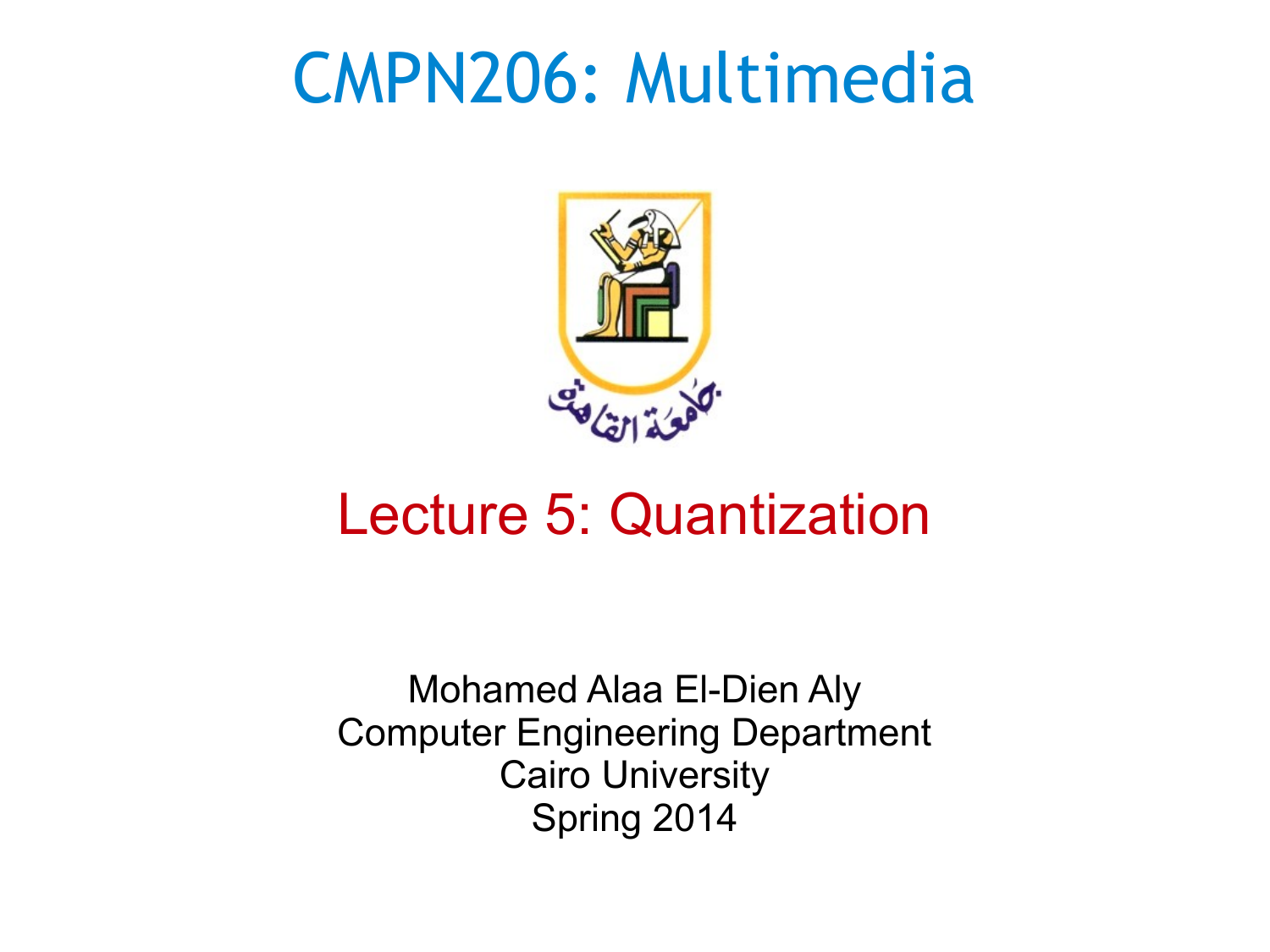# CMPN206: Multimedia

جامعة القاهرة

## Lecture 5: Quantization

Mohamed Alaa El-Dien Aly
Computer Engineering Department
Cairo University
Spring 2014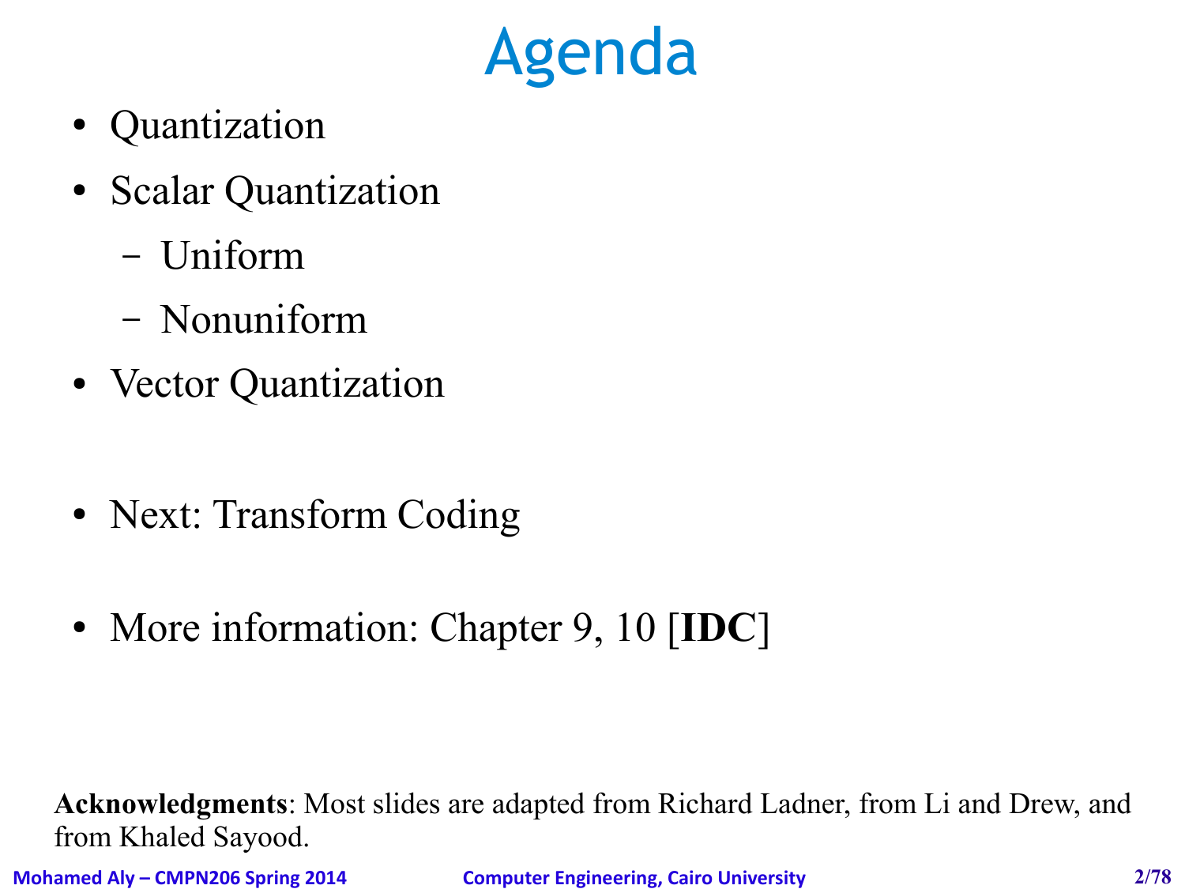# Agenda

- Quantization
- Scalar Quantization
  - Uniform
  - Nonuniform
- Vector Quantization

- Next: Transform Coding

- More information: Chapter 9, 10 [**IDC**]

**Acknowledgments**: Most slides are adapted from Richard Ladner, from Li and Drew, and from Khaled Sayood.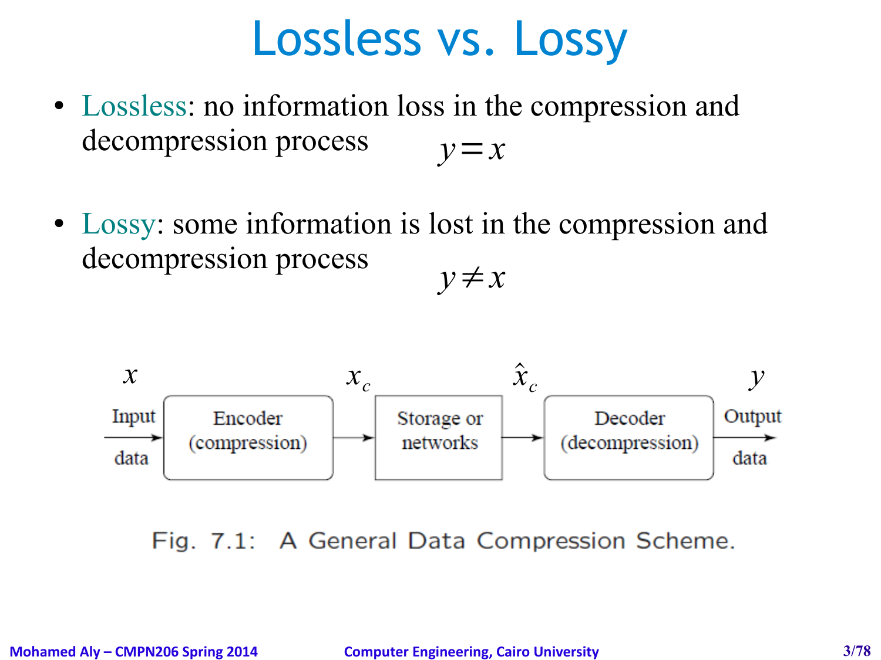# Lossless vs. Lossy

- Lossless: no information loss in the compression and decompression process $y = x$

- Lossy: some information is lost in the compression and decompression process $y \neq x$

$x$ Input data → Encoder (compression) → $x_c$ → Storage or networks → $\hat{x}_c$ → Decoder (decompression) → $y$ Output data

Fig. 7.1: A General Data Compression Scheme.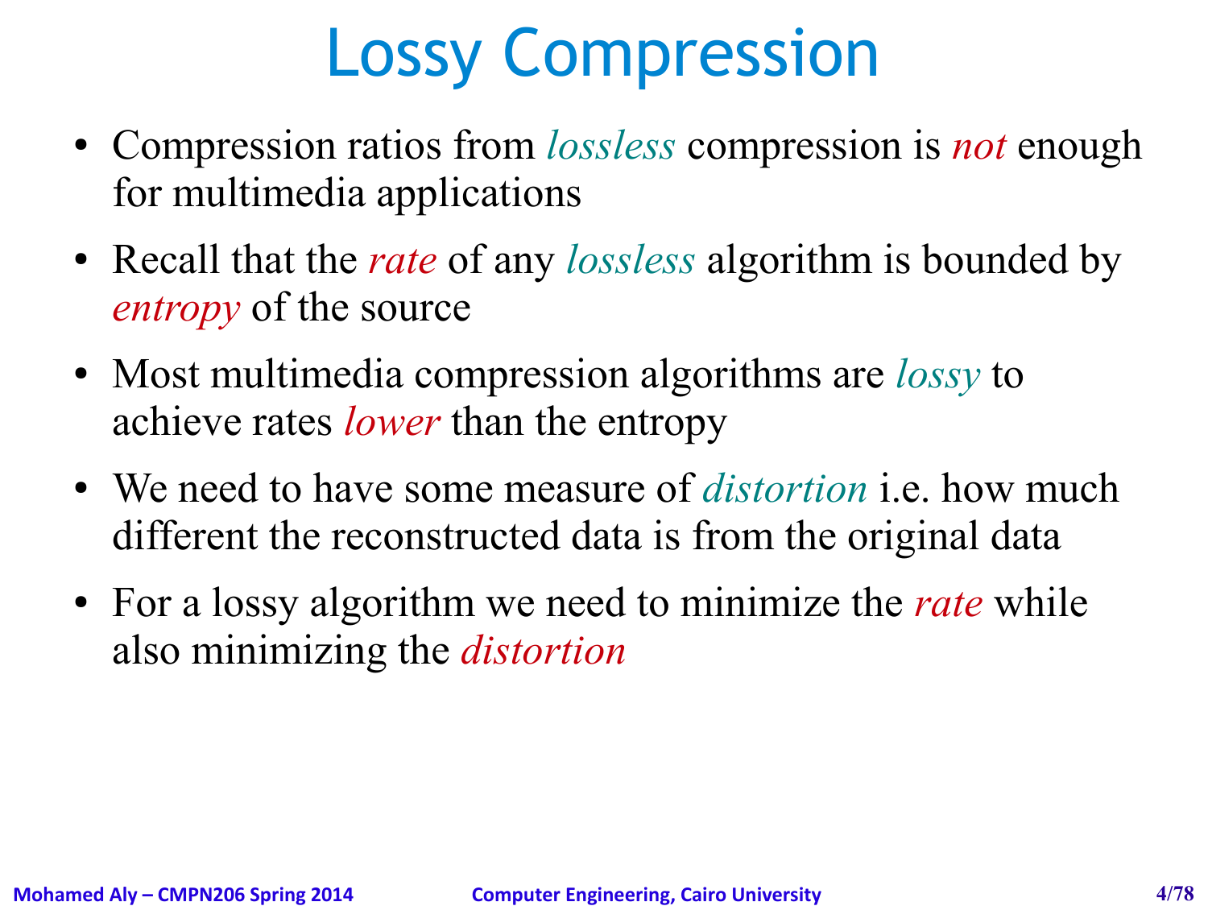# Lossy Compression

- Compression ratios from *lossless* compression is *not* enough for multimedia applications
- Recall that the *rate* of any *lossless* algorithm is bounded by *entropy* of the source
- Most multimedia compression algorithms are *lossy* to achieve rates *lower* than the entropy
- We need to have some measure of *distortion* i.e. how much different the reconstructed data is from the original data
- For a lossy algorithm we need to minimize the *rate* while also minimizing the *distortion*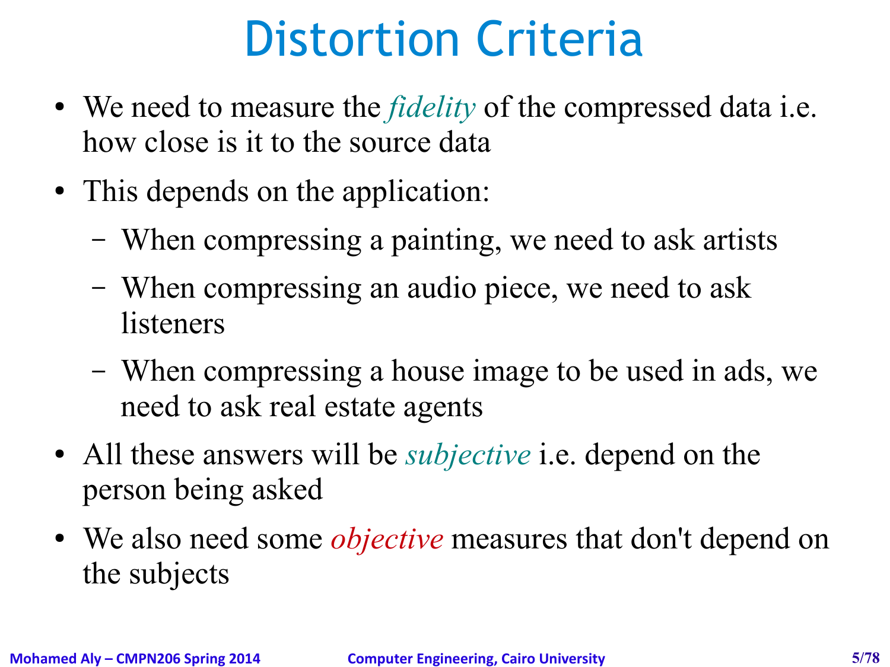# Distortion Criteria

- We need to measure the *fidelity* of the compressed data i.e. how close is it to the source data
- This depends on the application:
  - When compressing a painting, we need to ask artists
  - When compressing an audio piece, we need to ask listeners
  - When compressing a house image to be used in ads, we need to ask real estate agents
- All these answers will be *subjective* i.e. depend on the person being asked
- We also need some *objective* measures that don't depend on the subjects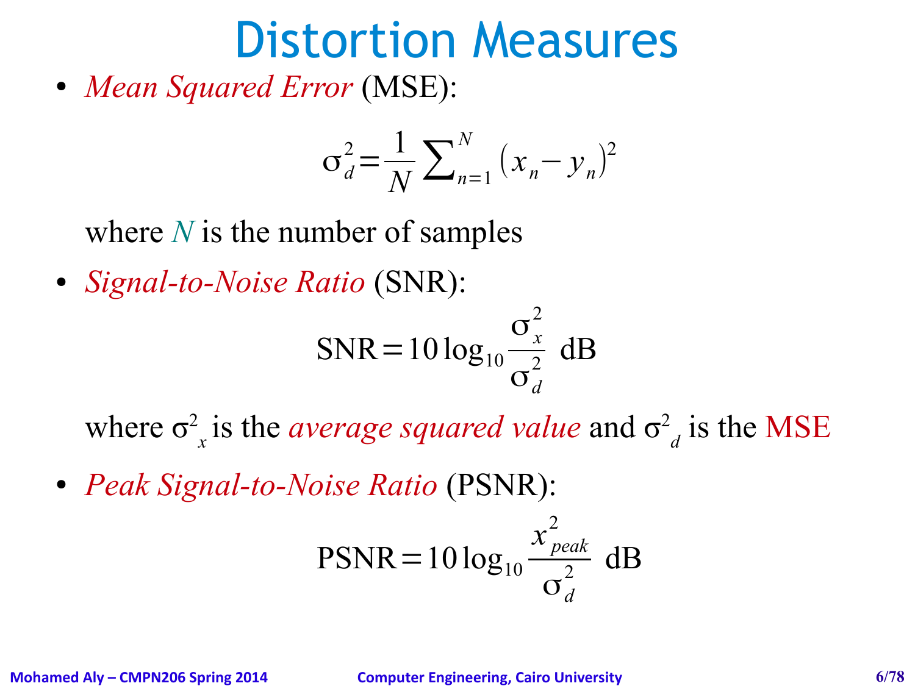# Distortion Measures

- *Mean Squared Error* (MSE):

$$\sigma_d^2 = \frac{1}{N} \sum_{n=1}^{N} (x_n - y_n)^2$$

where $N$ is the number of samples

- *Signal-to-Noise Ratio* (SNR):

$$\text{SNR} = 10 \log_{10} \frac{\sigma_x^2}{\sigma_d^2} \text{ dB}$$

where $\sigma^2_x$ is the *average squared value* and $\sigma^2_d$ is the MSE

- *Peak Signal-to-Noise Ratio* (PSNR):

$$\text{PSNR} = 10 \log_{10} \frac{x_{peak}^2}{\sigma_d^2} \text{ dB}$$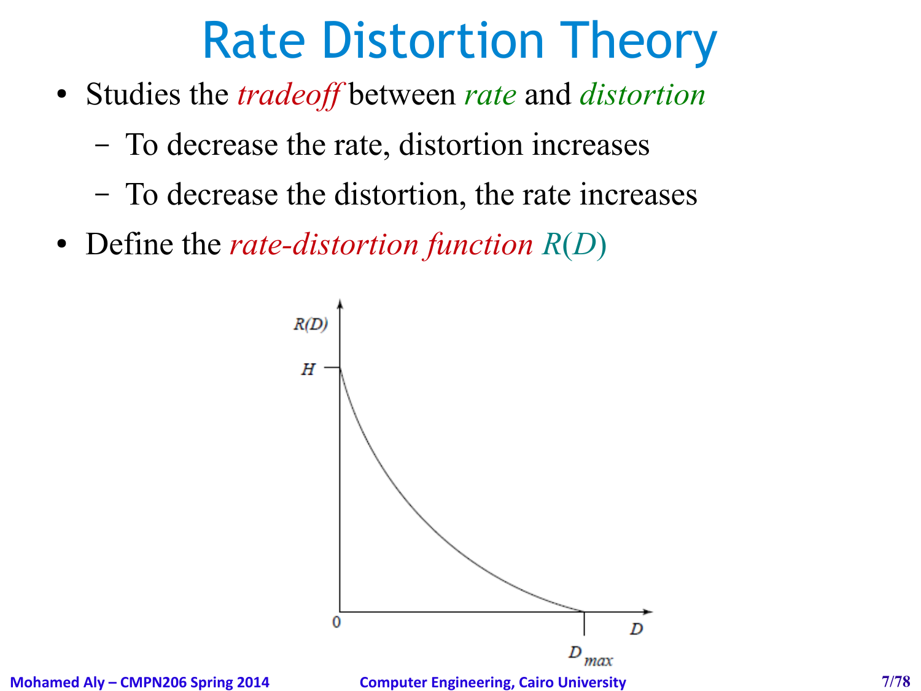# Rate Distortion Theory

- Studies the *tradeoff* between *rate* and *distortion*
  - To decrease the rate, distortion increases
  - To decrease the distortion, the rate increases
- Define the *rate-distortion function* $R(D)$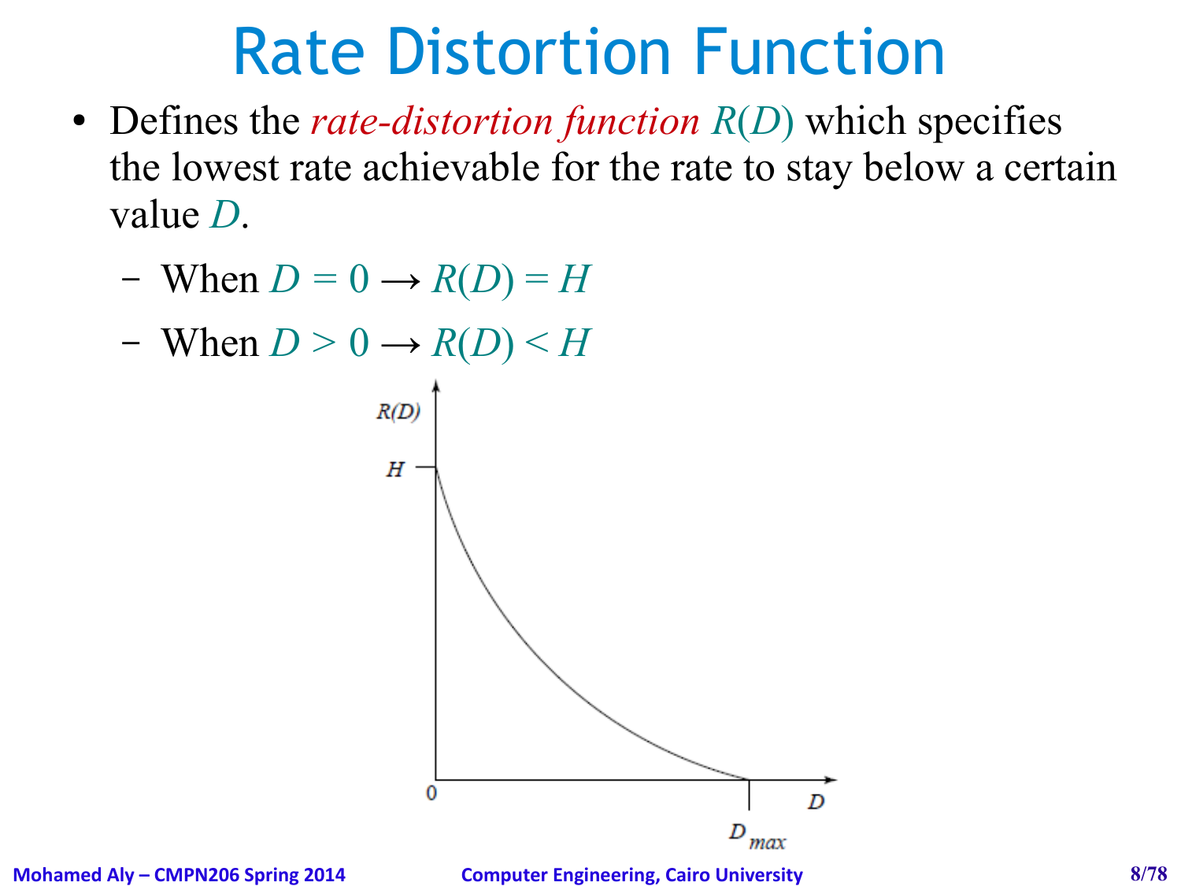# Rate Distortion Function

- Defines the *rate-distortion function* $R(D)$ which specifies the lowest rate achievable for the rate to stay below a certain value $D$.
  - When $D = 0 \rightarrow R(D) = H$
  - When $D > 0 \rightarrow R(D) < H$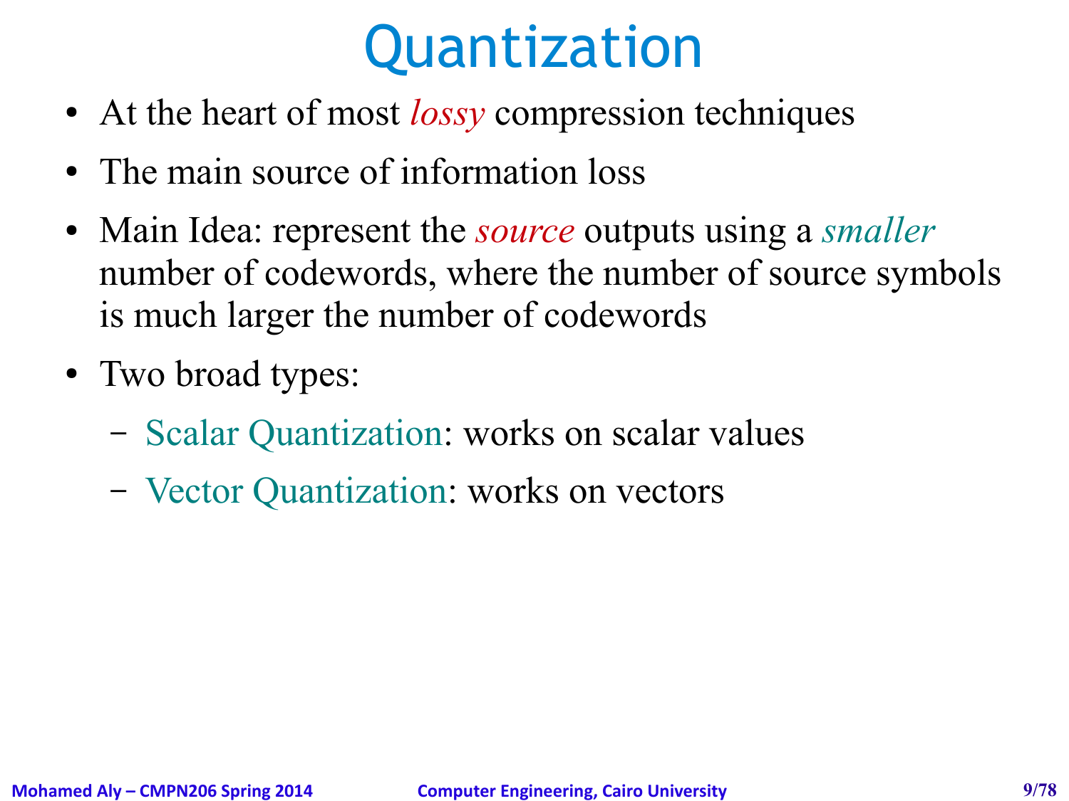# Quantization

- At the heart of most *lossy* compression techniques
- The main source of information loss
- Main Idea: represent the *source* outputs using a *smaller* number of codewords, where the number of source symbols is much larger the number of codewords
- Two broad types:
  - Scalar Quantization: works on scalar values
  - Vector Quantization: works on vectors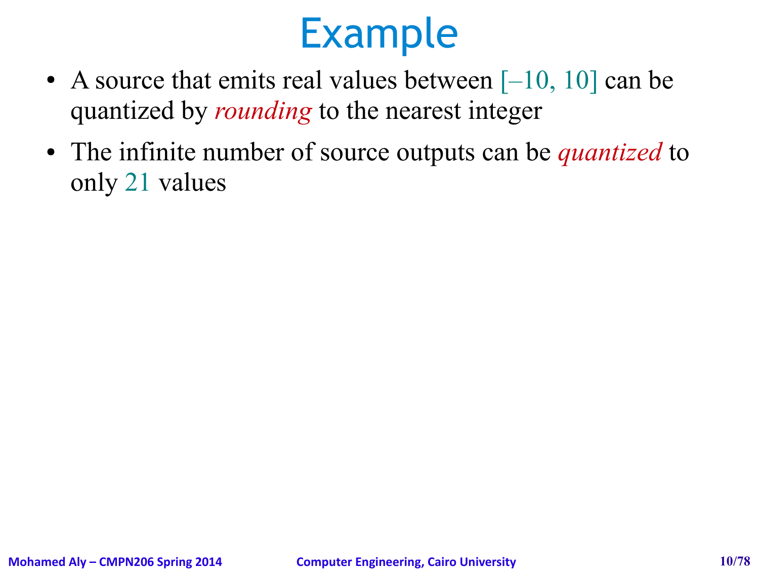# Example

- A source that emits real values between [–10, 10] can be quantized by *rounding* to the nearest integer
- The infinite number of source outputs can be *quantized* to only 21 values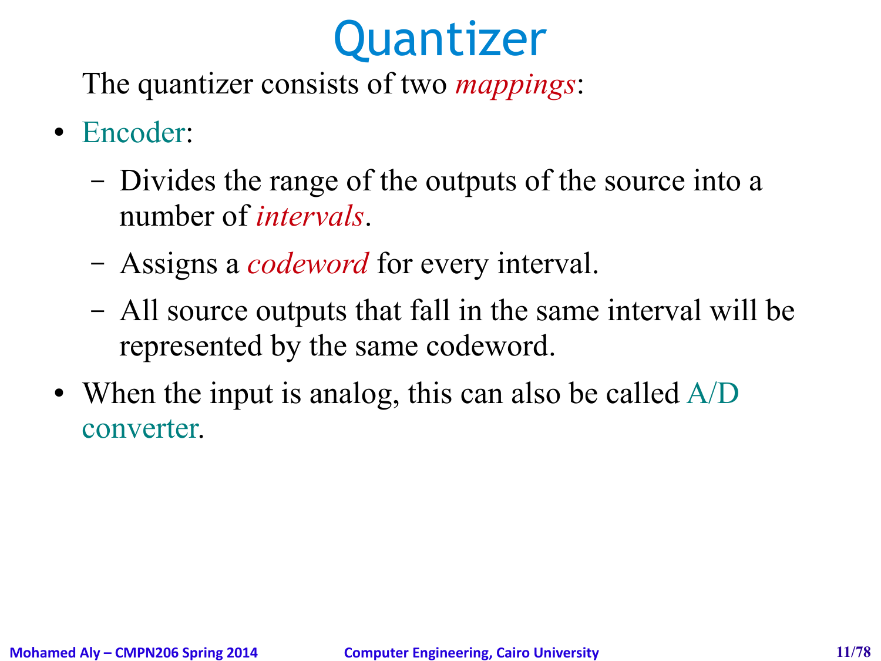# Quantizer

The quantizer consists of two *mappings*:

- Encoder:
  - Divides the range of the outputs of the source into a number of *intervals*.
  - Assigns a *codeword* for every interval.
  - All source outputs that fall in the same interval will be represented by the same codeword.
- When the input is analog, this can also be called A/D converter.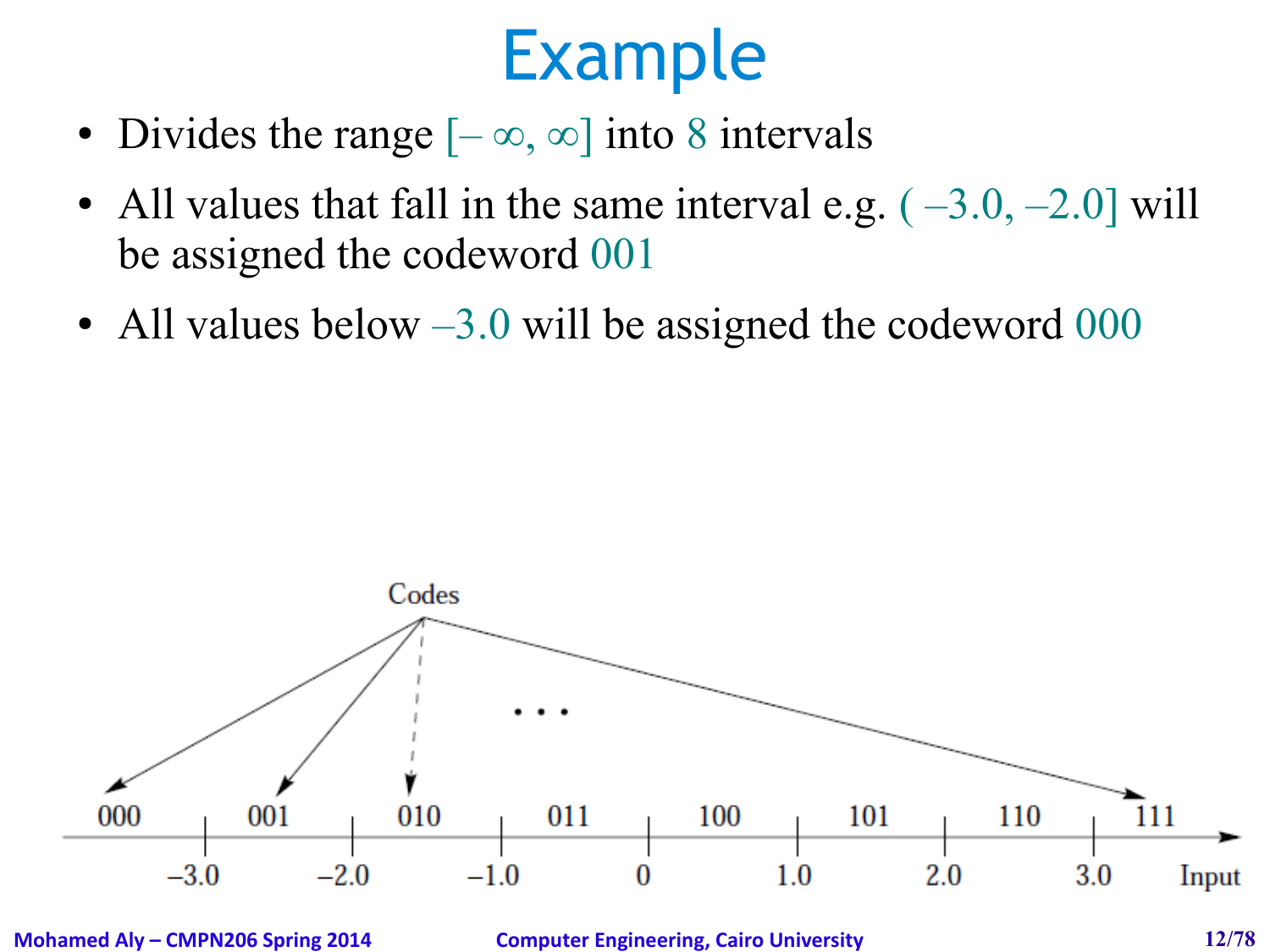# Example

- Divides the range [– ∞, ∞] into 8 intervals
- All values that fall in the same interval e.g. ( –3.0, –2.0] will be assigned the codeword 001
- All values below –3.0 will be assigned the codeword 000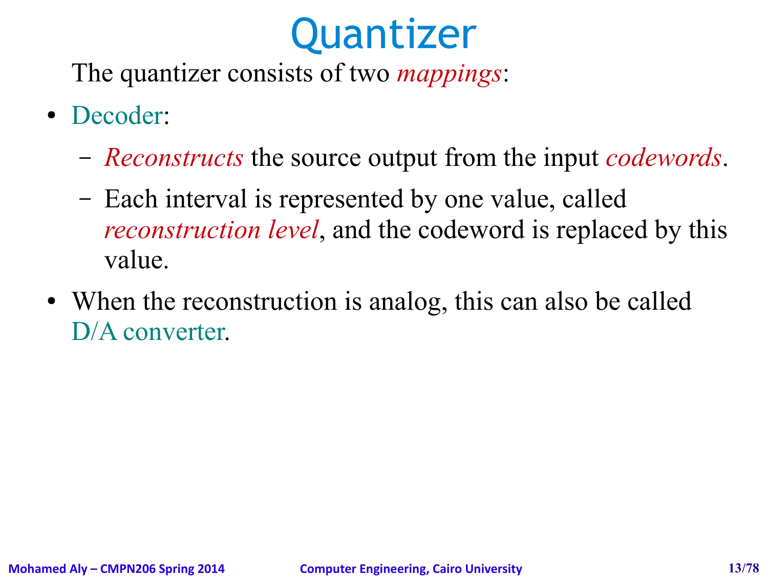# Quantizer

The quantizer consists of two *mappings*:

- Decoder:
  - *Reconstructs* the source output from the input *codewords*.
  - Each interval is represented by one value, called *reconstruction level*, and the codeword is replaced by this value.
- When the reconstruction is analog, this can also be called D/A converter.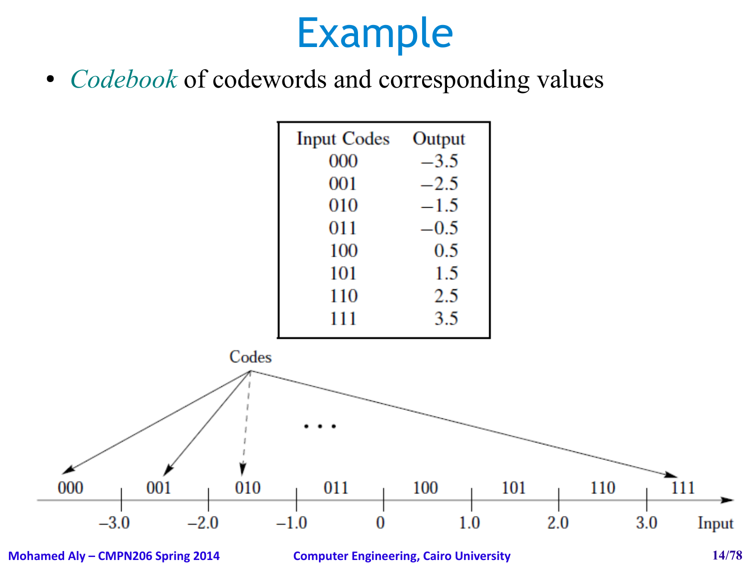# Example

- *Codebook* of codewords and corresponding values

| Input Codes | Output |
|---|---|
| 000 | $-3.5$ |
| 001 | $-2.5$ |
| 010 | $-1.5$ |
| 011 | $-0.5$ |
| 100 | 0.5 |
| 101 | 1.5 |
| 110 | 2.5 |
| 111 | 3.5 |

Codes

000 | 001 | 010 | 011 | 100 | 101 | 110 | 111

$-3.0$ | $-2.0$ | $-1.0$ | 0 | 1.0 | 2.0 | 3.0 | Input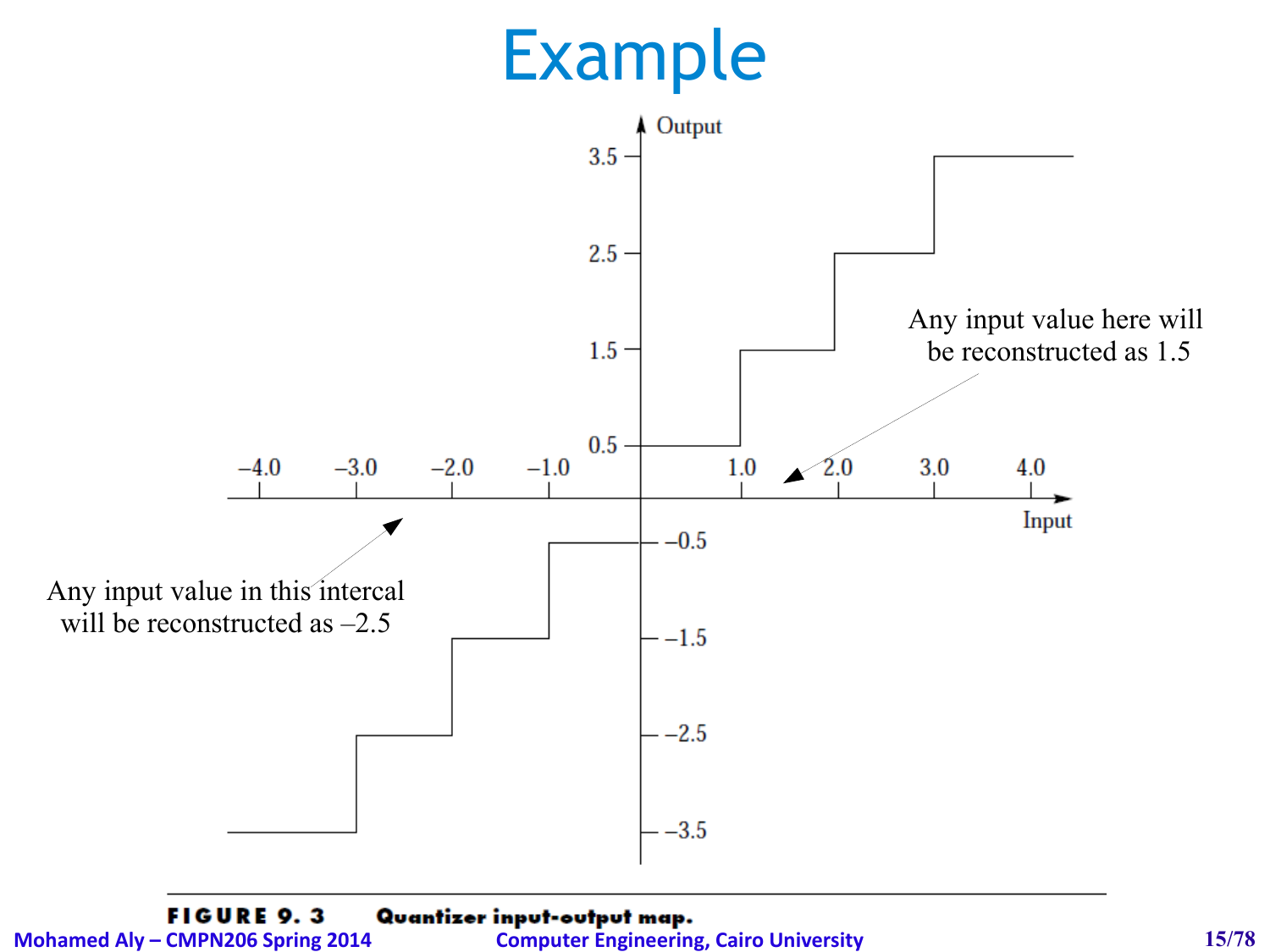# Example

Any input value here will be reconstructed as 1.5

Any input value in this intercal will be reconstructed as –2.5

**FIGURE 9. 3** **Quantizer input-output map.**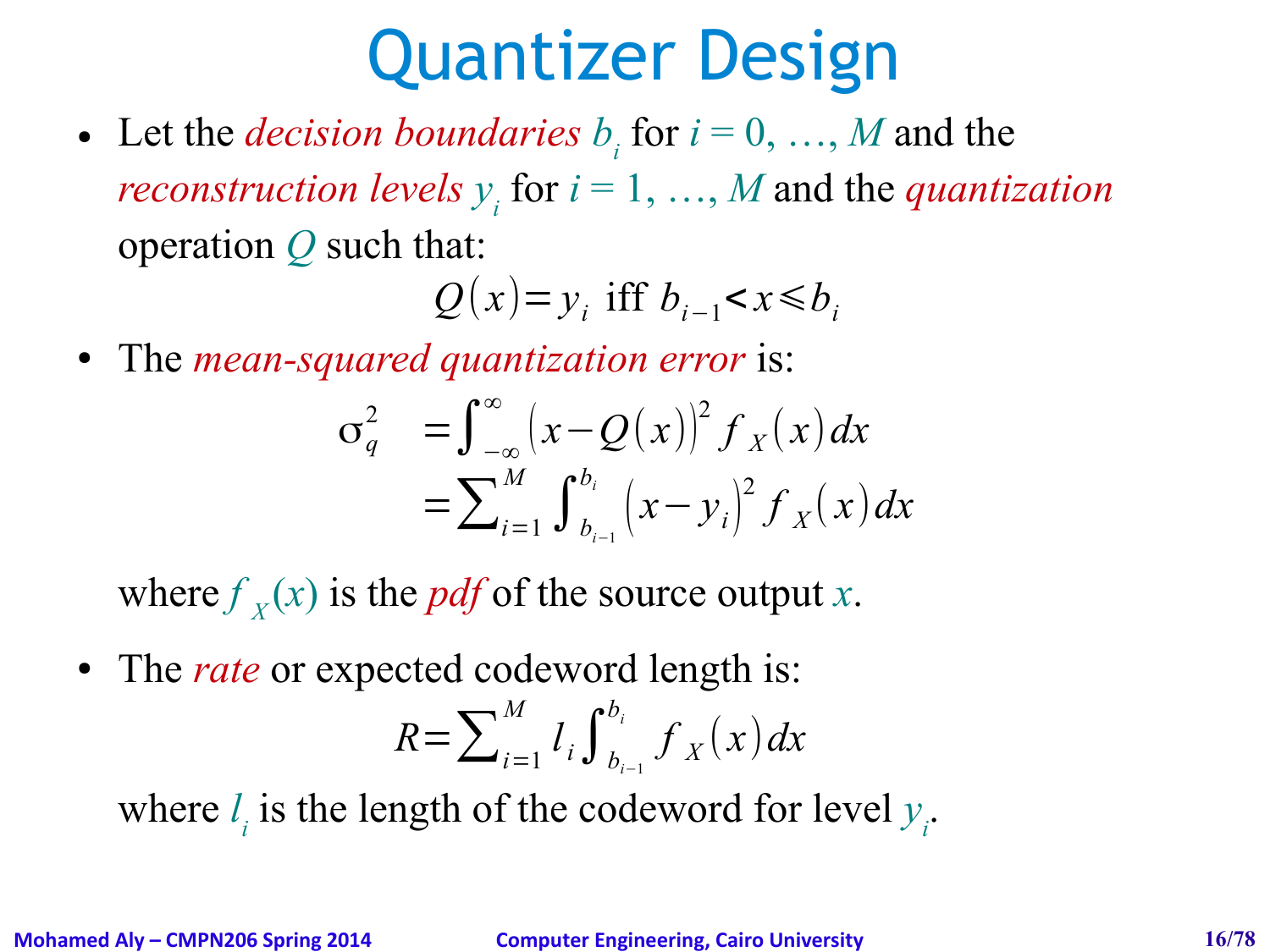# Quantizer Design

- Let the *decision boundaries* $b_i$ for $i = 0, \ldots, M$ and the *reconstruction levels* $y_i$ for $i = 1, \ldots, M$ and the *quantization* operation $Q$ such that:

$$Q(x) = y_i \text{ iff } b_{i-1} < x \leq b_i$$

- The *mean-squared quantization error* is:

$$\begin{aligned} \sigma_q^2 &= \int_{-\infty}^{\infty} (x - Q(x))^2 f_X(x)\,dx \\ &= \sum_{i=1}^{M} \int_{b_{i-1}}^{b_i} (x - y_i)^2 f_X(x)\,dx \end{aligned}$$

  where $f_X(x)$ is the *pdf* of the source output $x$.

- The *rate* or expected codeword length is:

$$R = \sum_{i=1}^{M} l_i \int_{b_{i-1}}^{b_i} f_X(x)\,dx$$

  where $l_i$ is the length of the codeword for level $y_i$.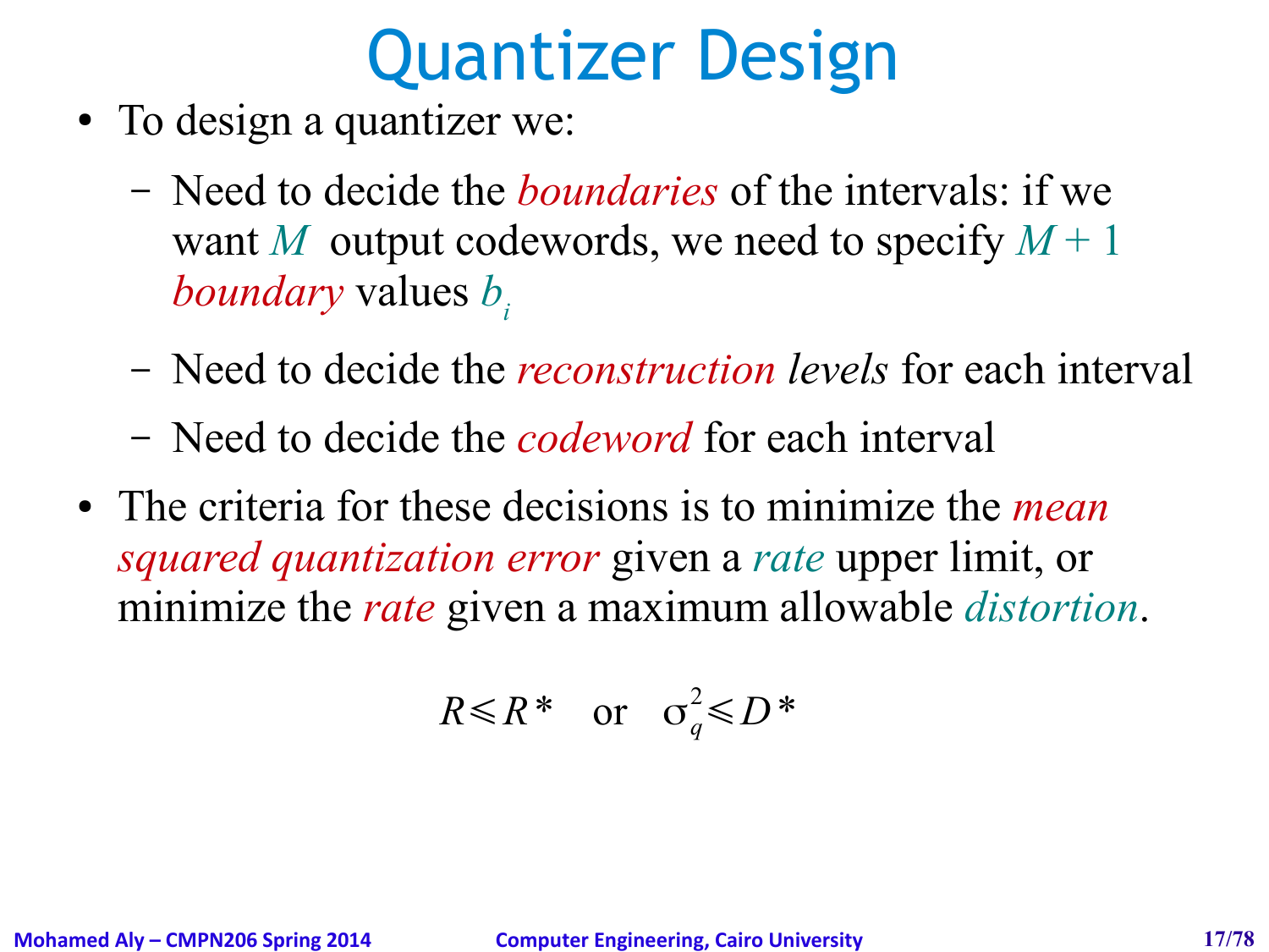# Quantizer Design

- To design a quantizer we:
  - Need to decide the *boundaries* of the intervals: if we want $M$ output codewords, we need to specify $M + 1$ *boundary* values $b_i$
  - Need to decide the *reconstruction levels* for each interval
  - Need to decide the *codeword* for each interval
- The criteria for these decisions is to minimize the *mean squared quantization error* given a *rate* upper limit, or minimize the *rate* given a maximum allowable *distortion*.

$$R \leqslant R^* \quad \text{or} \quad \sigma_q^2 \leqslant D^*$$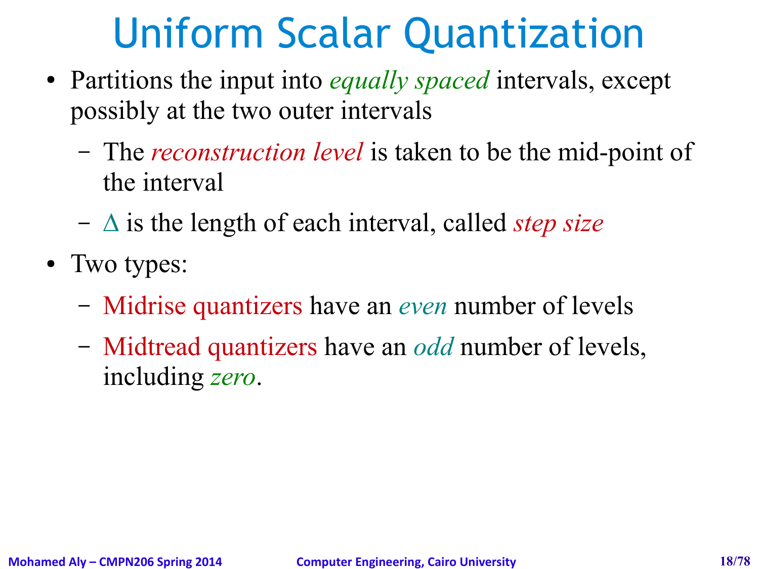# Uniform Scalar Quantization

- Partitions the input into *equally spaced* intervals, except possibly at the two outer intervals
  - The *reconstruction level* is taken to be the mid-point of the interval
  - $\Delta$ is the length of each interval, called *step size*
- Two types:
  - Midrise quantizers have an *even* number of levels
  - Midtread quantizers have an *odd* number of levels, including *zero*.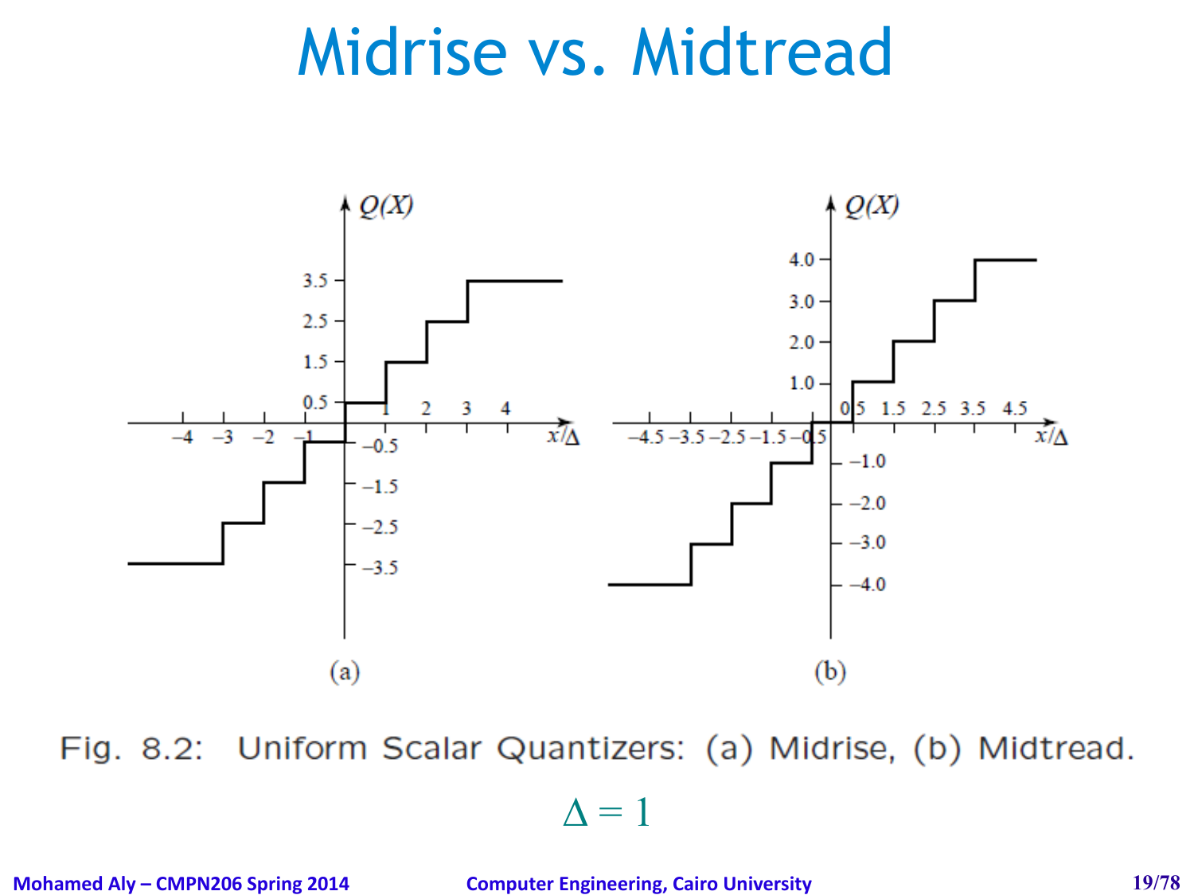# Midrise vs. Midtread

Fig. 8.2: Uniform Scalar Quantizers: (a) Midrise, (b) Midtread.

$$\Delta = 1$$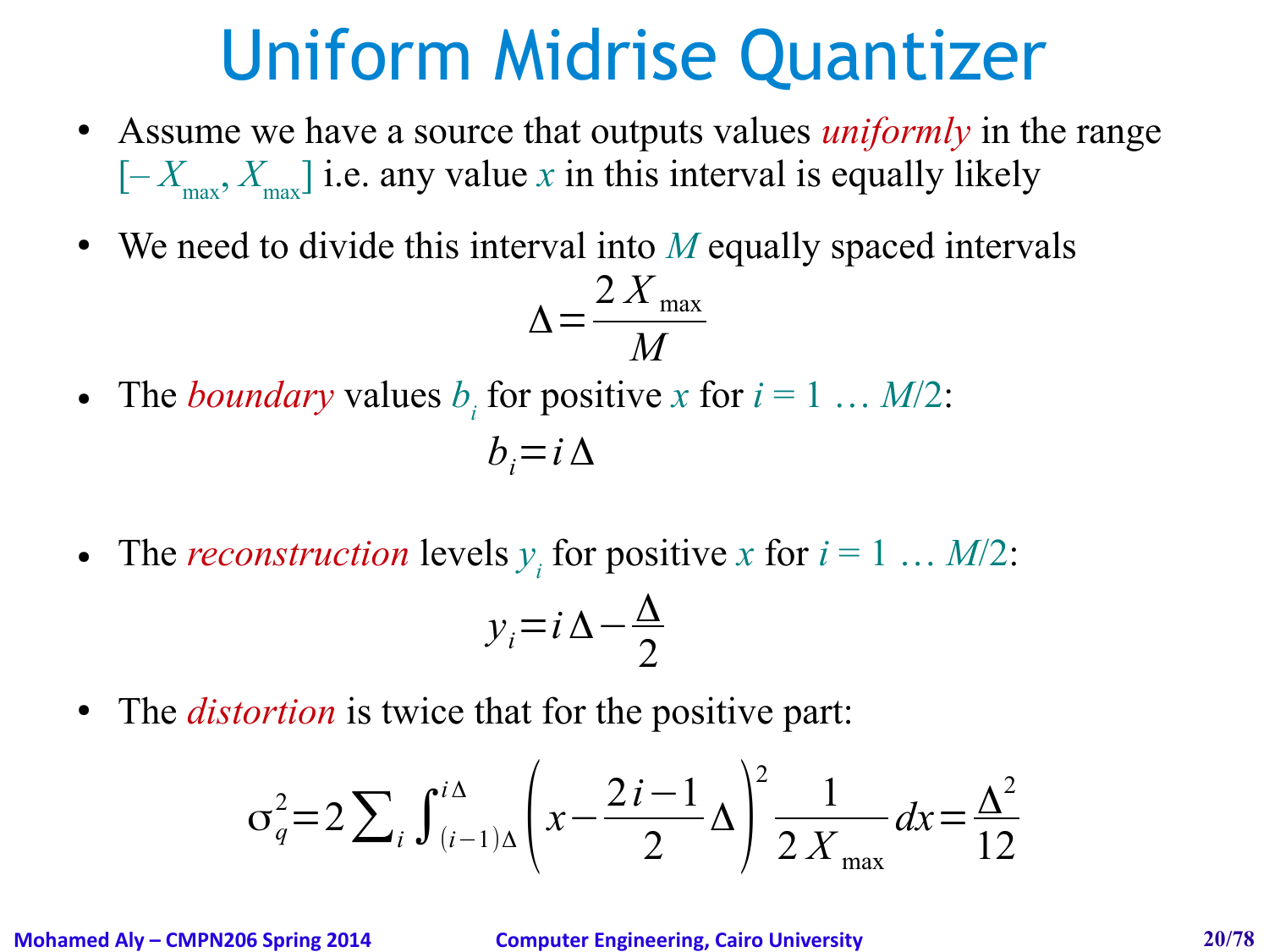# Uniform Midrise Quantizer

- Assume we have a source that outputs values *uniformly* in the range $[-X_{\max}, X_{\max}]$ i.e. any value $x$ in this interval is equally likely
- We need to divide this interval into $M$ equally spaced intervals

$$\Delta = \frac{2X_{\max}}{M}$$

- The *boundary* values $b_i$ for positive $x$ for $i = 1 \ldots M/2$:

$$b_i = i\Delta$$

- The *reconstruction* levels $y_i$ for positive $x$ for $i = 1 \ldots M/2$:

$$y_i = i\Delta - \frac{\Delta}{2}$$

- The *distortion* is twice that for the positive part:

$$\sigma_q^2 = 2\sum_i \int_{(i-1)\Delta}^{i\Delta} \left(x - \frac{2i-1}{2}\Delta\right)^2 \frac{1}{2X_{\max}}dx = \frac{\Delta^2}{12}$$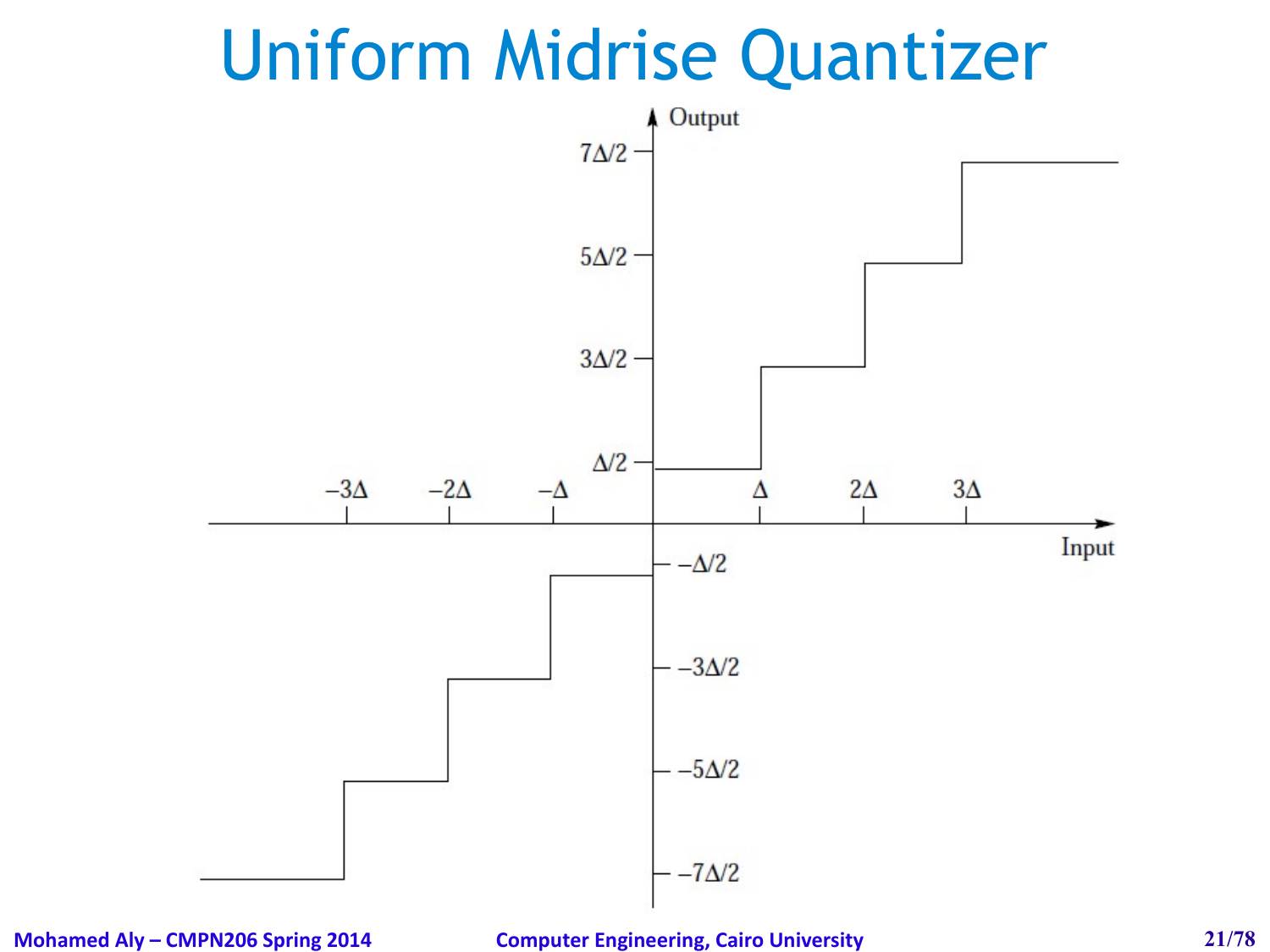# Uniform Midrise Quantizer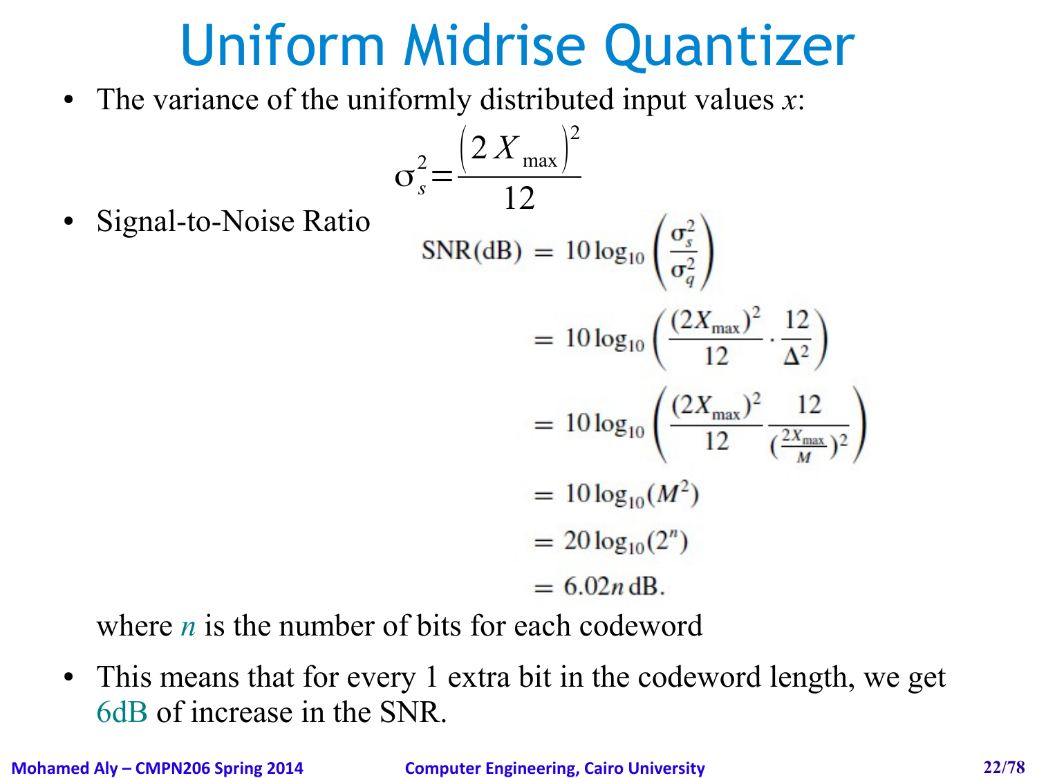# Uniform Midrise Quantizer

- The variance of the uniformly distributed input values $x$:

$$\sigma_s^2 = \frac{\left(2X_{\max}\right)^2}{12}$$

- Signal-to-Noise Ratio

$$\begin{aligned}
\text{SNR(dB)} &= 10\log_{10}\left(\frac{\sigma_s^2}{\sigma_q^2}\right) \\
&= 10\log_{10}\left(\frac{(2X_{\max})^2}{12}\cdot\frac{12}{\Delta^2}\right) \\
&= 10\log_{10}\left(\frac{(2X_{\max})^2}{12}\frac{12}{(\frac{2X_{\max}}{M})^2}\right) \\
&= 10\log_{10}(M^2) \\
&= 20\log_{10}(2^n) \\
&= 6.02n\,\text{dB}.
\end{aligned}$$

where $n$ is the number of bits for each codeword

- This means that for every 1 extra bit in the codeword length, we get 6dB of increase in the SNR.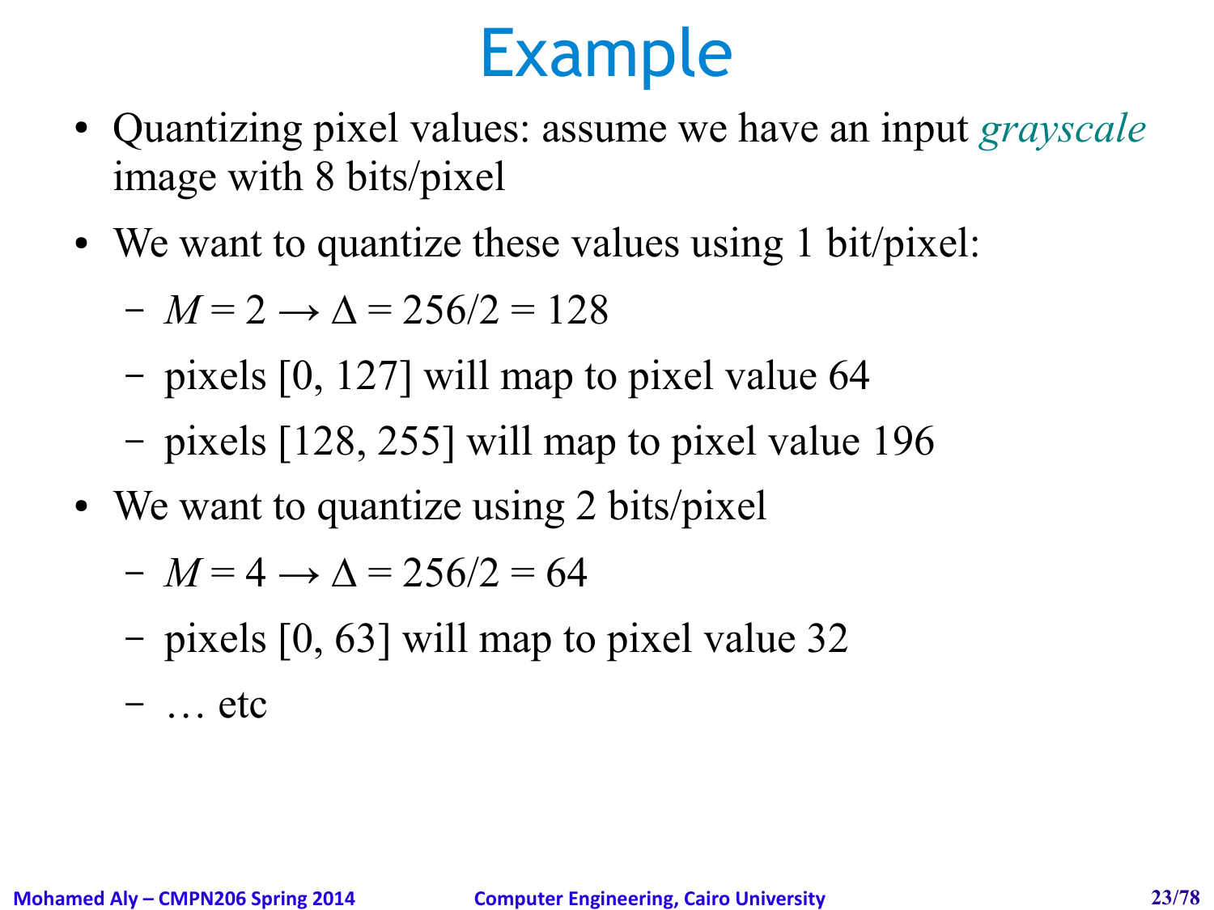# Example

- Quantizing pixel values: assume we have an input *grayscale* image with 8 bits/pixel
- We want to quantize these values using 1 bit/pixel:
  - $M = 2 \rightarrow \Delta = 256/2 = 128$
  - pixels [0, 127] will map to pixel value 64
  - pixels [128, 255] will map to pixel value 196
- We want to quantize using 2 bits/pixel
  - $M = 4 \rightarrow \Delta = 256/2 = 64$
  - pixels [0, 63] will map to pixel value 32
  - … etc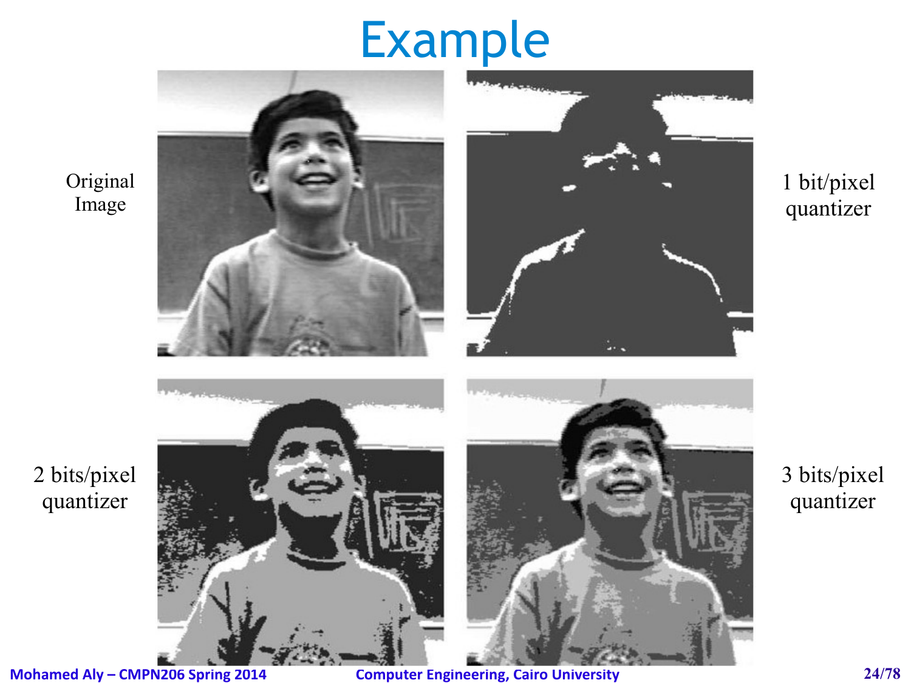# Example

Original Image

1 bit/pixel quantizer

2 bits/pixel quantizer

3 bits/pixel quantizer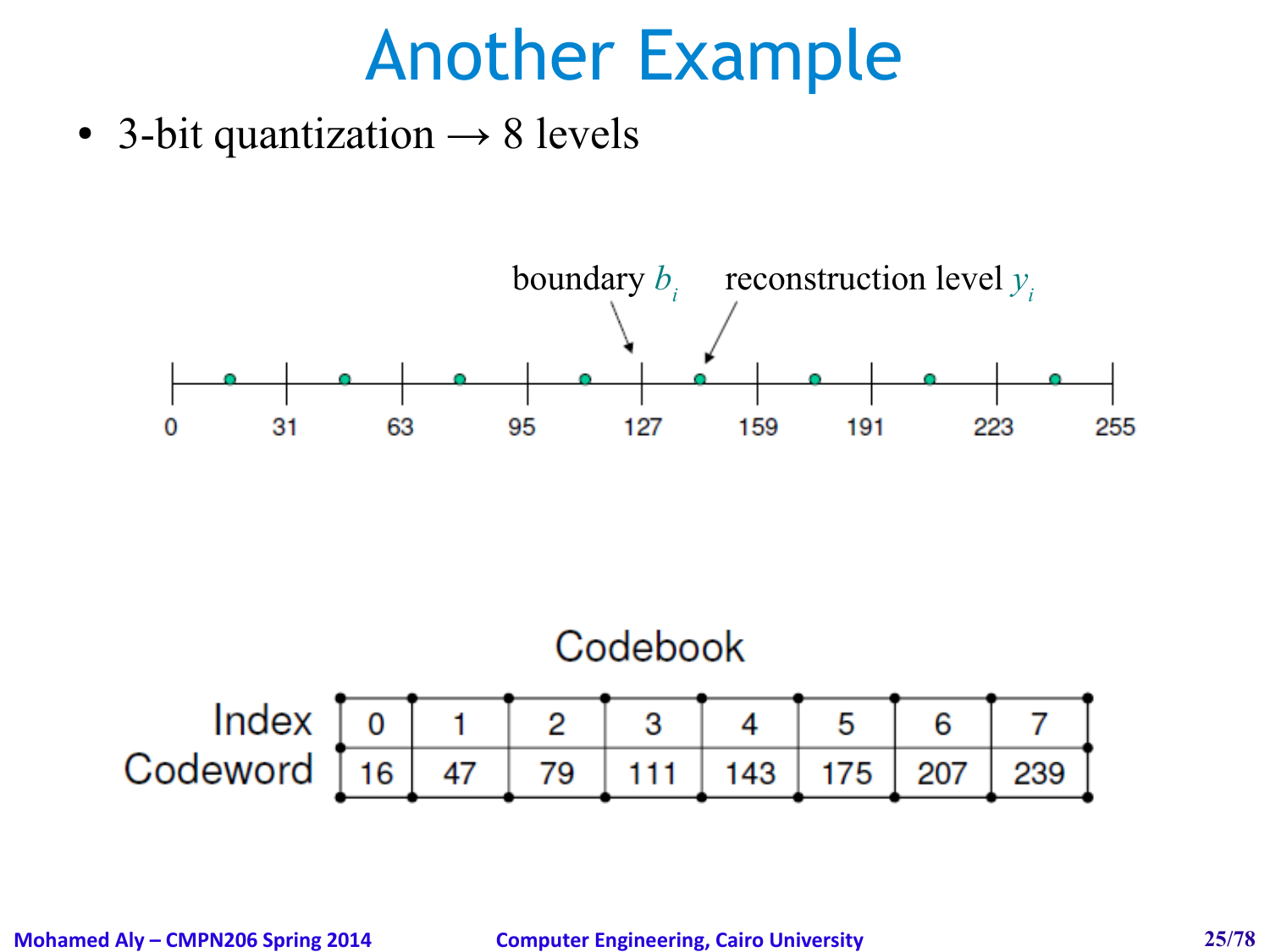# Another Example

- 3-bit quantization → 8 levels

boundary $b_i$ reconstruction level $y_i$

0 31 63 95 127 159 191 223 255

Codebook

| Index | 0 | 1 | 2 | 3 | 4 | 5 | 6 | 7 |
|---|---|---|---|---|---|---|---|---|
| Codeword | 16 | 47 | 79 | 111 | 143 | 175 | 207 | 239 |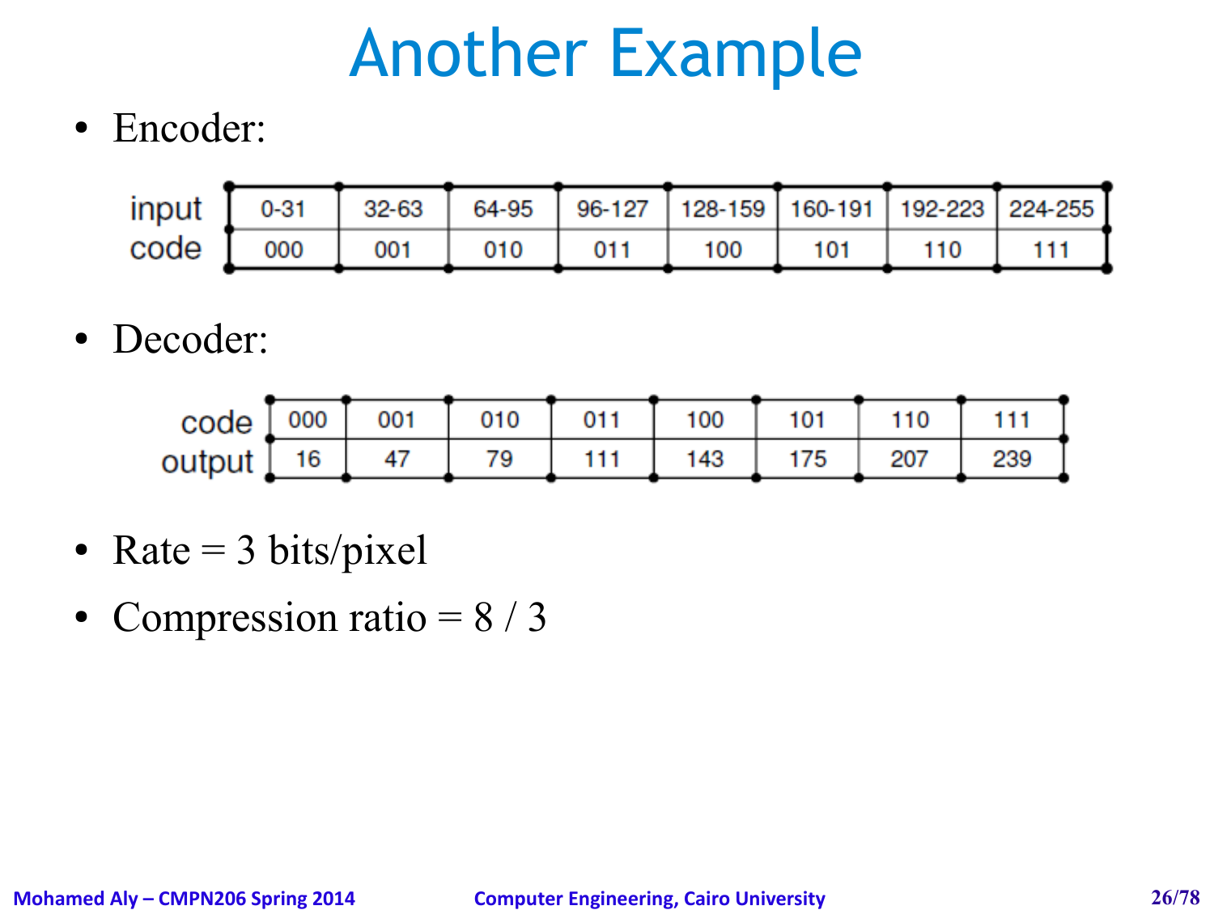# Another Example

- Encoder:

| input | 0-31 | 32-63 | 64-95 | 96-127 | 128-159 | 160-191 | 192-223 | 224-255 |
|---|---|---|---|---|---|---|---|---|
| code | 000 | 001 | 010 | 011 | 100 | 101 | 110 | 111 |

- Decoder:

| code | 000 | 001 | 010 | 011 | 100 | 101 | 110 | 111 |
|---|---|---|---|---|---|---|---|---|
| output | 16 | 47 | 79 | 111 | 143 | 175 | 207 | 239 |

- Rate = 3 bits/pixel
- Compression ratio = 8 / 3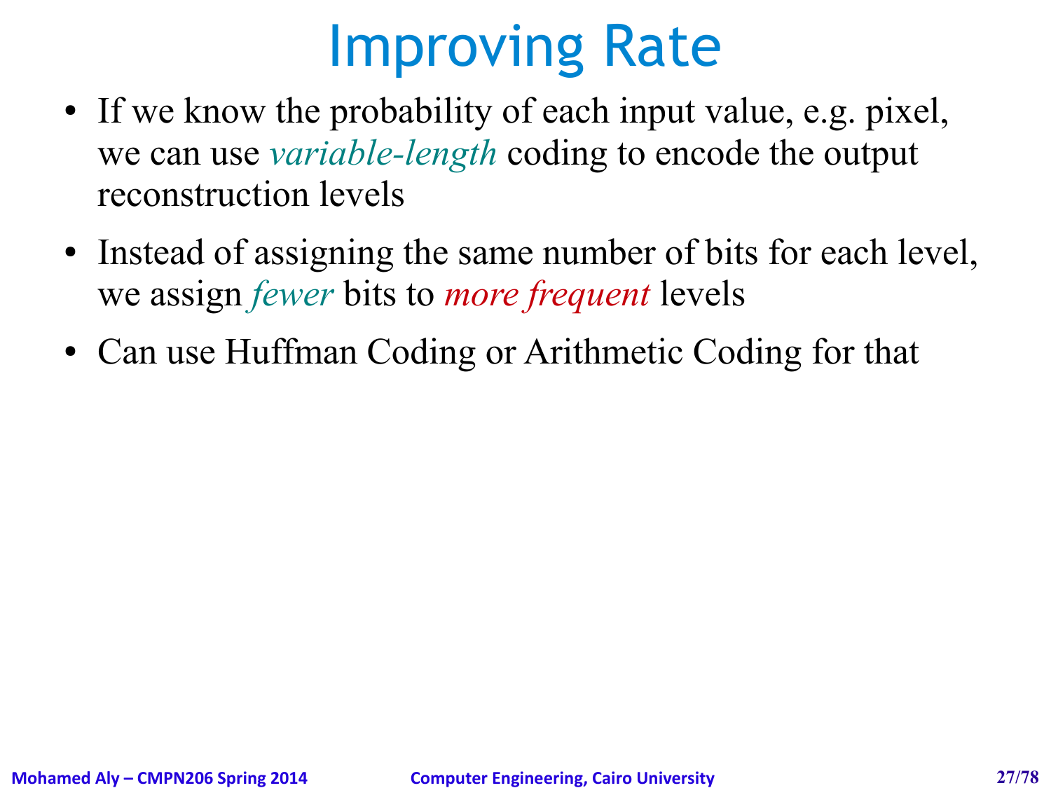# Improving Rate

- If we know the probability of each input value, e.g. pixel, we can use *variable-length* coding to encode the output reconstruction levels
- Instead of assigning the same number of bits for each level, we assign *fewer* bits to *more frequent* levels
- Can use Huffman Coding or Arithmetic Coding for that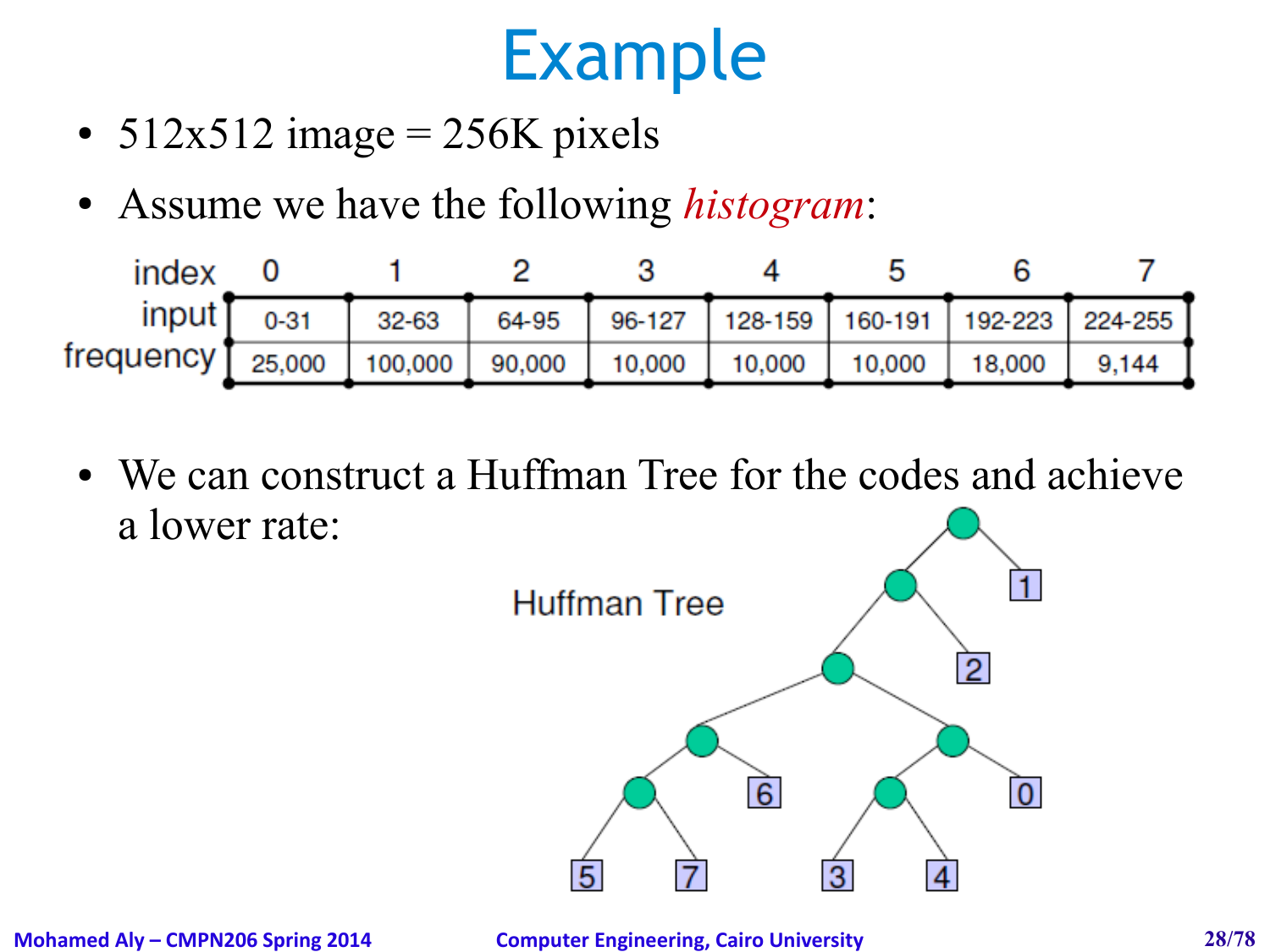# Example

- 512x512 image = 256K pixels
- Assume we have the following *histogram*:

| index | 0 | 1 | 2 | 3 | 4 | 5 | 6 | 7 |
|---|---|---|---|---|---|---|---|---|
| input | 0-31 | 32-63 | 64-95 | 96-127 | 128-159 | 160-191 | 192-223 | 224-255 |
| frequency | 25,000 | 100,000 | 90,000 | 10,000 | 10,000 | 10,000 | 18,000 | 9,144 |

- We can construct a Huffman Tree for the codes and achieve a lower rate:

Huffman Tree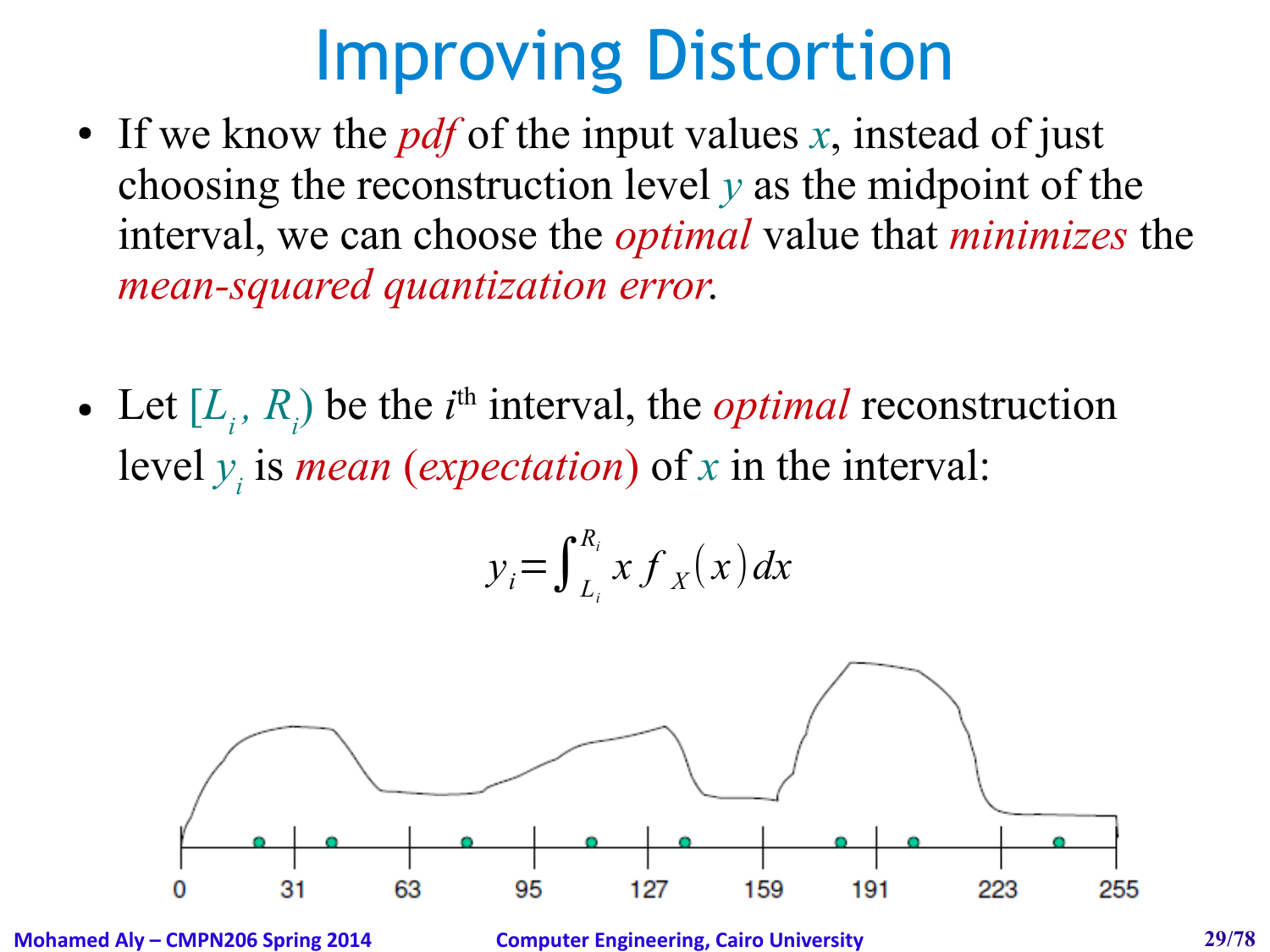# Improving Distortion

- If we know the *pdf* of the input values $x$, instead of just choosing the reconstruction level $y$ as the midpoint of the interval, we can choose the *optimal* value that *minimizes* the *mean-squared quantization error*.

- Let $[L_i, R_i)$ be the $i^{\text{th}}$ interval, the *optimal* reconstruction level $y_i$ is *mean* (*expectation*) of $x$ in the interval:

$$y_i = \int_{L_i}^{R_i} x \, f_X(x) \, dx$$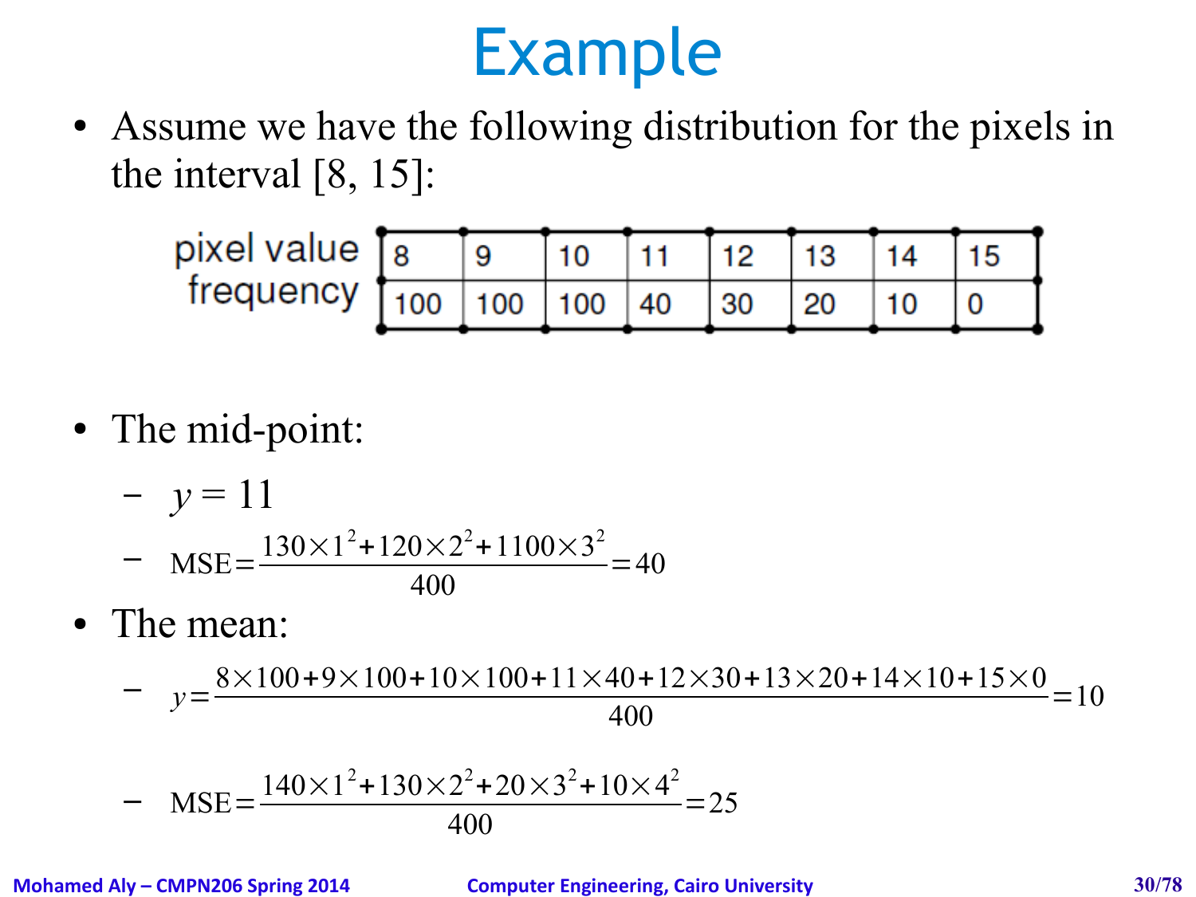# Example

- Assume we have the following distribution for the pixels in the interval [8, 15]:

| pixel value | 8 | 9 | 10 | 11 | 12 | 13 | 14 | 15 |
|---|---|---|---|---|---|---|---|---|
| frequency | 100 | 100 | 100 | 40 | 30 | 20 | 10 | 0 |

- The mid-point:
  - $y = 11$
  - $\text{MSE} = \dfrac{130 \times 1^2 + 120 \times 2^2 + 1100 \times 3^2}{400} = 40$
- The mean:
  - $y = \dfrac{8 \times 100 + 9 \times 100 + 10 \times 100 + 11 \times 40 + 12 \times 30 + 13 \times 20 + 14 \times 10 + 15 \times 0}{400} = 10$
  - $\text{MSE} = \dfrac{140 \times 1^2 + 130 \times 2^2 + 20 \times 3^2 + 10 \times 4^2}{400} = 25$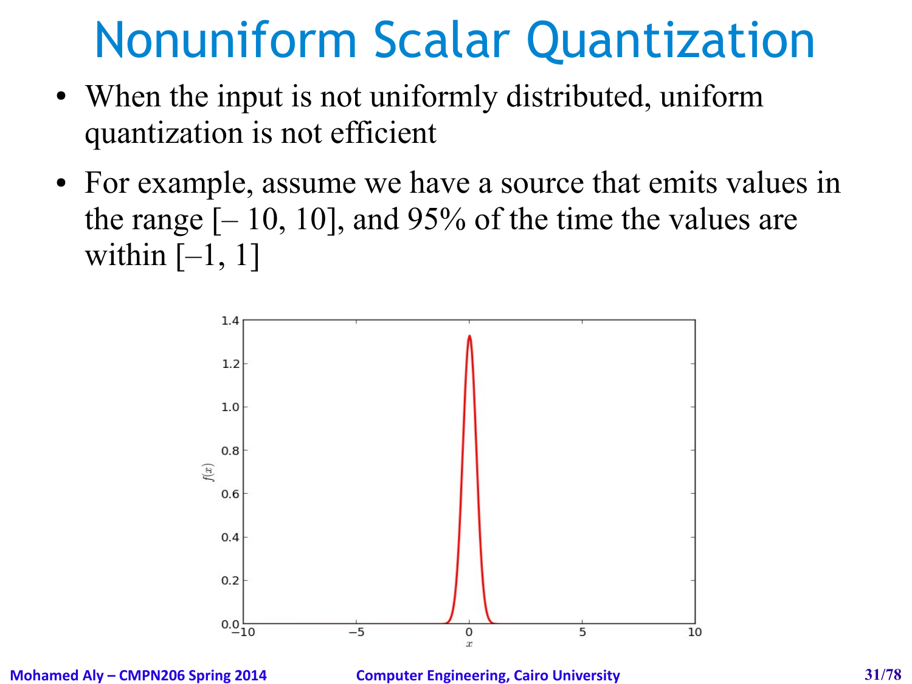# Nonuniform Scalar Quantization

- When the input is not uniformly distributed, uniform quantization is not efficient
- For example, assume we have a source that emits values in the range [– 10, 10], and 95% of the time the values are within [–1, 1]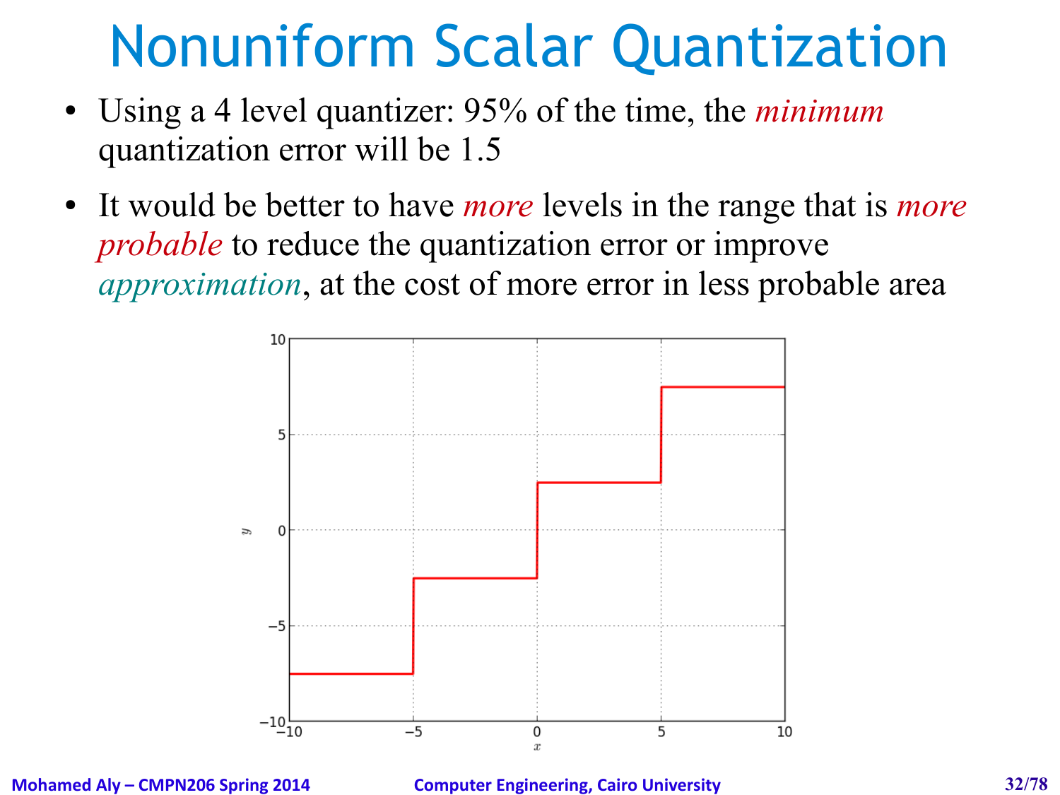# Nonuniform Scalar Quantization

- Using a 4 level quantizer: 95% of the time, the *minimum* quantization error will be 1.5
- It would be better to have *more* levels in the range that is *more probable* to reduce the quantization error or improve *approximation*, at the cost of more error in less probable area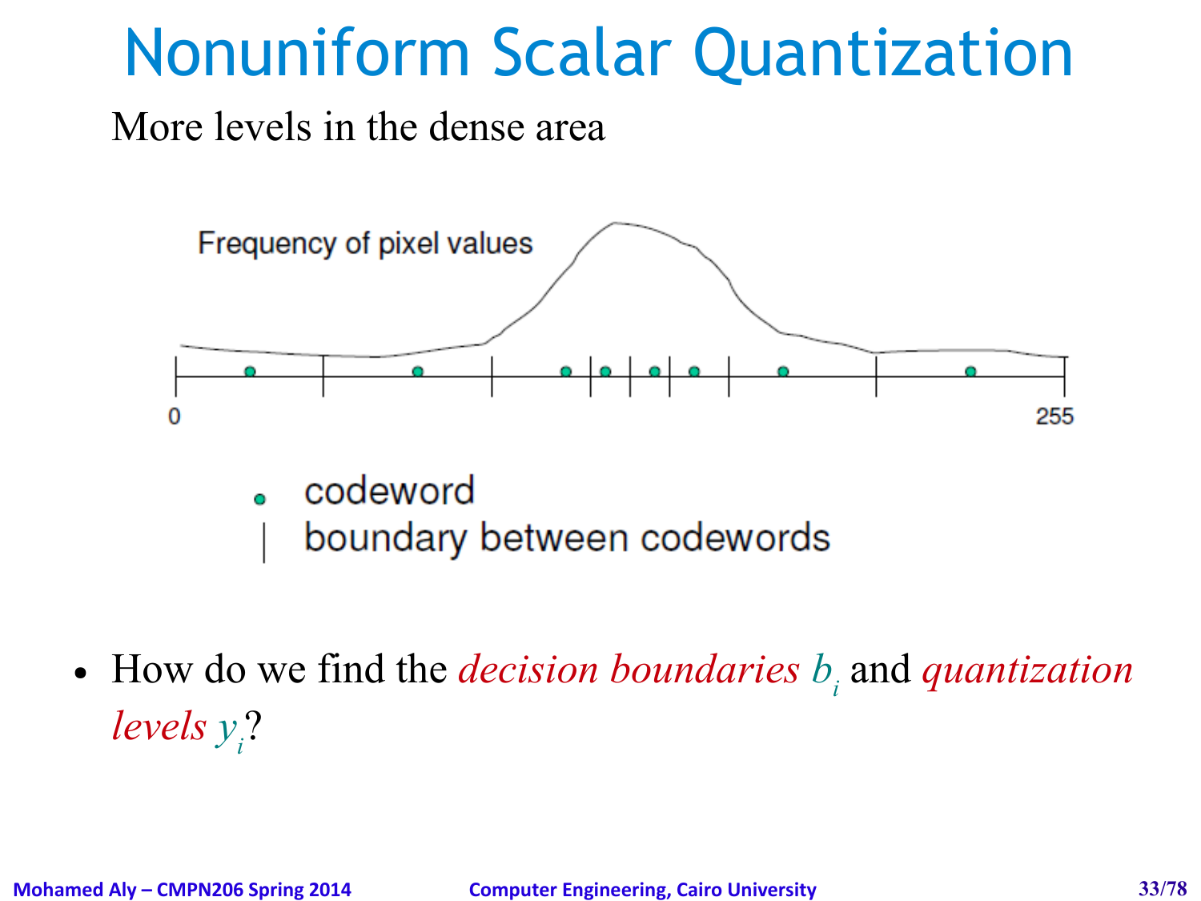# Nonuniform Scalar Quantization

More levels in the dense area

Frequency of pixel values

0 255

codeword

boundary between codewords

- How do we find the *decision boundaries* $b_i$ and *quantization levels* $y_i$?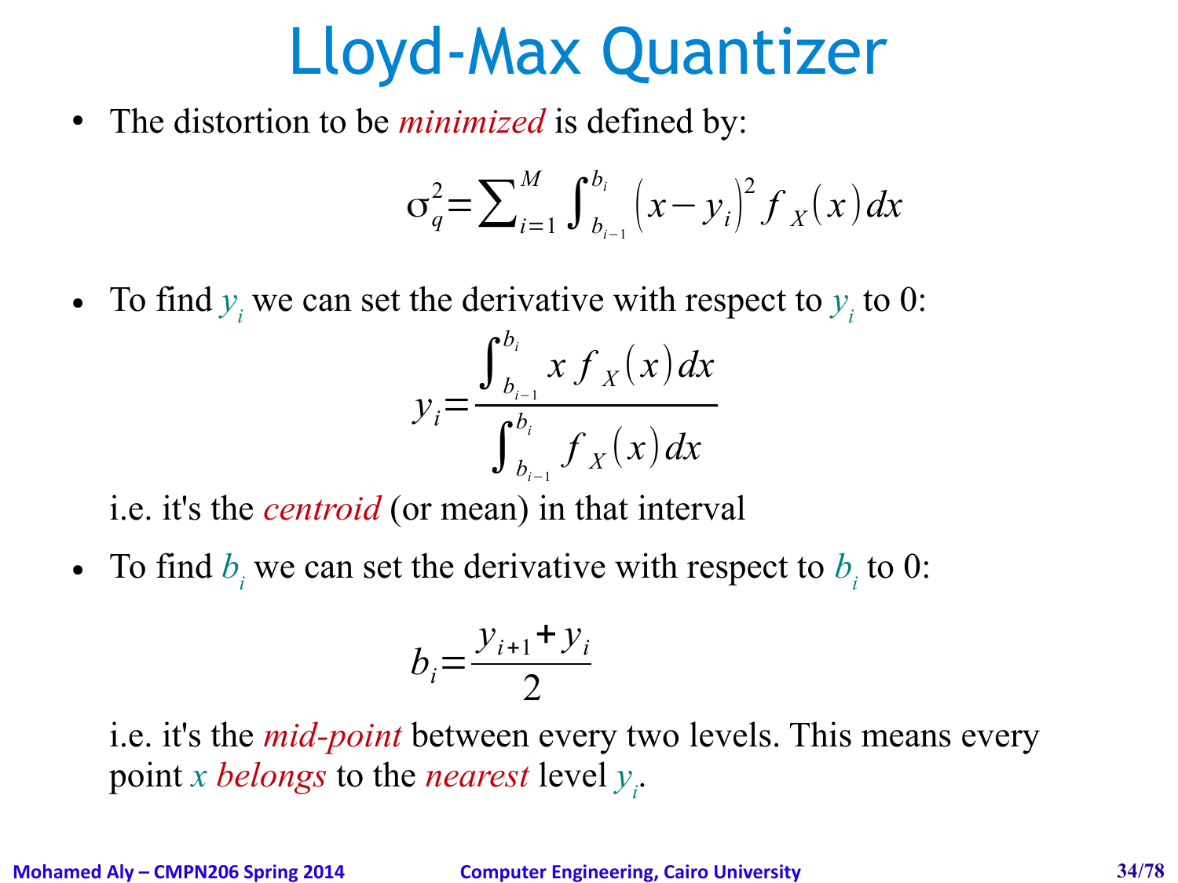# Lloyd-Max Quantizer

- The distortion to be *minimized* is defined by:

$$\sigma_q^2 = \sum_{i=1}^{M} \int_{b_{i-1}}^{b_i} \left(x - y_i\right)^2 f_X(x)\, dx$$

- To find $y_i$ we can set the derivative with respect to $y_i$ to 0:

$$y_i = \frac{\int_{b_{i-1}}^{b_i} x\, f_X(x)\, dx}{\int_{b_{i-1}}^{b_i} f_X(x)\, dx}$$

  i.e. it's the *centroid* (or mean) in that interval

- To find $b_i$ we can set the derivative with respect to $b_i$ to 0:

$$b_i = \frac{y_{i+1} + y_i}{2}$$

  i.e. it's the *mid-point* between every two levels. This means every point $x$ *belongs* to the *nearest* level $y_i$.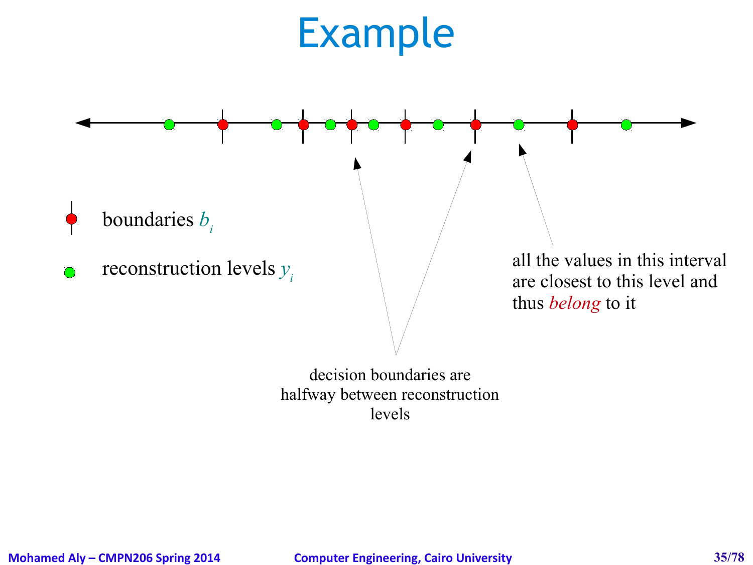# Example

boundaries $b_i$

reconstruction levels $y_i$

decision boundaries are halfway between reconstruction levels

all the values in this interval are closest to this level and thus *belong* to it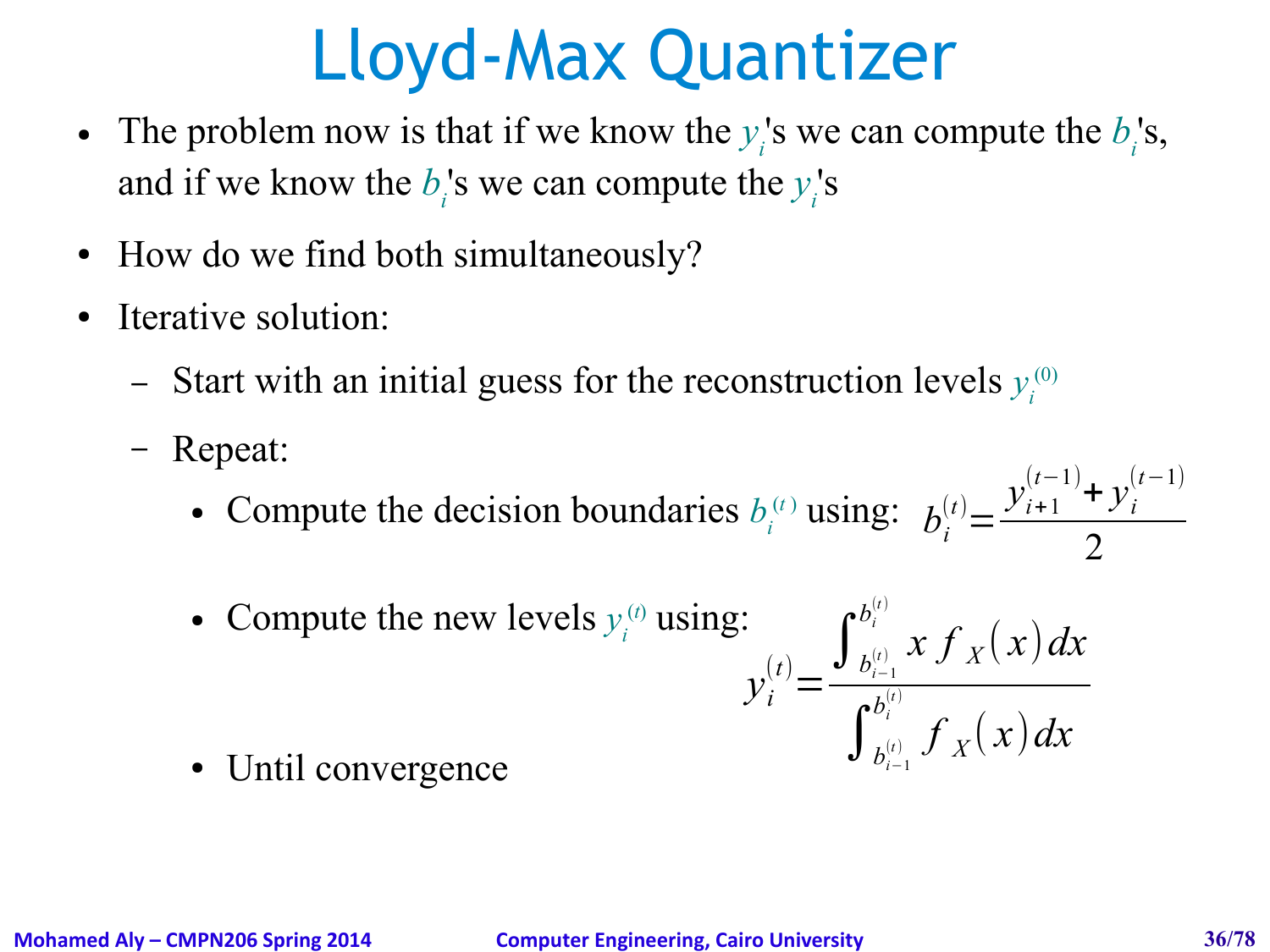# Lloyd-Max Quantizer

- The problem now is that if we know the $y_i$'s we can compute the $b_i$'s, and if we know the $b_i$'s we can compute the $y_i$'s
- How do we find both simultaneously?
- Iterative solution:
  - Start with an initial guess for the reconstruction levels $y_i^{(0)}$
  - Repeat:
    - Compute the decision boundaries $b_i^{(t)}$ using: $b_i^{(t)} = \frac{y_{i+1}^{(t-1)} + y_i^{(t-1)}}{2}$
    - Compute the new levels $y_i^{(t)}$ using:
    $$y_i^{(t)} = \frac{\int_{b_{i-1}^{(t)}}^{b_i^{(t)}} x\, f_X(x)\, dx}{\int_{b_{i-1}^{(t)}}^{b_i^{(t)}} f_X(x)\, dx}$$
    - Until convergence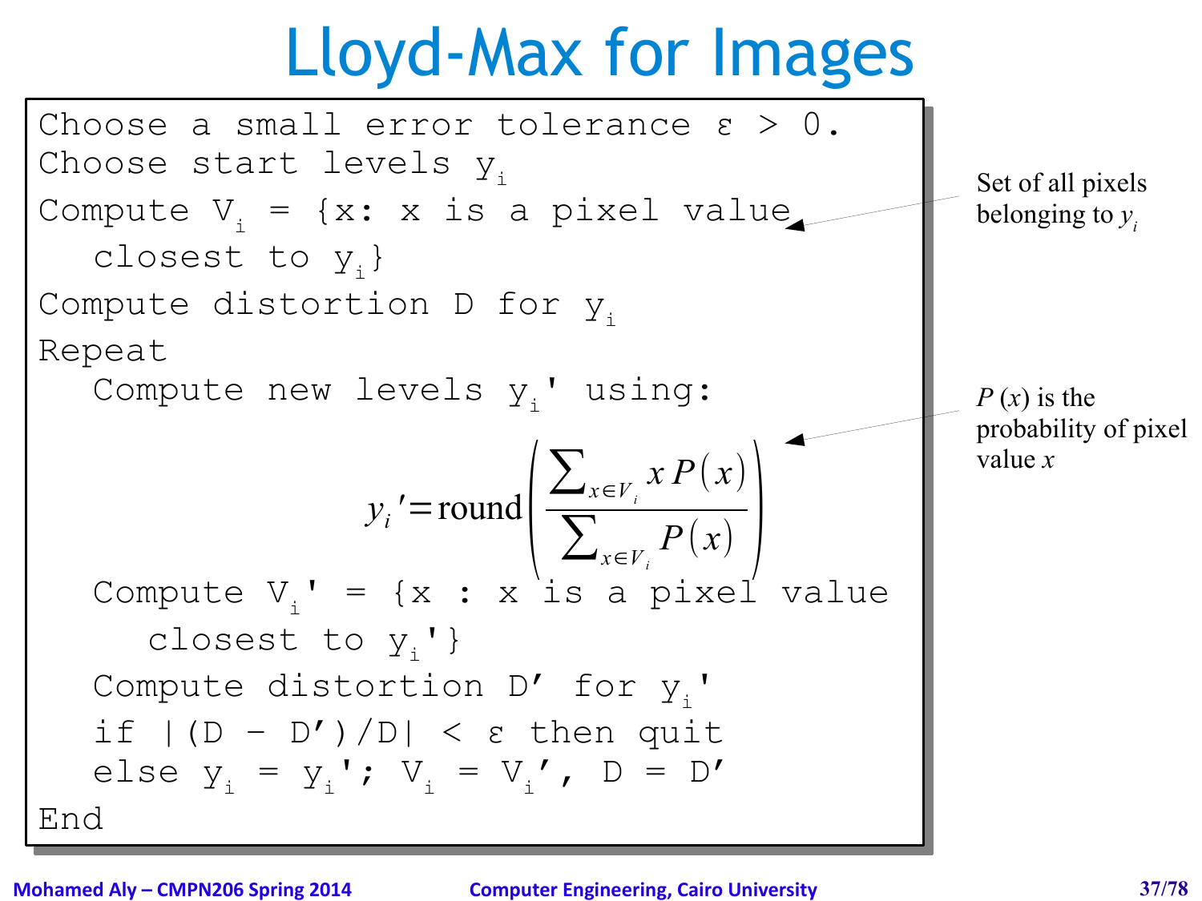# Lloyd-Max for Images

Choose a small error tolerance $\varepsilon > 0$.

Choose start levels $y_i$

Compute $V_i$ = {x: x is a pixel value closest to $y_i$}

Compute distortion D for $y_i$

Repeat

- Compute new levels $y_i'$ using:

$$y_i' = \text{round}\left(\frac{\sum_{x \in V_i} x\,P(x)}{\sum_{x \in V_i} P(x)}\right)$$

- Compute $V_i'$ = {x : x is a pixel value closest to $y_i'$}
- Compute distortion D′ for $y_i'$
- if $|(D - D')/D| < \varepsilon$ then quit
- else $y_i = y_i'$; $V_i = V_i'$, $D = D'$

End

Set of all pixels belonging to $y_i$

$P(x)$ is the probability of pixel value $x$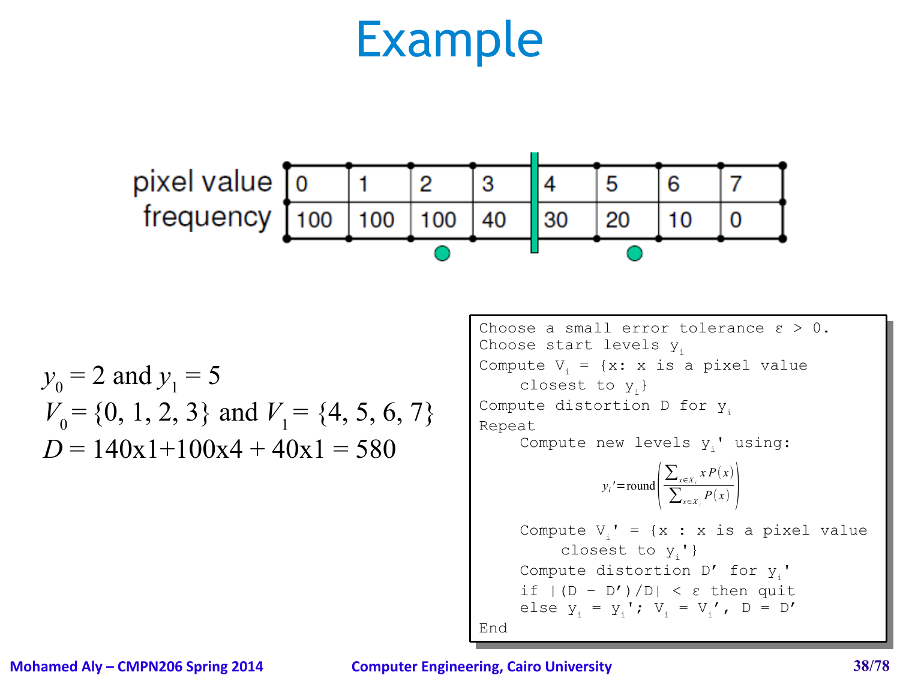# Example

| pixel value | 0 | 1 | 2 | 3 | 4 | 5 | 6 | 7 |
|---|---|---|---|---|---|---|---|---|
| frequency | 100 | 100 | 100 | 40 | 30 | 20 | 10 | 0 |

$y_0 = 2$ and $y_1 = 5$

$V_0 = \{0, 1, 2, 3\}$ and $V_1 = \{4, 5, 6, 7\}$

$D = 140\text{x}1 + 100\text{x}4 + 40\text{x}1 = 580$

```
Choose a small error tolerance ε > 0.
Choose start levels y_i
Compute V_i = {x: x is a pixel value
     closest to y_i}
Compute distortion D for y_i
Repeat
     Compute new levels y_i' using:
```

$$y_i' = \text{round}\left(\frac{\sum_{x \in X_i} x P(x)}{\sum_{x \in X_i} P(x)}\right)$$

```
     Compute V_i' = {x : x is a pixel value
          closest to y_i'}
     Compute distortion D' for y_i'
     if |(D – D')/D| < ε then quit
     else y_i = y_i'; V_i = V_i', D = D'
End
```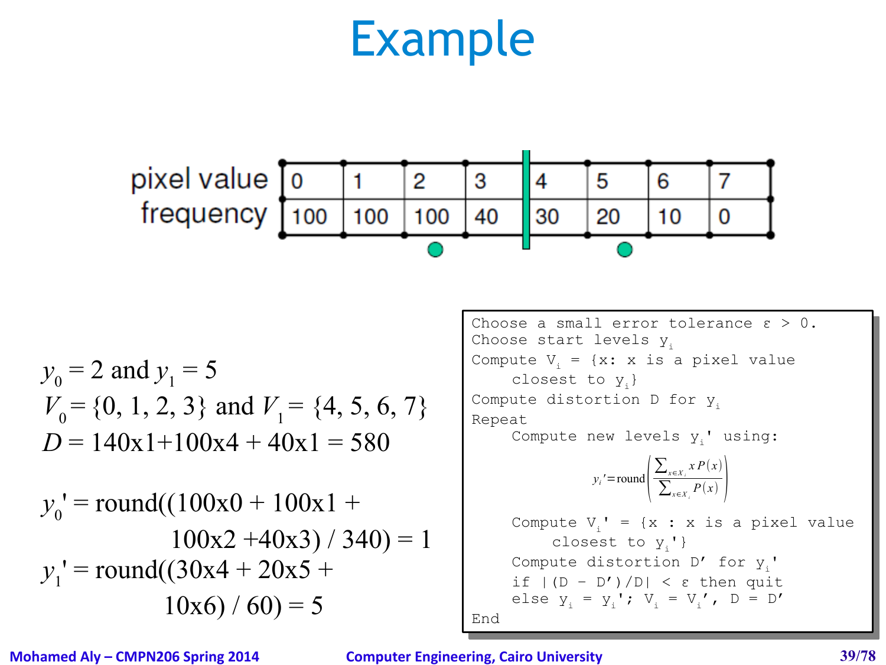# Example

| pixel value | 0 | 1 | 2 | 3 | 4 | 5 | 6 | 7 |
|---|---|---|---|---|---|---|---|---|
| frequency | 100 | 100 | 100 | 40 | 30 | 20 | 10 | 0 |

$y_0 = 2$ and $y_1 = 5$

$V_0 = \{0, 1, 2, 3\}$ and $V_1 = \{4, 5, 6, 7\}$

$D = 140\text{x}1 + 100\text{x}4 + 40\text{x}1 = 580$

$y_0' = \text{round}((100\text{x}0 + 100\text{x}1 + 100\text{x}2 + 40\text{x}3) / 340) = 1$

$y_1' = \text{round}((30\text{x}4 + 20\text{x}5 + 10\text{x}6) / 60) = 5$

```
Choose a small error tolerance ε > 0.
Choose start levels y_i
Compute V_i = {x: x is a pixel value
    closest to y_i}
Compute distortion D for y_i
Repeat
    Compute new levels y_i' using:
```

$$y_i' = \text{round}\left(\frac{\sum_{x \in X_i} x P(x)}{\sum_{x \in X_i} P(x)}\right)$$

```
    Compute V_i' = {x : x is a pixel value
        closest to y_i'}
    Compute distortion D' for y_i'
    if |(D – D')/D| < ε then quit
    else y_i = y_i'; V_i = V_i', D = D'
End
```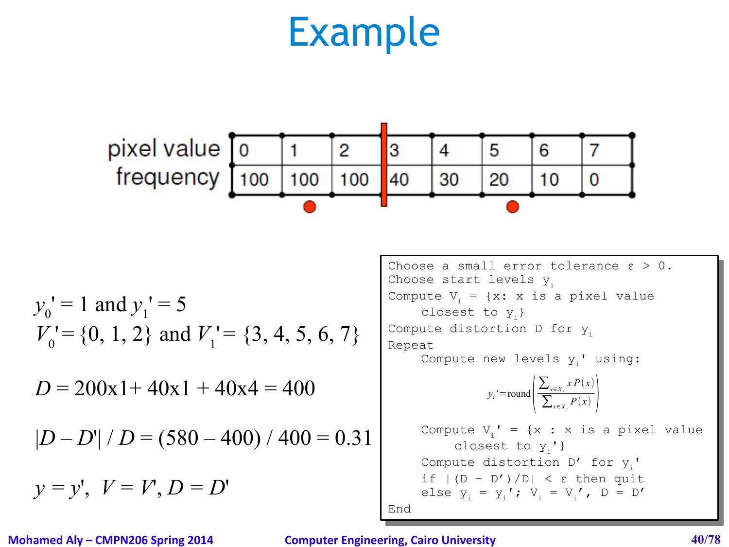# Example

| pixel value | 0 | 1 | 2 | 3 | 4 | 5 | 6 | 7 |
|---|---|---|---|---|---|---|---|---|
| frequency | 100 | 100 | 100 | 40 | 30 | 20 | 10 | 0 |

$y_0' = 1$ and $y_1' = 5$

$V_0' = \{0, 1, 2\}$ and $V_1' = \{3, 4, 5, 6, 7\}$

$D = 200\text{x}1 + 40\text{x}1 + 40\text{x}4 = 400$

$|D - D'| / D = (580 - 400) / 400 = 0.31$

$y = y', \; V = V', D = D'$

```
Choose a small error tolerance ε > 0.
Choose start levels y_i
Compute V_i = {x: x is a pixel value
     closest to y_i}
Compute distortion D for y_i
Repeat
     Compute new levels y_i' using:
```

$$y_i' = \text{round}\left(\frac{\sum_{x \in X_i} x P(x)}{\sum_{x \in X_i} P(x)}\right)$$

```
     Compute V_i' = {x : x is a pixel value
          closest to y_i'}
     Compute distortion D' for y_i'
     if |(D - D')/D| < ε then quit
     else y_i = y_i'; V_i = V_i', D = D'
End
```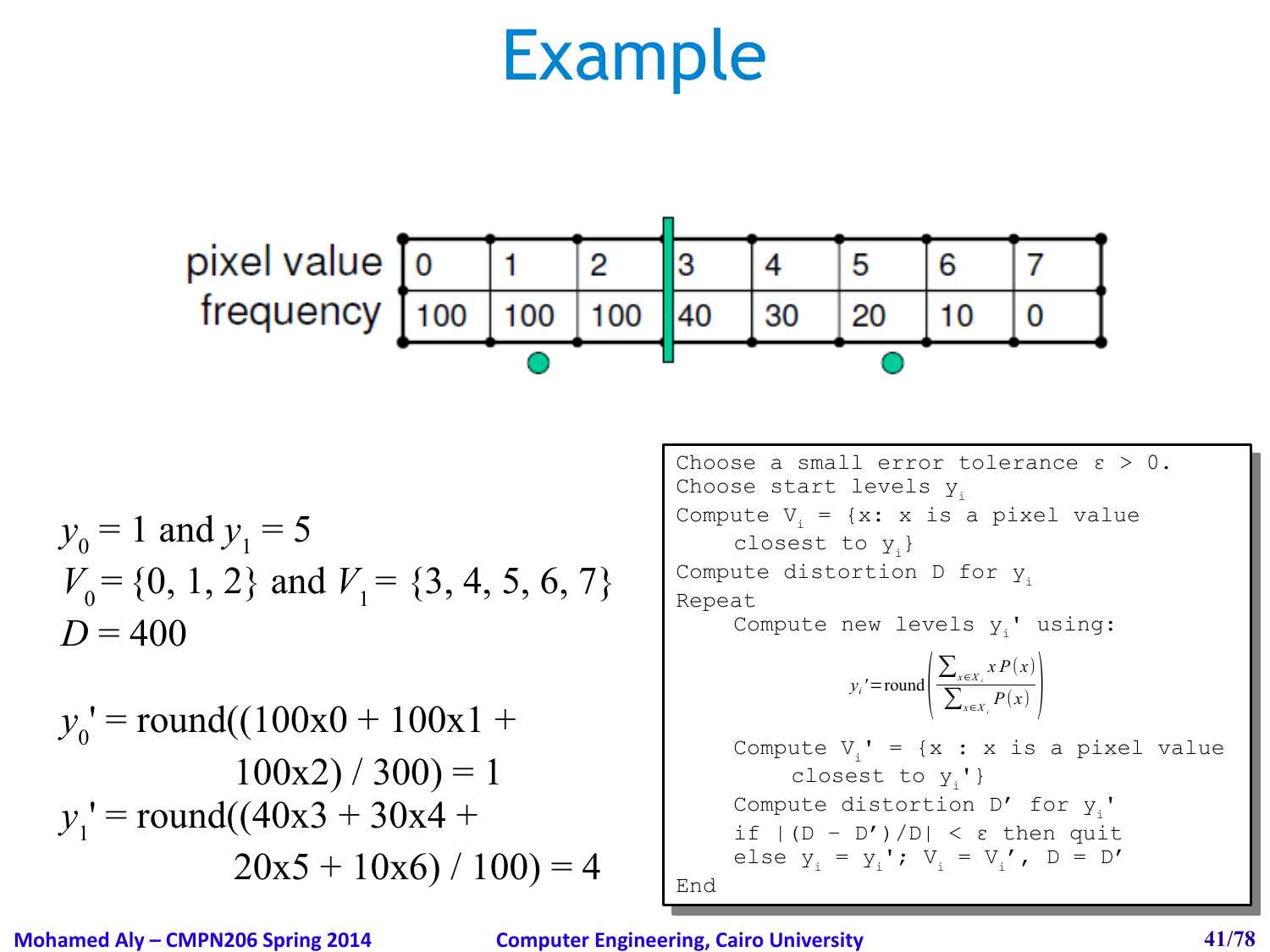# Example

| pixel value | 0 | 1 | 2 | 3 | 4 | 5 | 6 | 7 |
|---|---|---|---|---|---|---|---|---|
| frequency | 100 | 100 | 100 | 40 | 30 | 20 | 10 | 0 |

$y_0 = 1$ and $y_1 = 5$

$V_0 = \{0, 1, 2\}$ and $V_1 = \{3, 4, 5, 6, 7\}$

$D = 400$

$y_0' = \text{round}((100\text{x}0 + 100\text{x}1 + 100\text{x}2) / 300) = 1$

$y_1' = \text{round}((40\text{x}3 + 30\text{x}4 + 20\text{x}5 + 10\text{x}6) / 100) = 4$

```
Choose a small error tolerance ε > 0.
Choose start levels y_i
Compute V_i = {x: x is a pixel value
    closest to y_i}
Compute distortion D for y_i
Repeat
    Compute new levels y_i' using:
```

$$y_i' = \text{round}\left(\frac{\sum_{x \in X_i} x P(x)}{\sum_{x \in X_i} P(x)}\right)$$

```
    Compute V_i' = {x : x is a pixel value
        closest to y_i'}
    Compute distortion D' for y_i'
    if |(D - D')/D| < ε then quit
    else y_i = y_i'; V_i = V_i', D = D'
End
```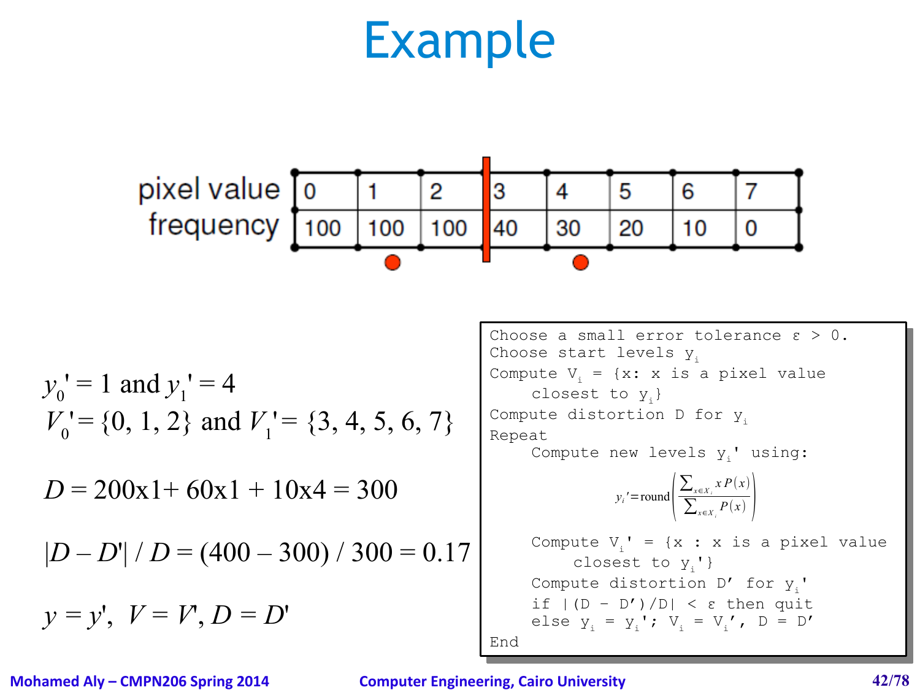# Example

| pixel value | 0 | 1 | 2 | 3 | 4 | 5 | 6 | 7 |
|---|---|---|---|---|---|---|---|---|
| frequency | 100 | 100 | 100 | 40 | 30 | 20 | 10 | 0 |

$y_0' = 1$ and $y_1' = 4$

$V_0' = \{0, 1, 2\}$ and $V_1' = \{3, 4, 5, 6, 7\}$

$D = 200\text{x}1 + 60\text{x}1 + 10\text{x}4 = 300$

$|D - D'| / D = (400 - 300) / 300 = 0.17$

$y = y', \; V = V', D = D'$

```
Choose a small error tolerance ε > 0.
Choose start levels y_i
Compute V_i = {x: x is a pixel value
    closest to y_i}
Compute distortion D for y_i
Repeat
    Compute new levels y_i' using:
```

$$y_i' = \text{round}\left(\frac{\sum_{x \in X_i} x P(x)}{\sum_{x \in X_i} P(x)}\right)$$

```
    Compute V_i' = {x : x is a pixel value
        closest to y_i'}
    Compute distortion D' for y_i'
    if |(D - D')/D| < ε then quit
    else y_i = y_i'; V_i = V_i', D = D'
End
```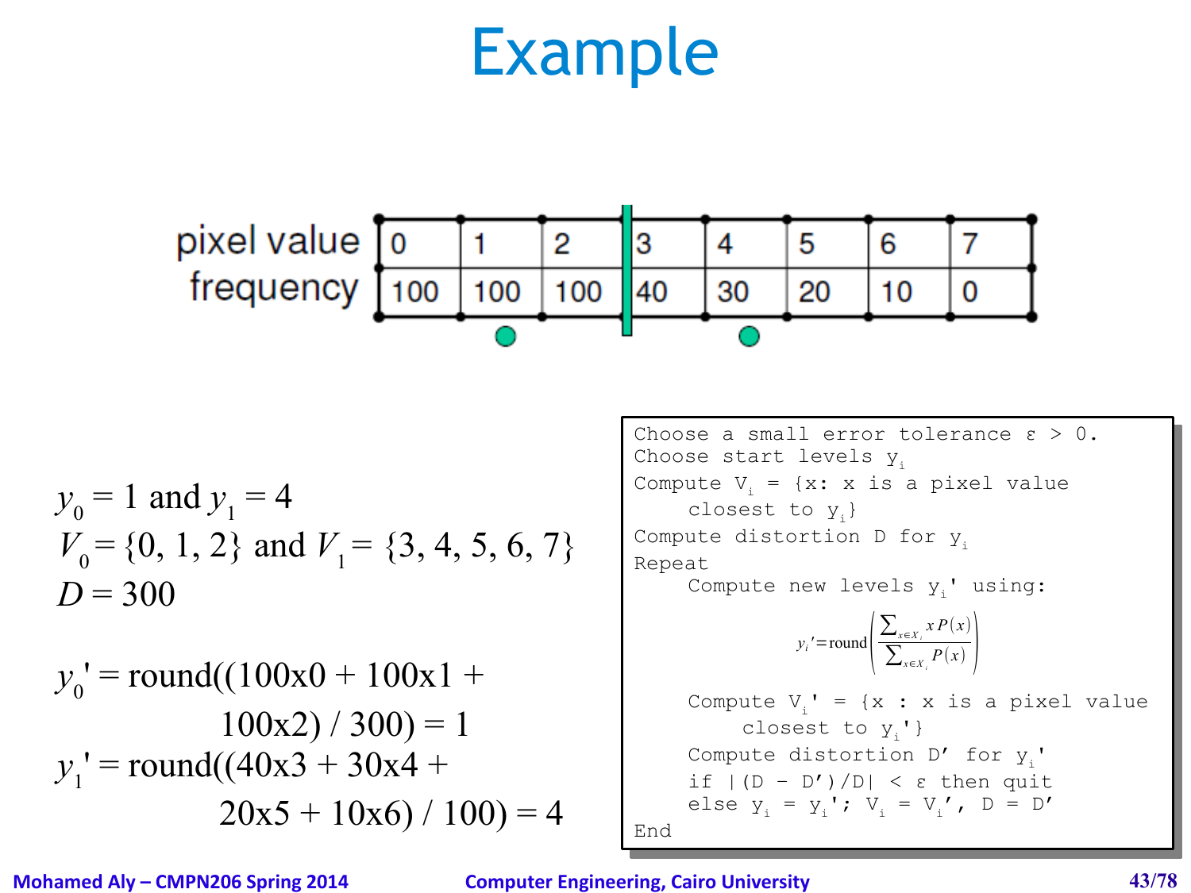# Example

| pixel value | 0 | 1 | 2 | 3 | 4 | 5 | 6 | 7 |
|---|---|---|---|---|---|---|---|---|
| frequency | 100 | 100 | 100 | 40 | 30 | 20 | 10 | 0 |

$y_0 = 1$ and $y_1 = 4$
$V_0 = \{0, 1, 2\}$ and $V_1 = \{3, 4, 5, 6, 7\}$
$D = 300$

$y_0' = \text{round}((100\text{x}0 + 100\text{x}1 + 100\text{x}2) / 300) = 1$
$y_1' = \text{round}((40\text{x}3 + 30\text{x}4 + 20\text{x}5 + 10\text{x}6) / 100) = 4$

```
Choose a small error tolerance ε > 0.
Choose start levels y_i
Compute V_i = {x: x is a pixel value
    closest to y_i}
Compute distortion D for y_i
Repeat
    Compute new levels y_i' using:
```

$$y_i' = \text{round}\left(\frac{\sum_{x \in X_i} x P(x)}{\sum_{x \in X_i} P(x)}\right)$$

```
    Compute V_i' = {x : x is a pixel value
        closest to y_i'}
    Compute distortion D' for y_i'
    if |(D – D')/D| < ε then quit
    else y_i = y_i'; V_i = V_i', D = D'
End
```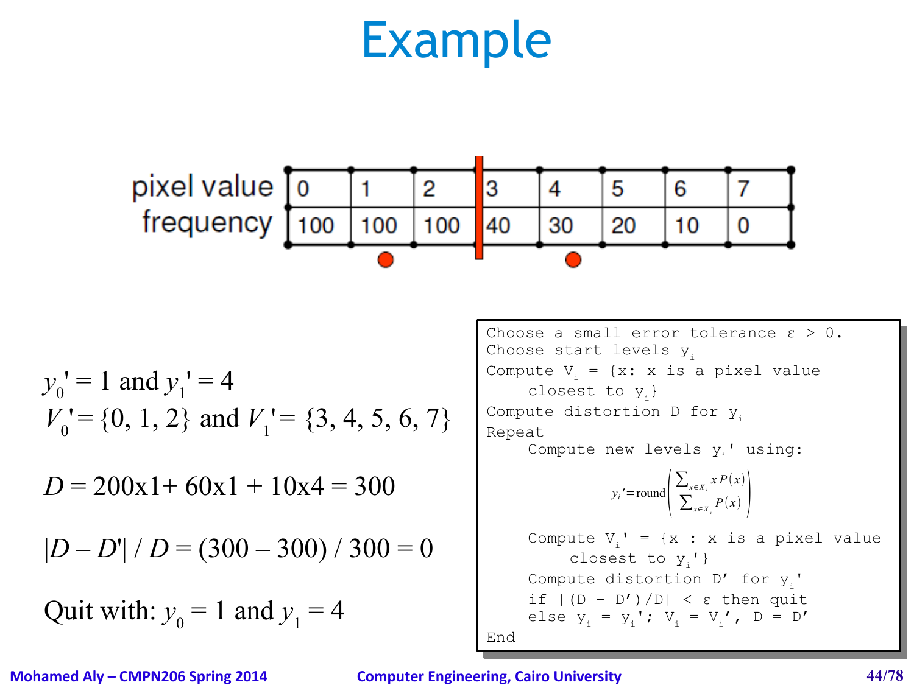# Example

| pixel value | 0 | 1 | 2 | 3 | 4 | 5 | 6 | 7 |
|---|---|---|---|---|---|---|---|---|
| frequency | 100 | 100 | 100 | 40 | 30 | 20 | 10 | 0 |

$y_0' = 1$ and $y_1' = 4$

$V_0' = \{0, 1, 2\}$ and $V_1' = \{3, 4, 5, 6, 7\}$

$D = 200\text{x}1 + 60\text{x}1 + 10\text{x}4 = 300$

$|D - D'| / D = (300 - 300) / 300 = 0$

Quit with: $y_0 = 1$ and $y_1 = 4$

```
Choose a small error tolerance ε > 0.
Choose start levels y_i
Compute V_i = {x: x is a pixel value
     closest to y_i}
Compute distortion D for y_i
Repeat
     Compute new levels y_i' using:
```

$$y_i' = \text{round}\left(\frac{\sum_{x \in X_i} x P(x)}{\sum_{x \in X_i} P(x)}\right)$$

```
     Compute V_i' = {x : x is a pixel value
          closest to y_i'}
     Compute distortion D' for y_i'
     if |(D − D')/D| < ε then quit
     else y_i = y_i'; V_i = V_i', D = D'
End
```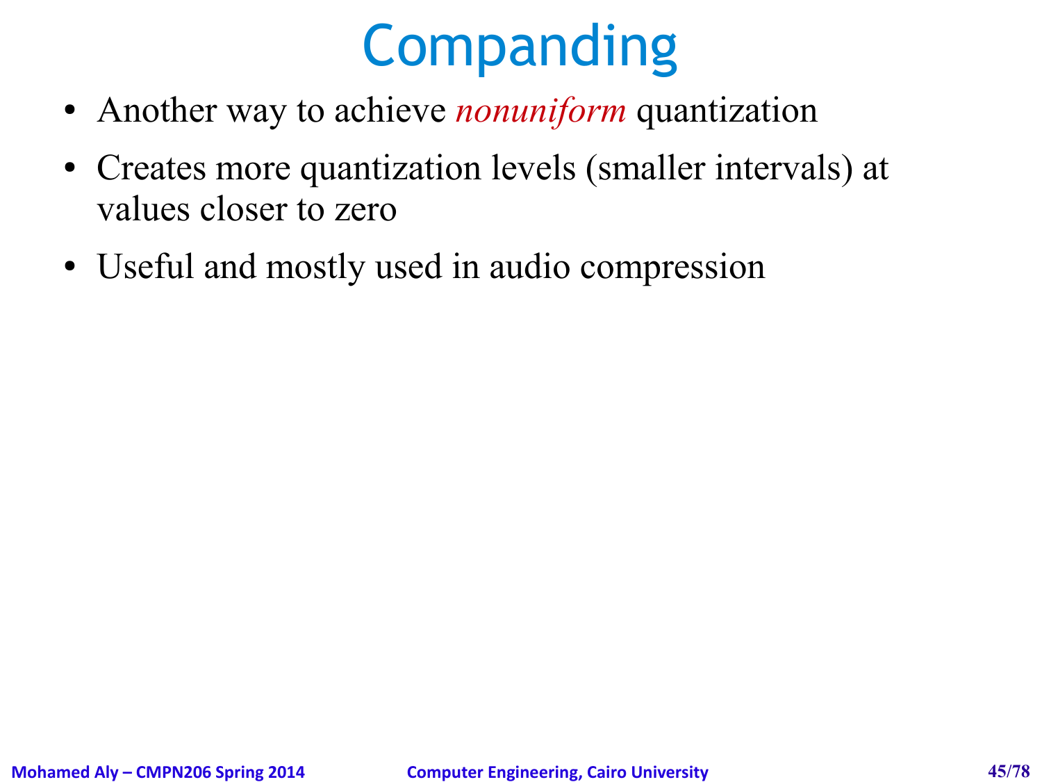# Companding

- Another way to achieve *nonuniform* quantization
- Creates more quantization levels (smaller intervals) at values closer to zero
- Useful and mostly used in audio compression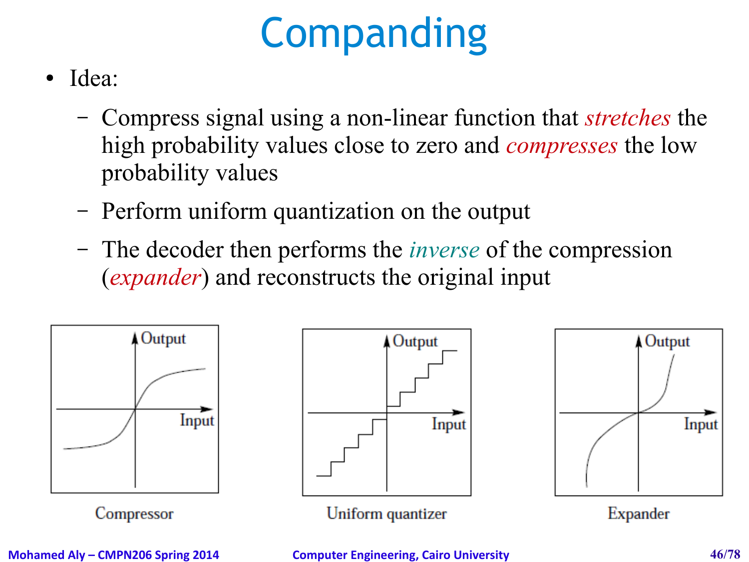# Companding

- Idea:
  - Compress signal using a non-linear function that *stretches* the high probability values close to zero and *compresses* the low probability values
  - Perform uniform quantization on the output
  - The decoder then performs the *inverse* of the compression (*expander*) and reconstructs the original input

Compressor

Uniform quantizer

Expander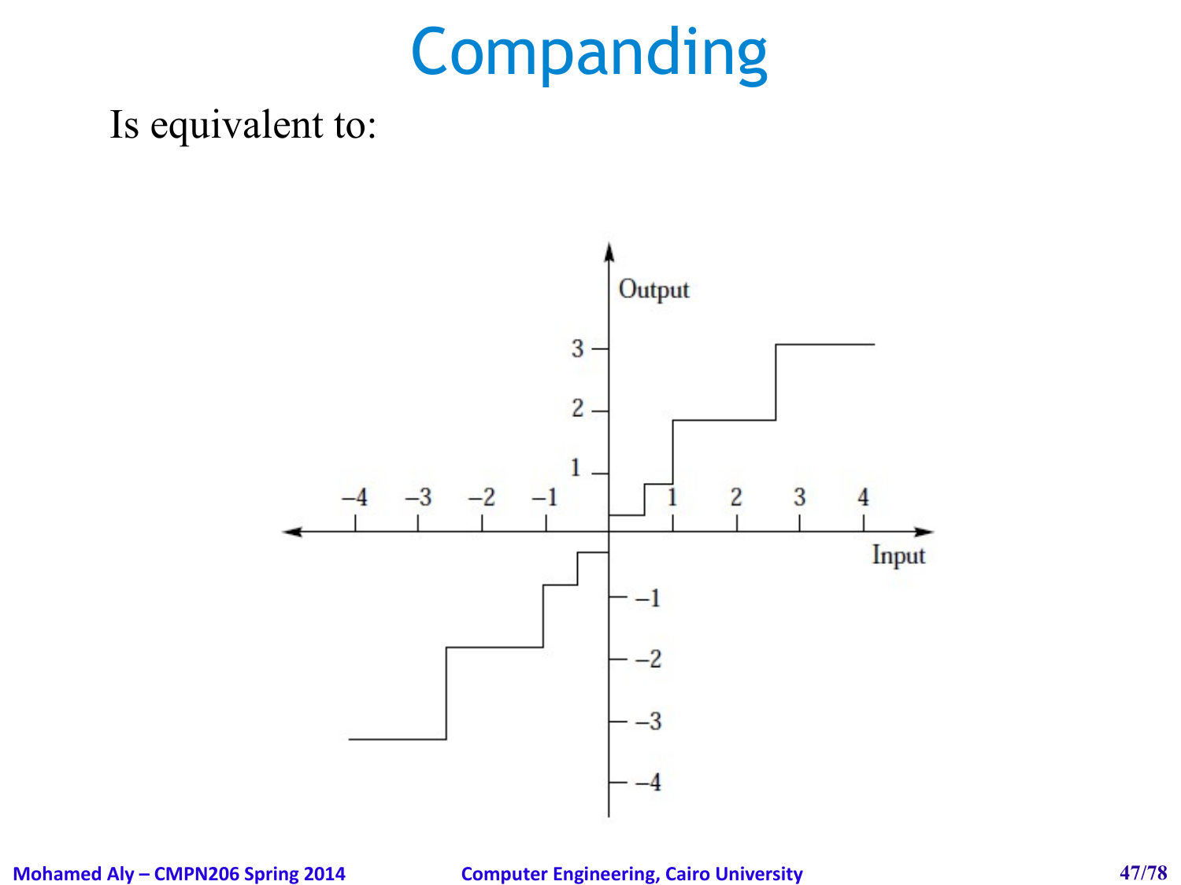# Companding

Is equivalent to: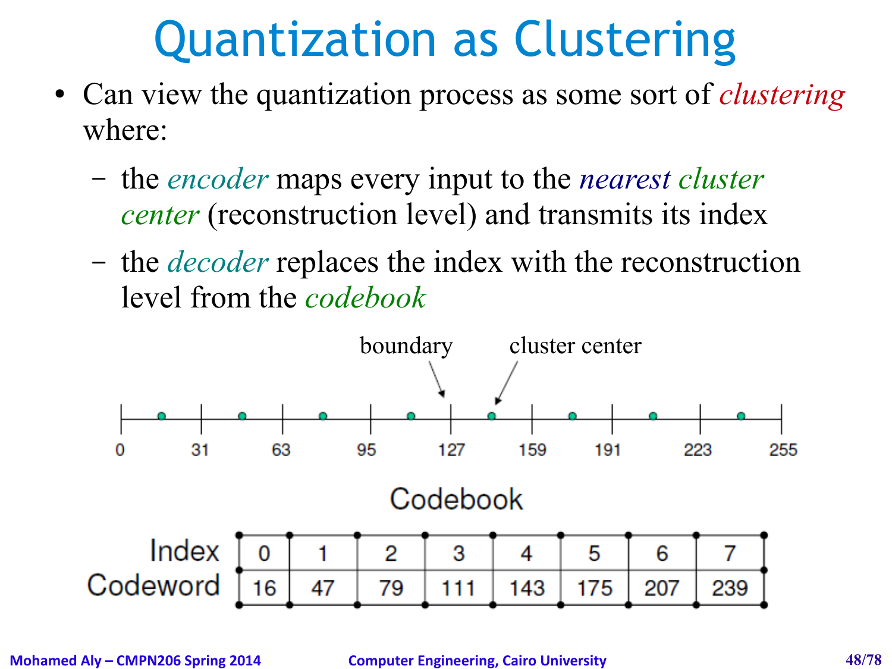# Quantization as Clustering

- Can view the quantization process as some sort of *clustering* where:
  - the *encoder* maps every input to the *nearest cluster center* (reconstruction level) and transmits its index
  - the *decoder* replaces the index with the reconstruction level from the *codebook*

boundary　cluster center

0　31　63　95　127　159　191　223　255

**Codebook**

| Index | 0 | 1 | 2 | 3 | 4 | 5 | 6 | 7 |
|---|---|---|---|---|---|---|---|---|
| Codeword | 16 | 47 | 79 | 111 | 143 | 175 | 207 | 239 |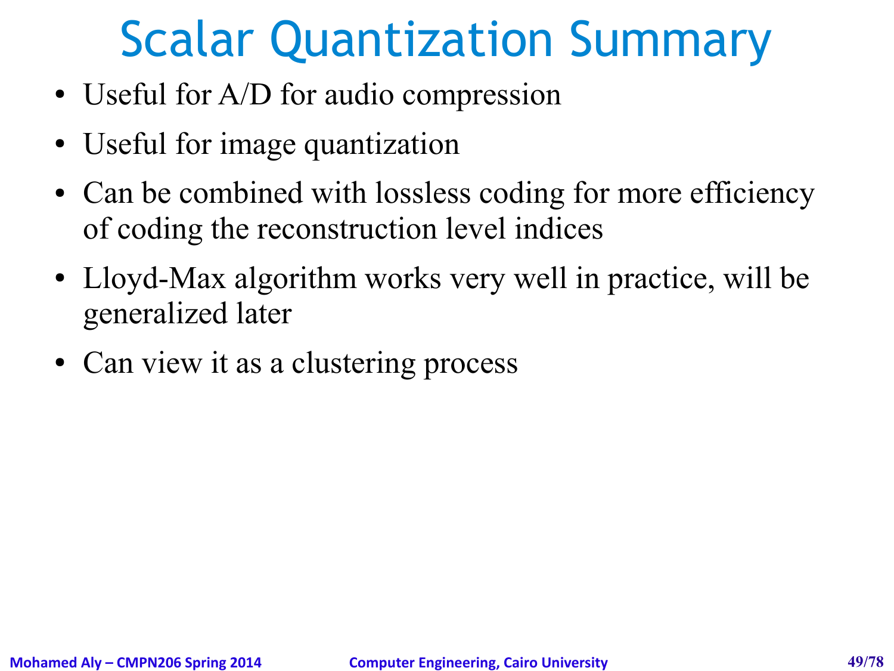# Scalar Quantization Summary

- Useful for A/D for audio compression
- Useful for image quantization
- Can be combined with lossless coding for more efficiency of coding the reconstruction level indices
- Lloyd-Max algorithm works very well in practice, will be generalized later
- Can view it as a clustering process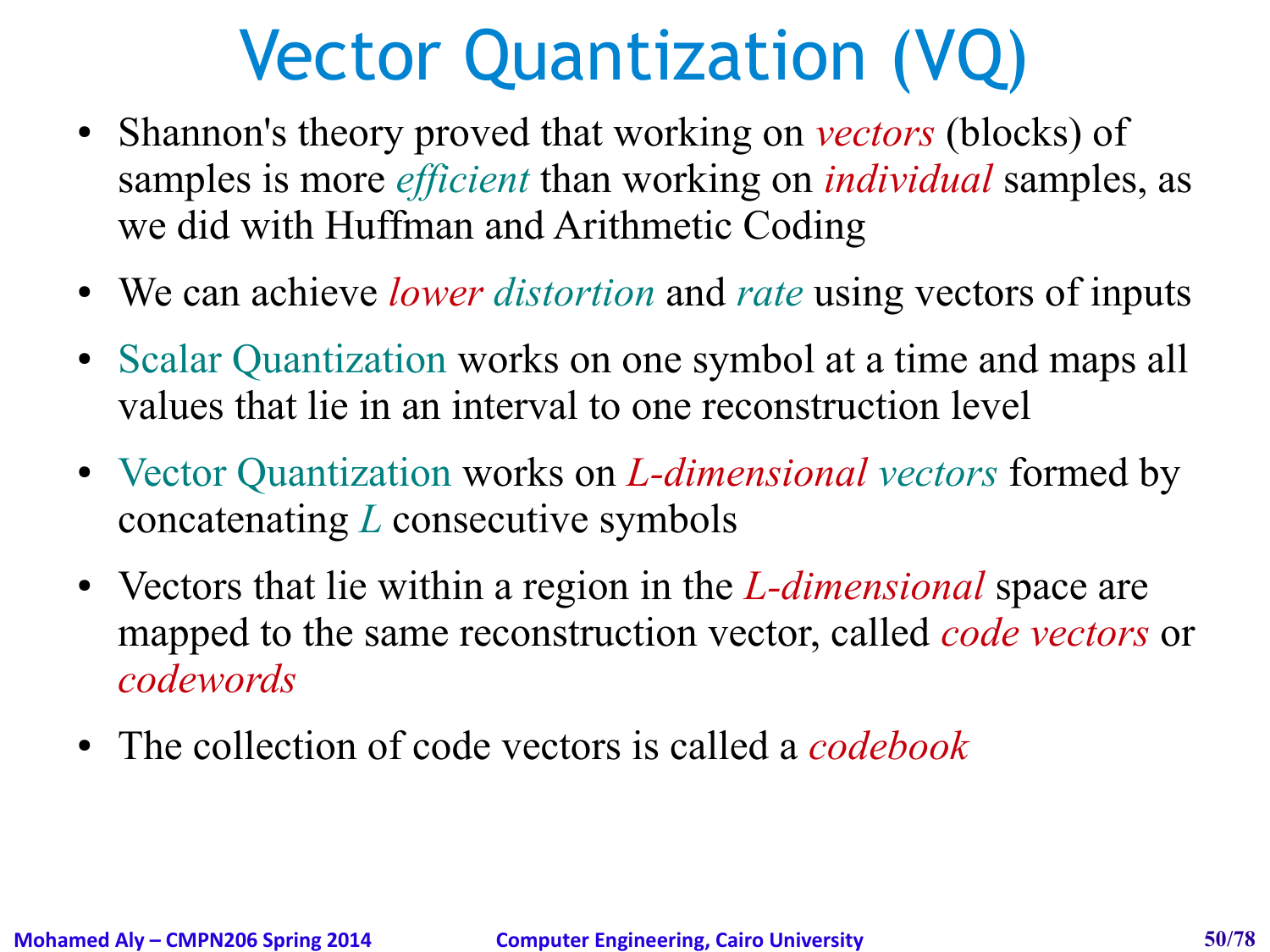# Vector Quantization (VQ)

- Shannon's theory proved that working on *vectors* (blocks) of samples is more *efficient* than working on *individual* samples, as we did with Huffman and Arithmetic Coding
- We can achieve *lower distortion* and *rate* using vectors of inputs
- Scalar Quantization works on one symbol at a time and maps all values that lie in an interval to one reconstruction level
- Vector Quantization works on *L-dimensional vectors* formed by concatenating *L* consecutive symbols
- Vectors that lie within a region in the *L-dimensional* space are mapped to the same reconstruction vector, called *code vectors* or *codewords*
- The collection of code vectors is called a *codebook*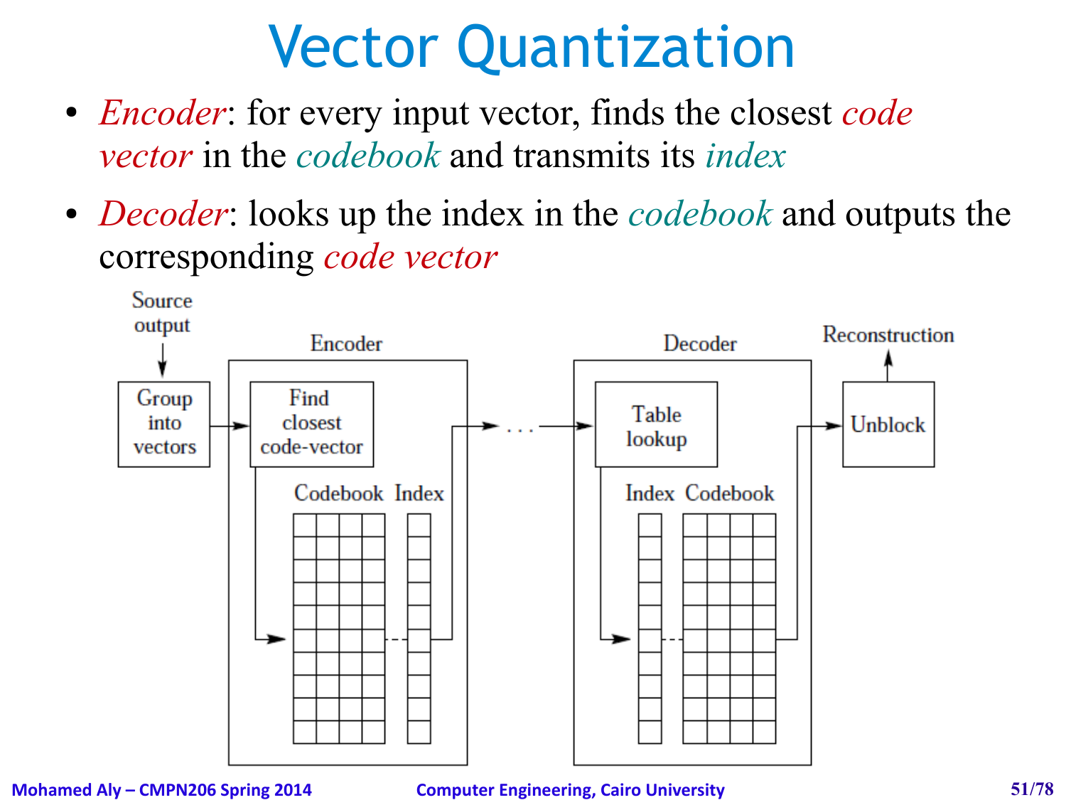# Vector Quantization

- *Encoder*: for every input vector, finds the closest *code vector* in the *codebook* and transmits its *index*
- *Decoder*: looks up the index in the *codebook* and outputs the corresponding *code vector*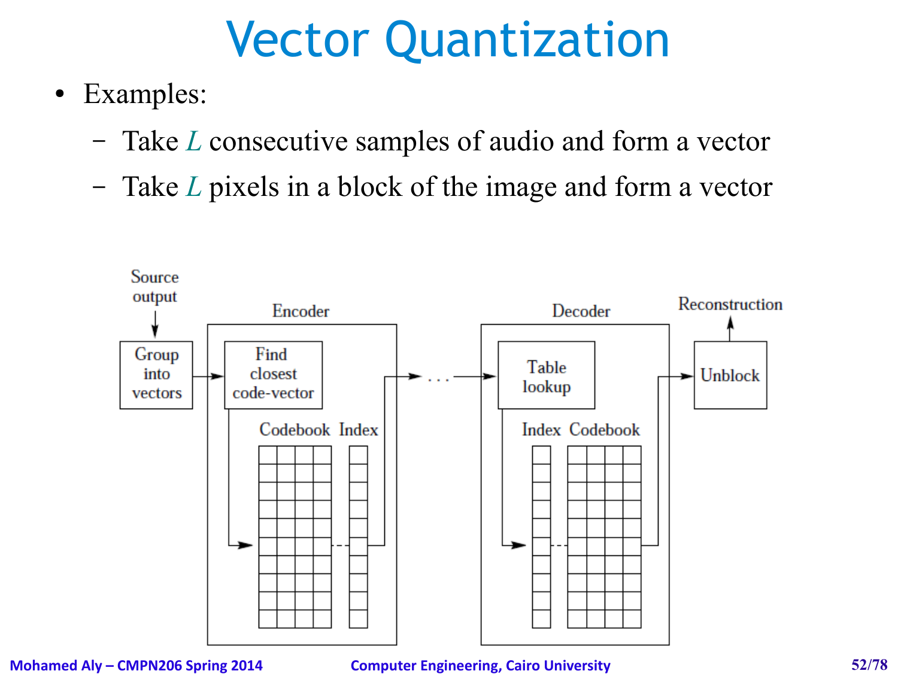# Vector Quantization

- Examples:
  - Take $L$ consecutive samples of audio and form a vector
  - Take $L$ pixels in a block of the image and form a vector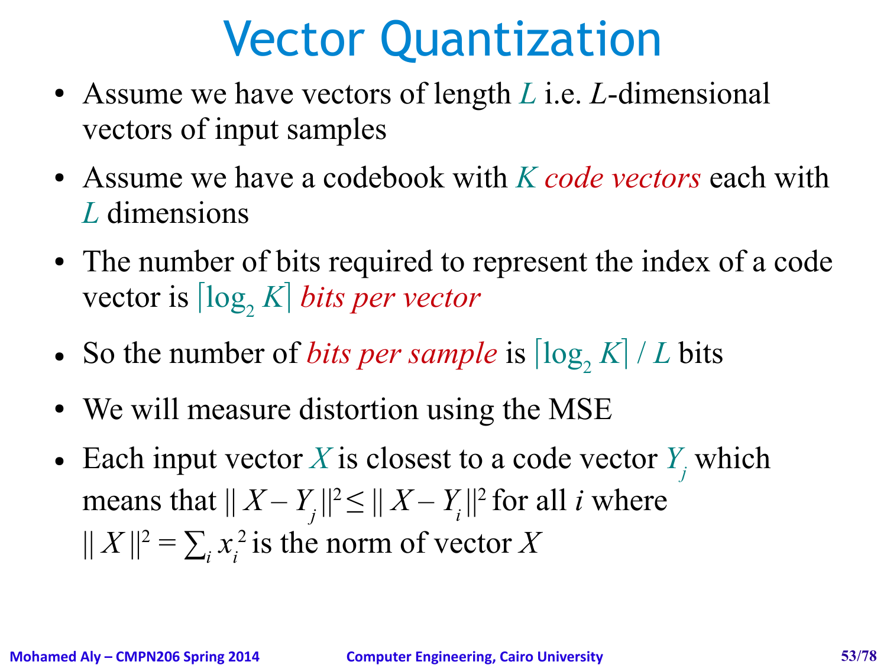# Vector Quantization

- Assume we have vectors of length $L$ i.e. $L$-dimensional vectors of input samples
- Assume we have a codebook with $K$ *code vectors* each with $L$ dimensions
- The number of bits required to represent the index of a code vector is $\lceil \log_2 K \rceil$ *bits per vector*
- So the number of *bits per sample* is $\lceil \log_2 K \rceil / L$ bits
- We will measure distortion using the MSE
- Each input vector $X$ is closest to a code vector $Y_j$ which means that $\| X - Y_j \|^2 \leq \| X - Y_i \|^2$ for all $i$ where $\| X \|^2 = \sum_i x_i^2$ is the norm of vector $X$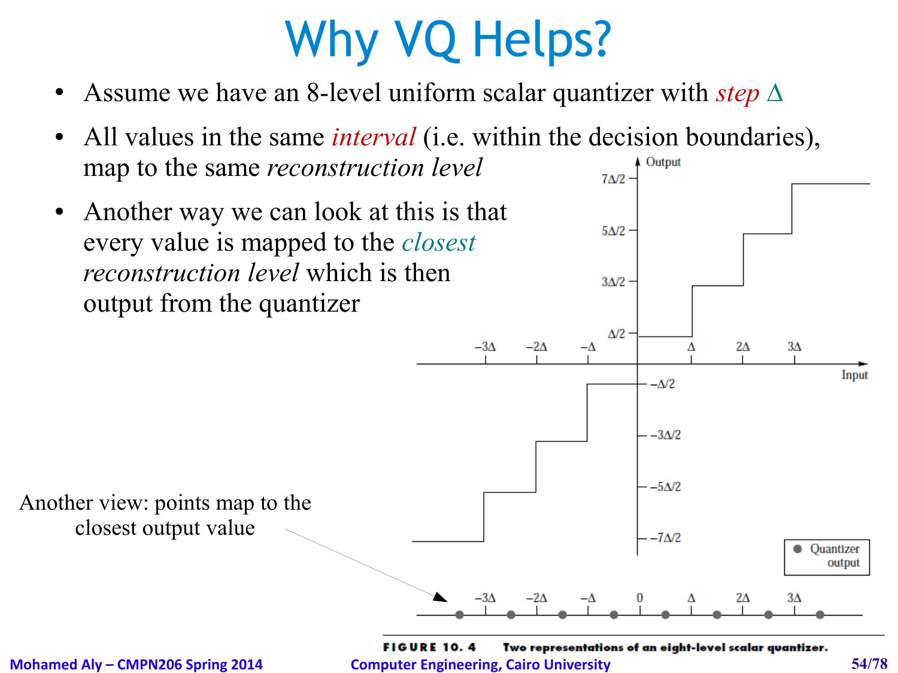# Why VQ Helps?

- Assume we have an 8-level uniform scalar quantizer with *step* $\Delta$
- All values in the same *interval* (i.e. within the decision boundaries), map to the same *reconstruction level*
- Another way we can look at this is that every value is mapped to the *closest reconstruction level* which is then output from the quantizer

Another view: points map to the closest output value

**FIGURE 10. 4** Two representations of an eight-level scalar quantizer.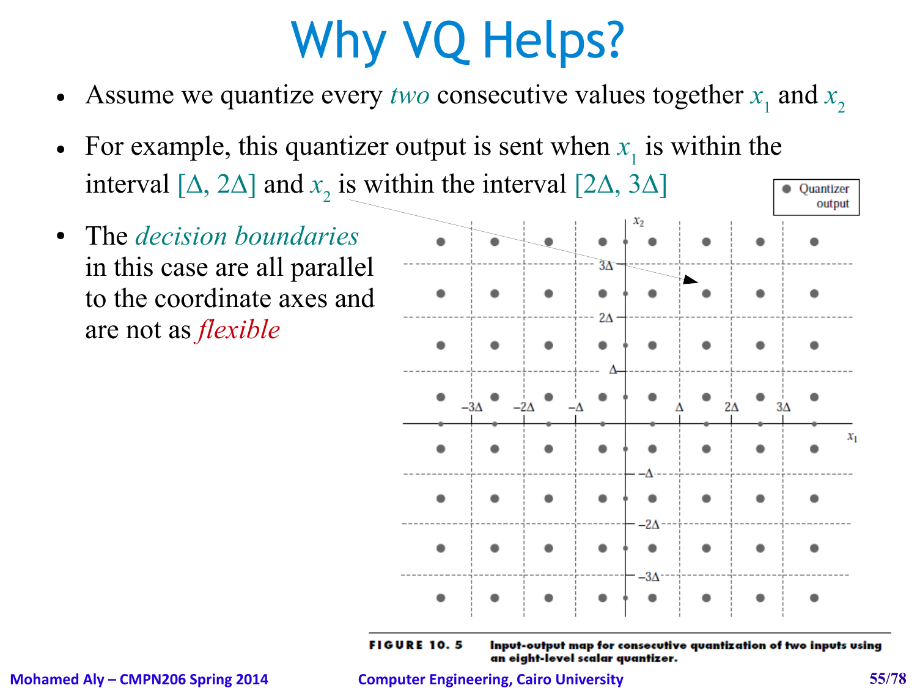# Why VQ Helps?

- Assume we quantize every *two* consecutive values together $x_1$ and $x_2$
- For example, this quantizer output is sent when $x_1$ is within the interval $[\Delta, 2\Delta]$ and $x_2$ is within the interval $[2\Delta, 3\Delta]$
- The *decision boundaries* in this case are all parallel to the coordinate axes and are not as *flexible*

**FIGURE 10.5** Input-output map for consecutive quantization of two inputs using an eight-level scalar quantizer.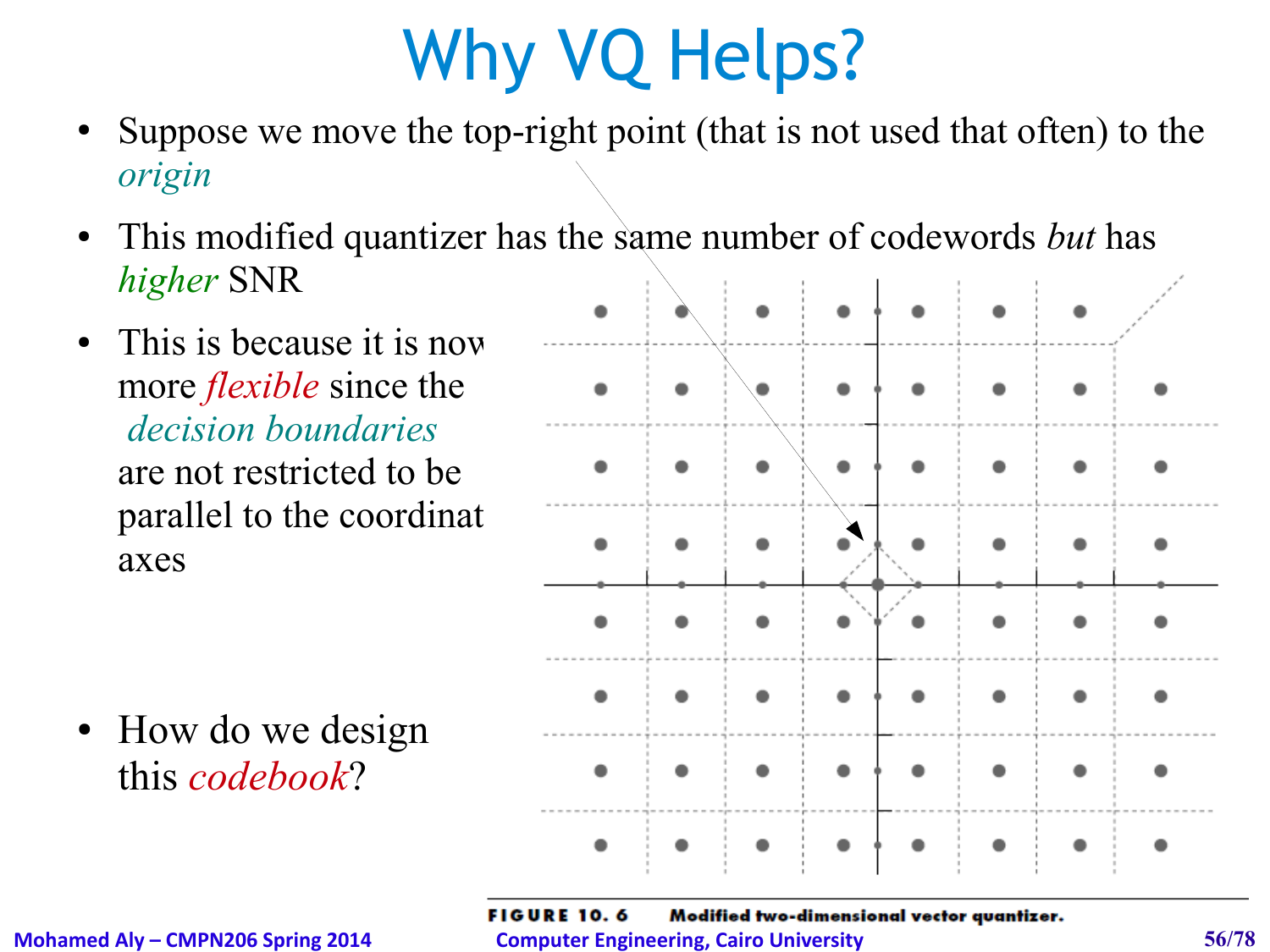# Why VQ Helps?

- Suppose we move the top-right point (that is not used that often) to the *origin*
- This modified quantizer has the same number of codewords *but* has *higher* SNR
- This is because it is now more *flexible* since the *decision boundaries* are not restricted to be parallel to the coordinate axes
- How do we design this *codebook*?

**FIGURE 10.6** Modified two-dimensional vector quantizer.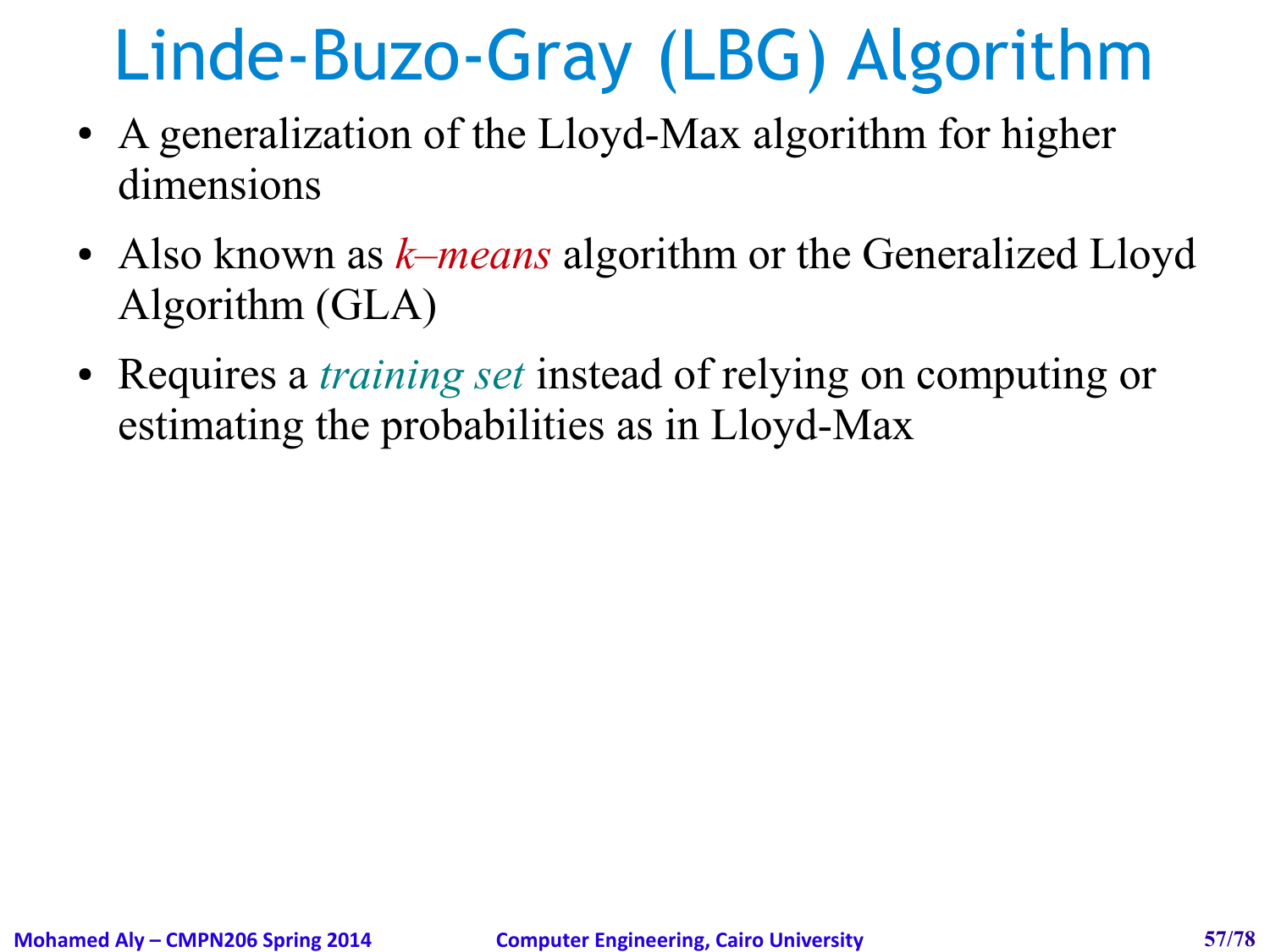# Linde-Buzo-Gray (LBG) Algorithm

- A generalization of the Lloyd-Max algorithm for higher dimensions
- Also known as *k–means* algorithm or the Generalized Lloyd Algorithm (GLA)
- Requires a *training set* instead of relying on computing or estimating the probabilities as in Lloyd-Max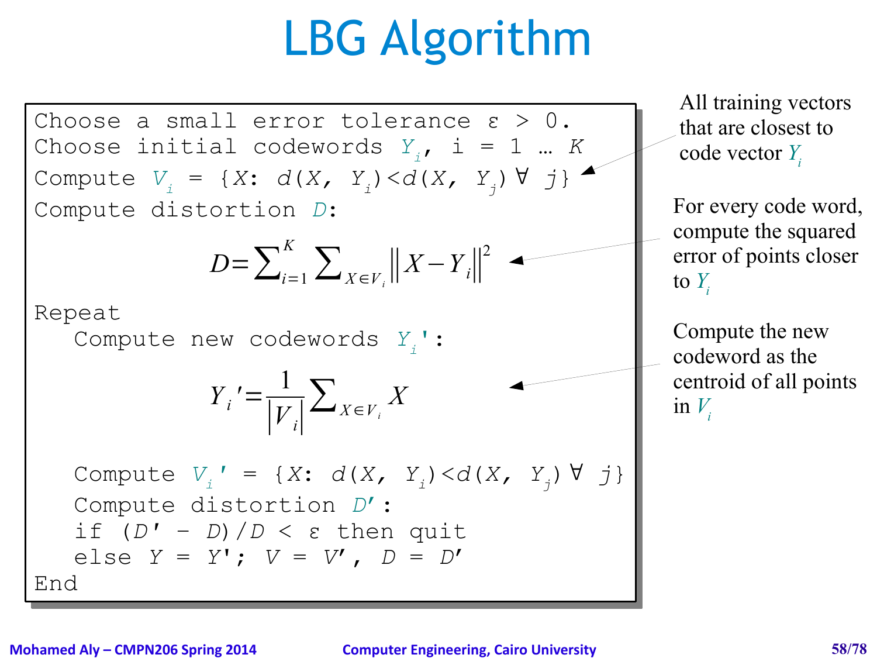# LBG Algorithm

Choose a small error tolerance $\varepsilon > 0$.

Choose initial codewords $Y_i$, $i = 1 \ldots K$

Compute $V_i = \{X: d(X, Y_i) < d(X, Y_j) \ \forall\ j\}$

Compute distortion $D$:

$$D = \sum_{i=1}^{K} \sum_{X \in V_i} \left\| X - Y_i \right\|^2$$

Repeat

  Compute new codewords $Y_i'$:

$$Y_i' = \frac{1}{|V_i|} \sum_{X \in V_i} X$$

  Compute $V_i' = \{X: d(X, Y_i) < d(X, Y_j) \ \forall\ j\}$

  Compute distortion $D'$:

  if $(D' - D)/D < \varepsilon$ then quit

  else $Y = Y'$; $V = V'$, $D = D'$

End

All training vectors that are closest to code vector $Y_i$

For every code word, compute the squared error of points closer to $Y_i$

Compute the new codeword as the centroid of all points in $V_i$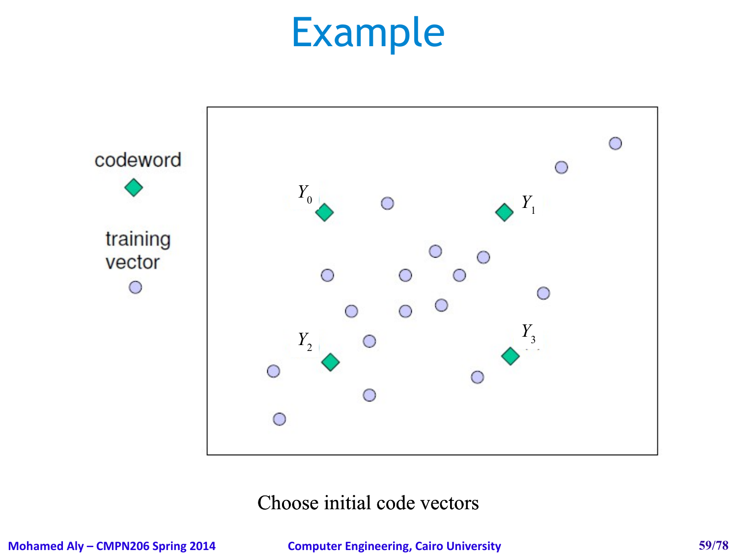# Example

codeword

training vector

$Y_0$

$Y_1$

$Y_2$

$Y_3$

Choose initial code vectors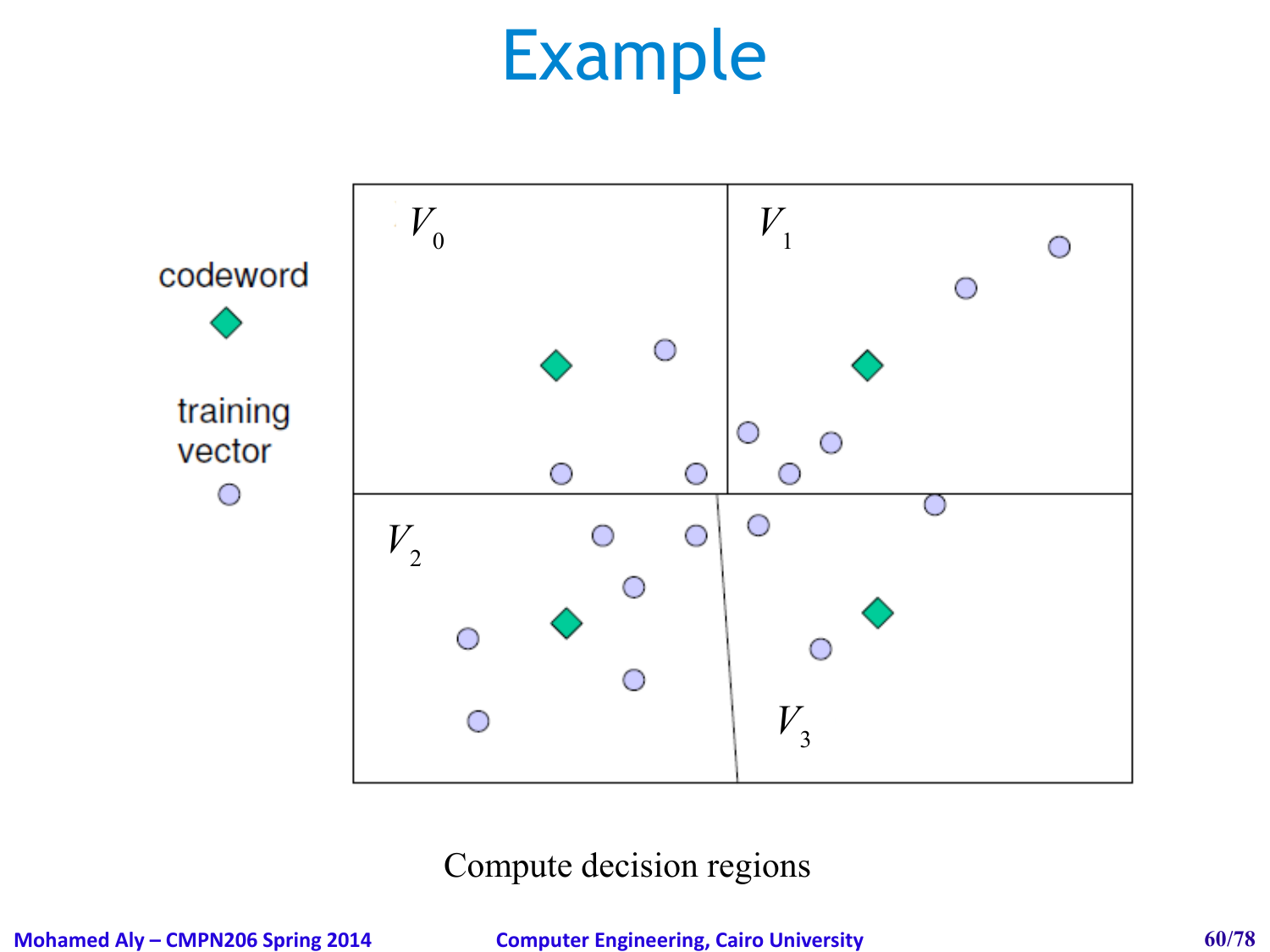# Example

codeword

training vector

$V_0$

$V_1$

$V_2$

$V_3$

Compute decision regions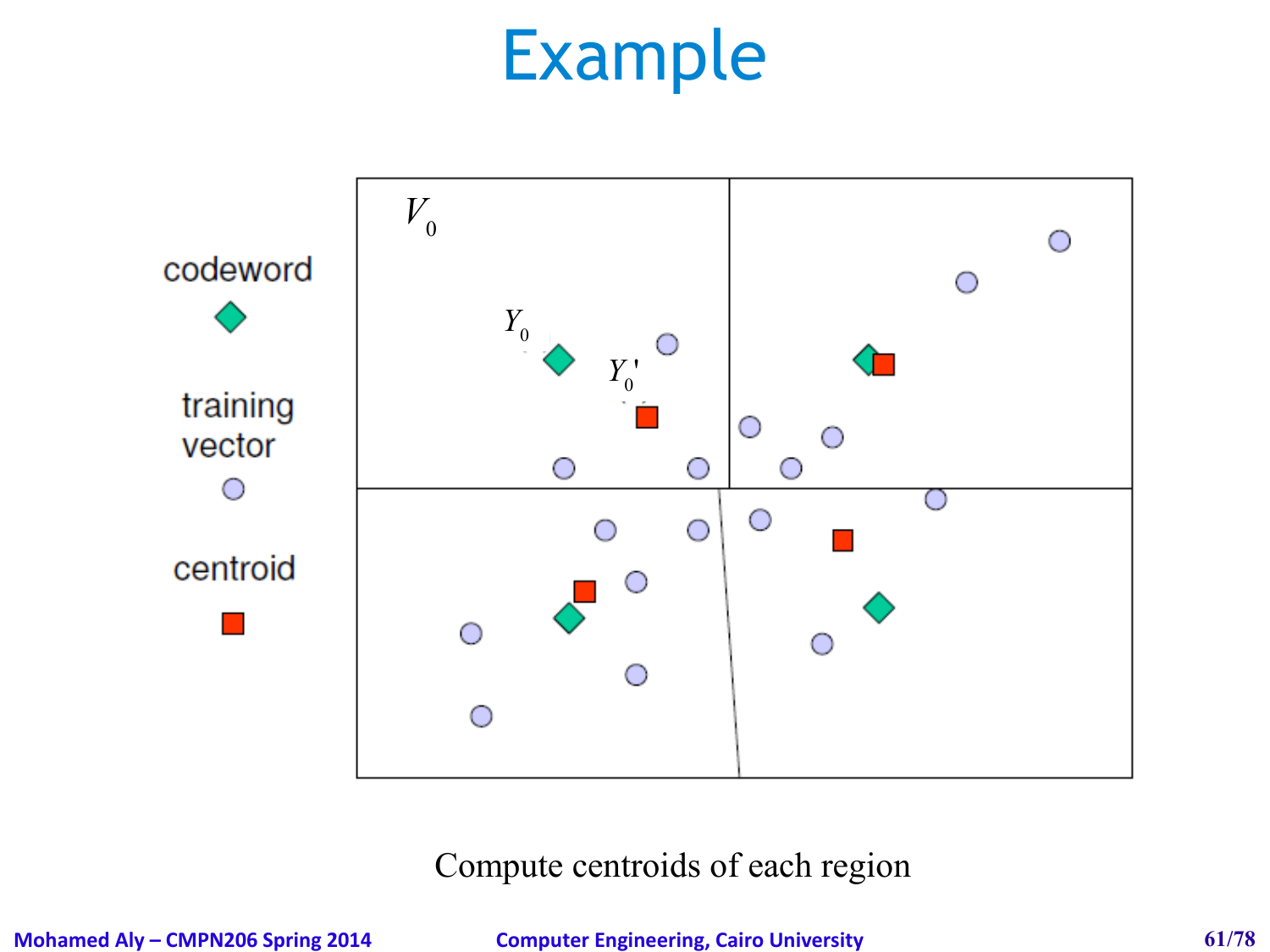# Example

codeword

training vector

centroid

$V_0$

$Y_0$

$Y_0'$

Compute centroids of each region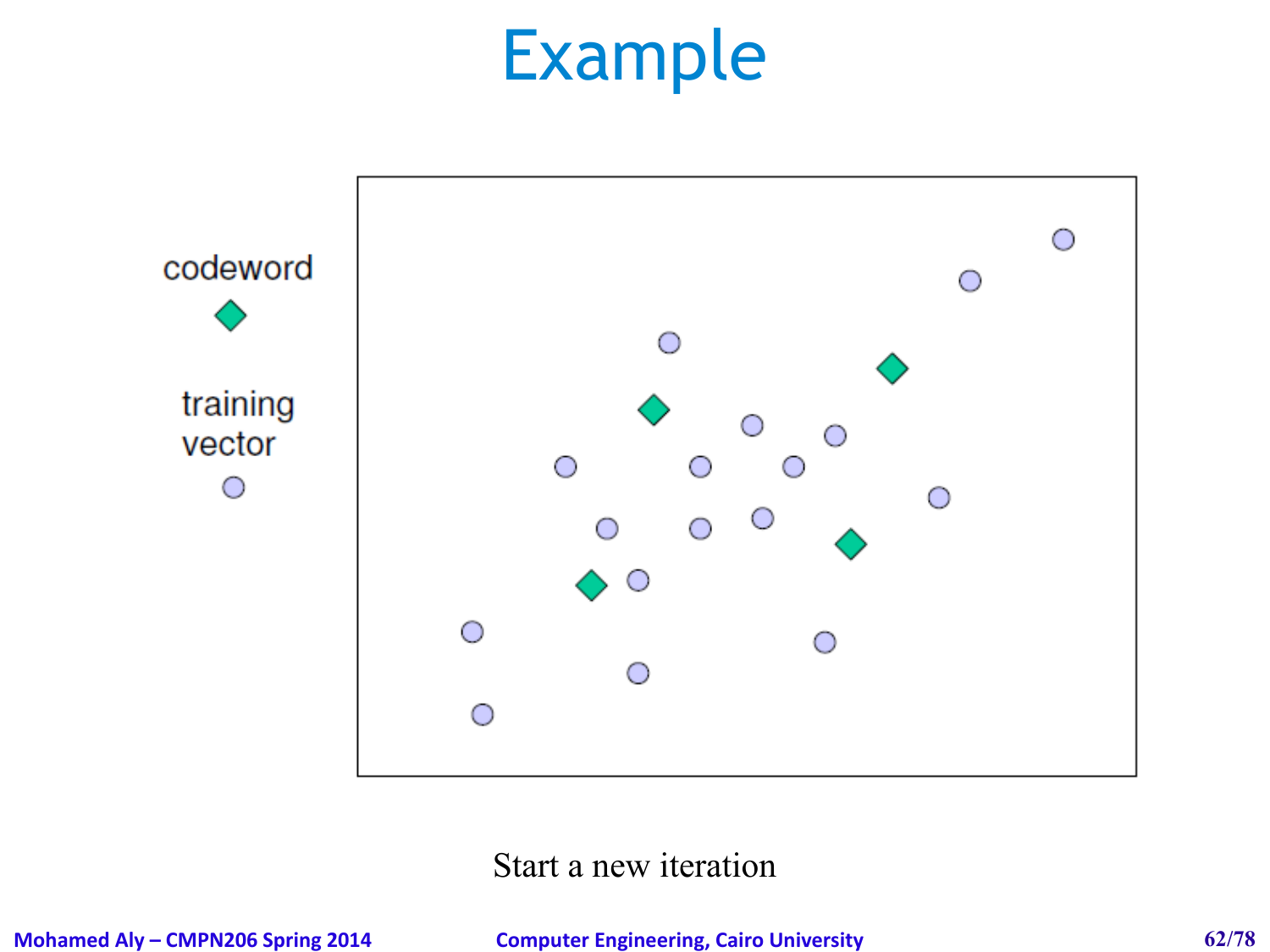# Example

codeword

training vector

Start a new iteration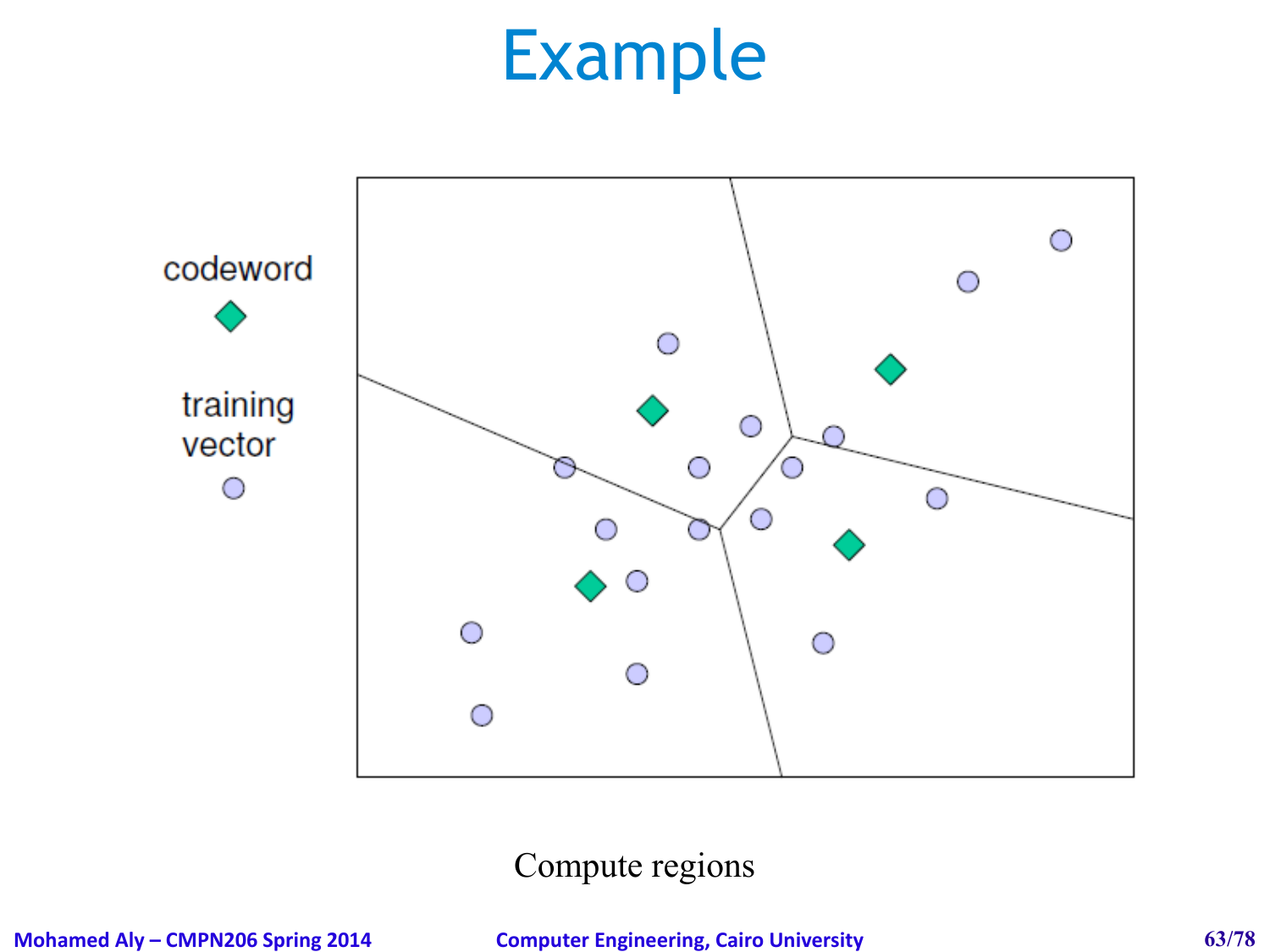# Example

codeword

training vector

Compute regions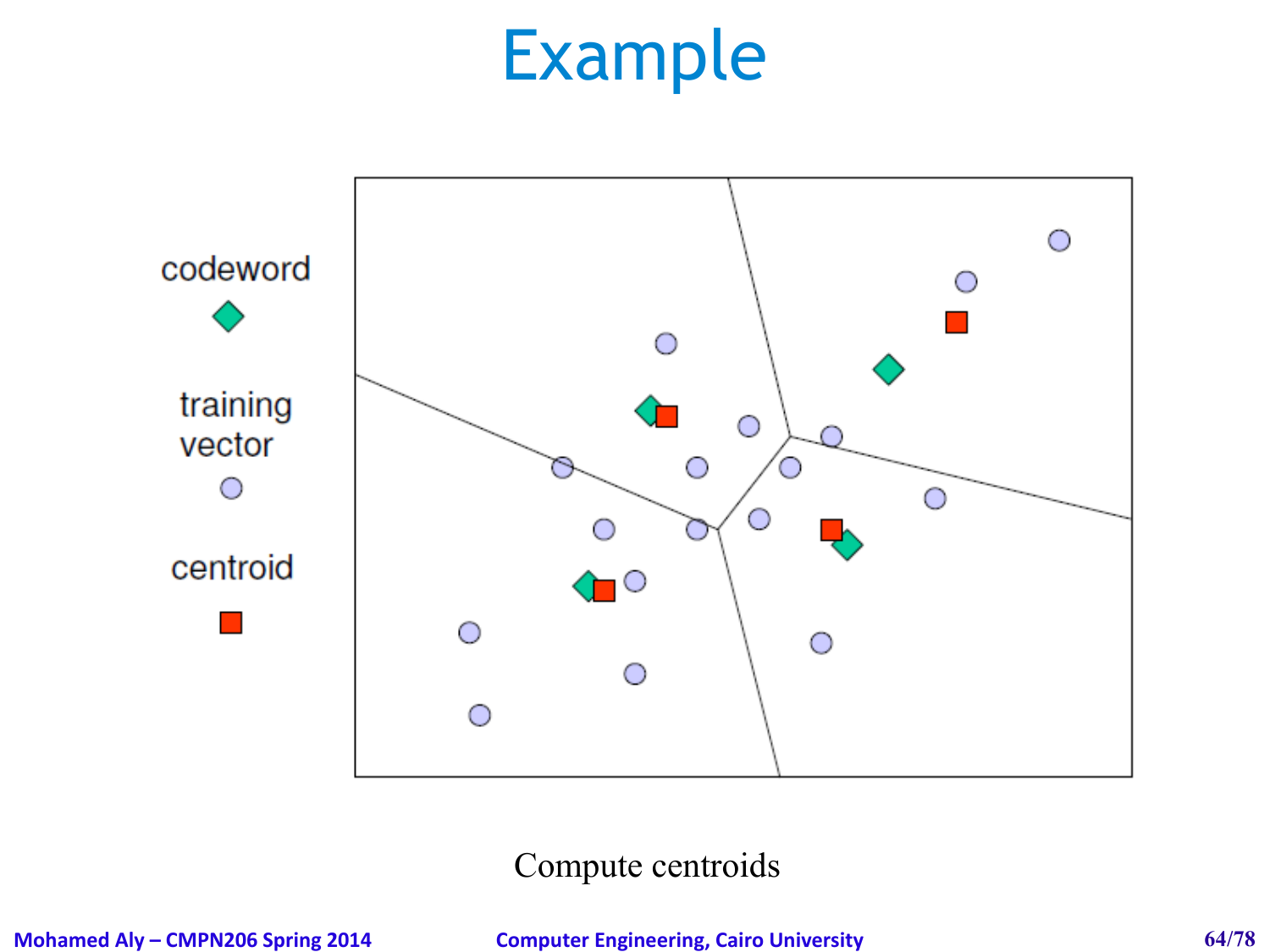# Example

codeword

training vector

centroid

Compute centroids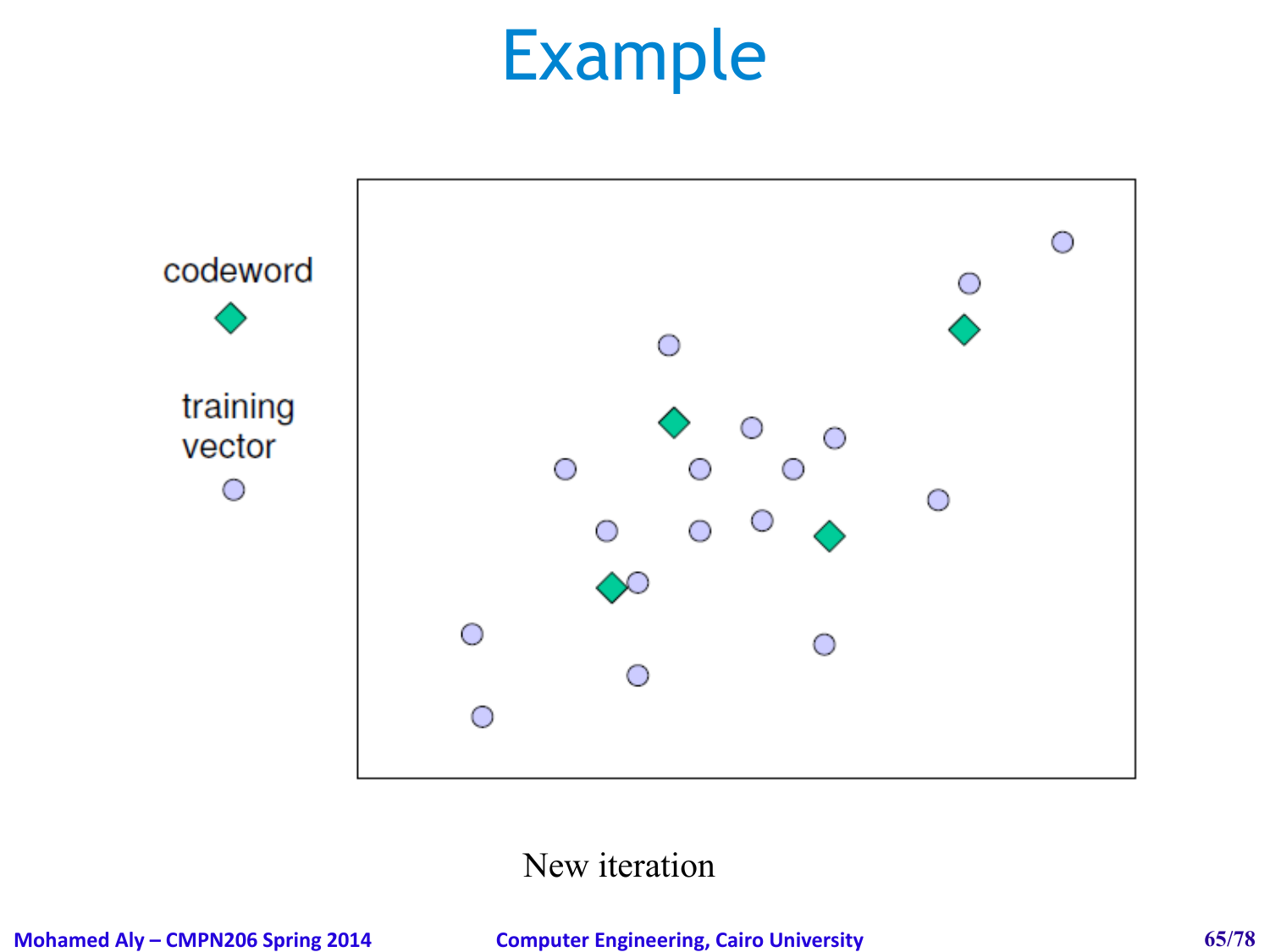# Example

codeword

training vector

New iteration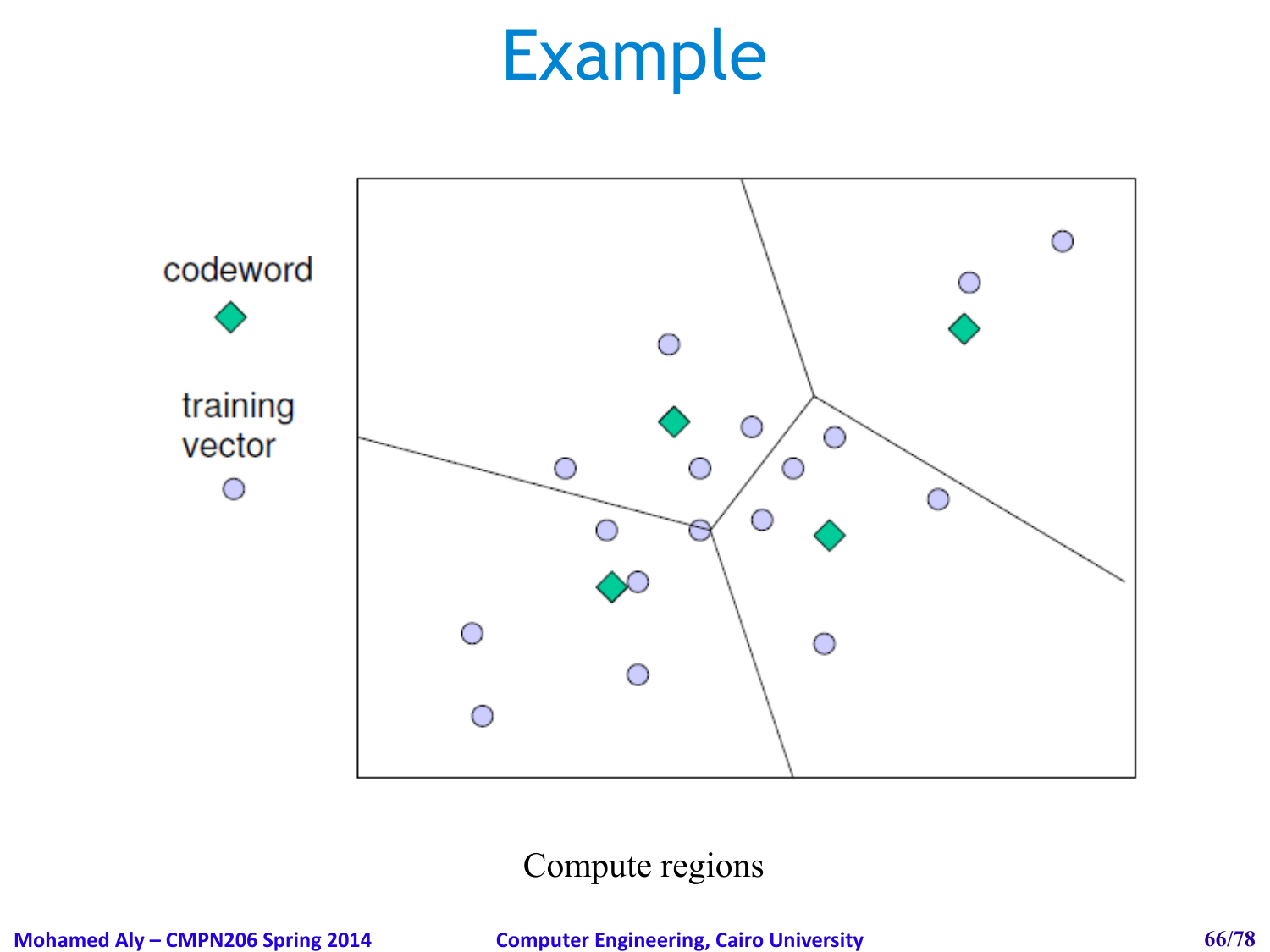# Example

codeword

training vector

Compute regions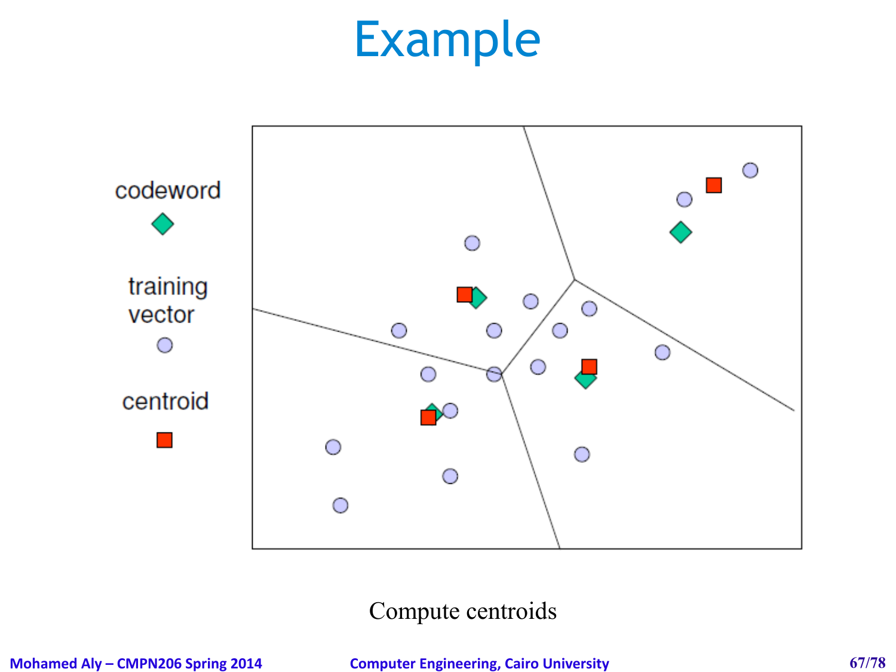# Example

codeword

training vector

centroid

Compute centroids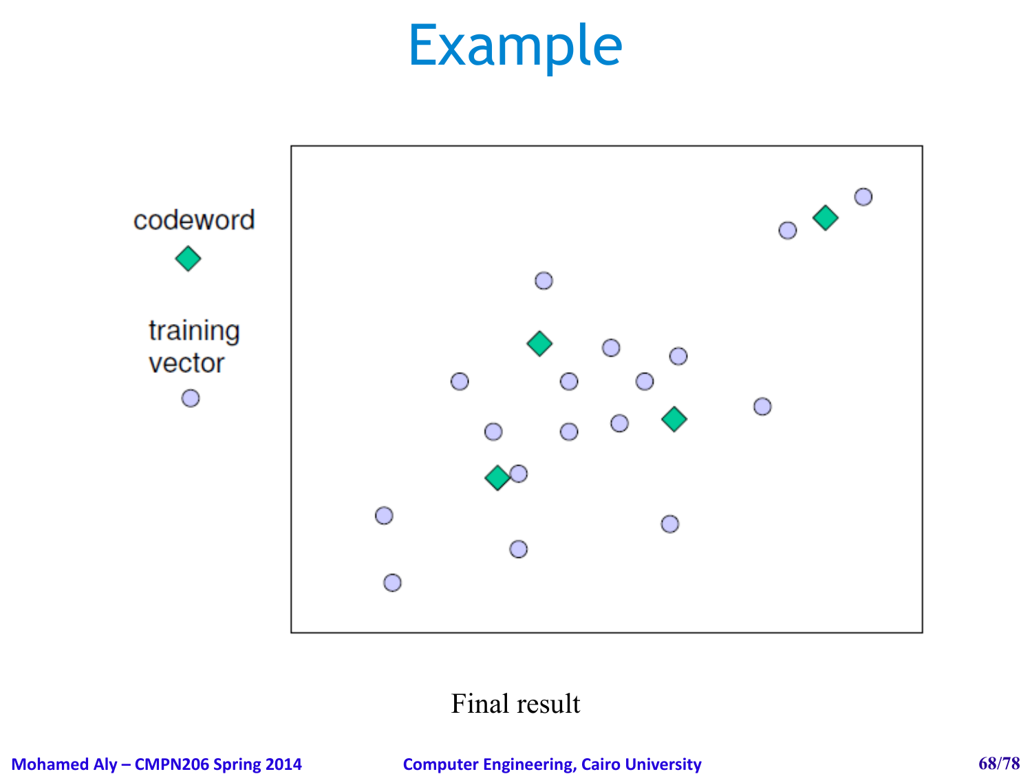# Example

codeword

training vector

Final result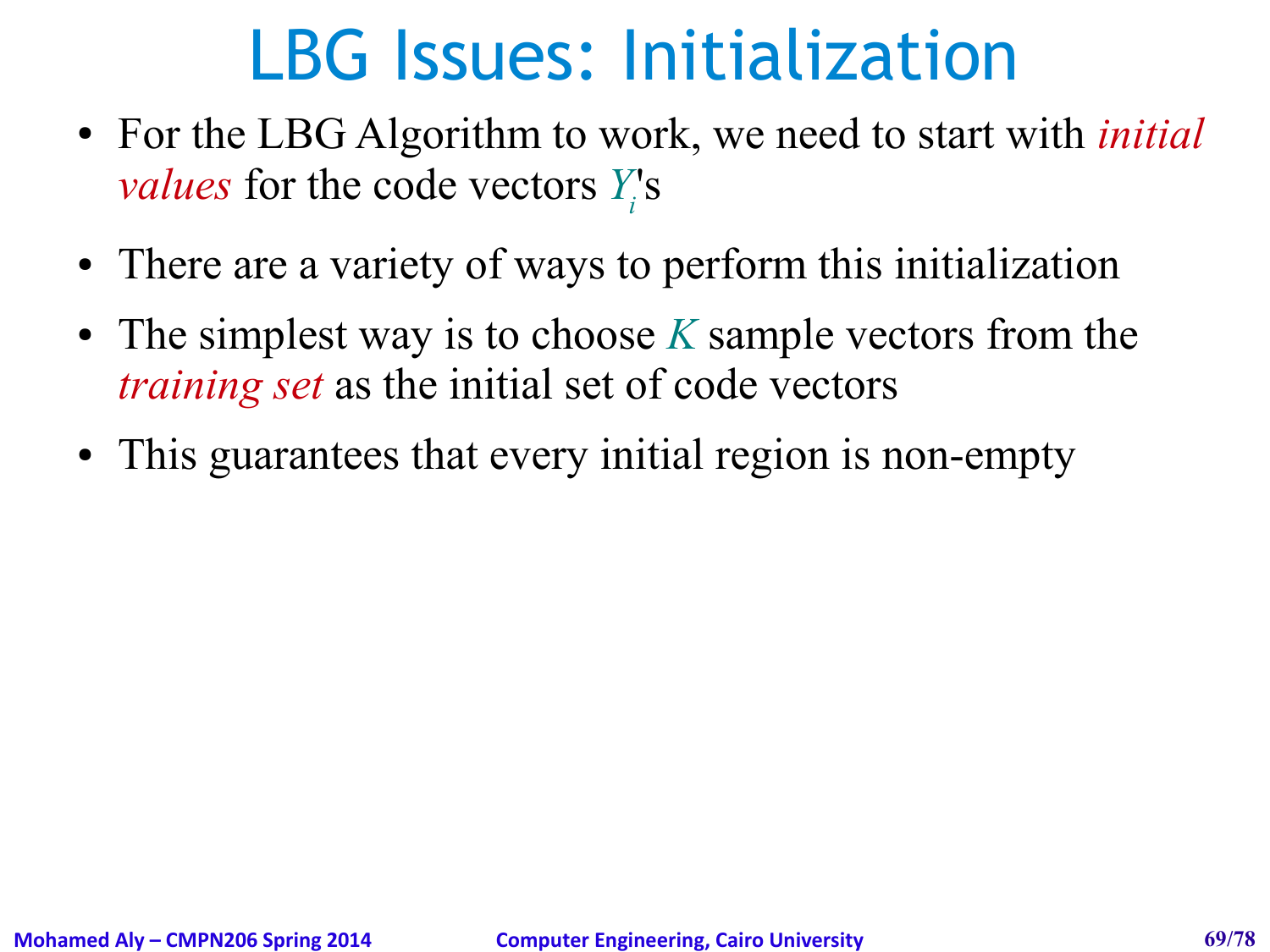# LBG Issues: Initialization

- For the LBG Algorithm to work, we need to start with *initial values* for the code vectors $Y_i$'s
- There are a variety of ways to perform this initialization
- The simplest way is to choose $K$ sample vectors from the *training set* as the initial set of code vectors
- This guarantees that every initial region is non-empty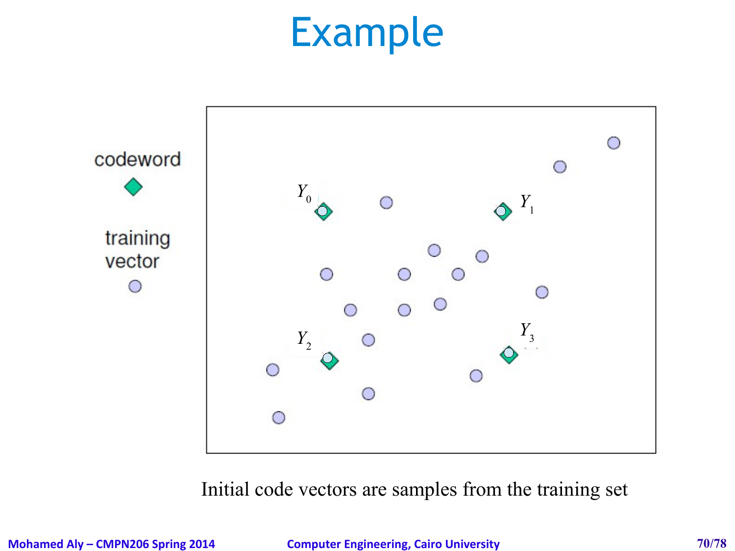# Example

codeword

training vector

$Y_0$

$Y_1$

$Y_2$

$Y_3$

Initial code vectors are samples from the training set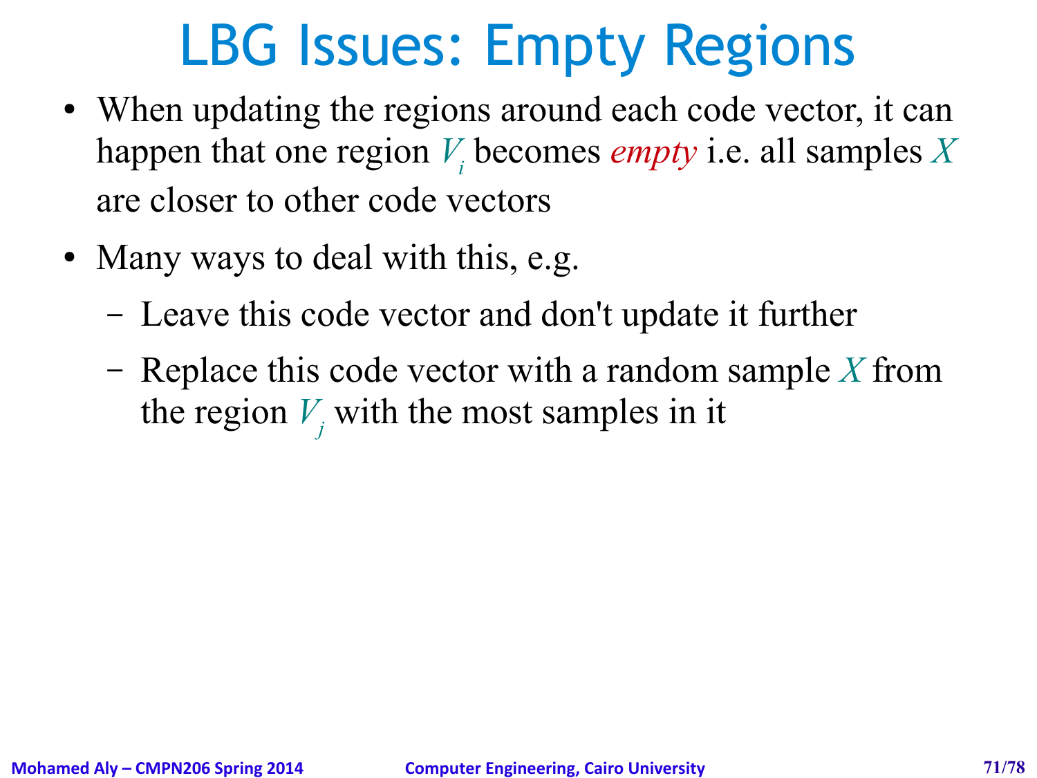# LBG Issues: Empty Regions

- When updating the regions around each code vector, it can happen that one region $V_i$ becomes *empty* i.e. all samples $X$ are closer to other code vectors
- Many ways to deal with this, e.g.
  - Leave this code vector and don't update it further
  - Replace this code vector with a random sample $X$ from the region $V_j$ with the most samples in it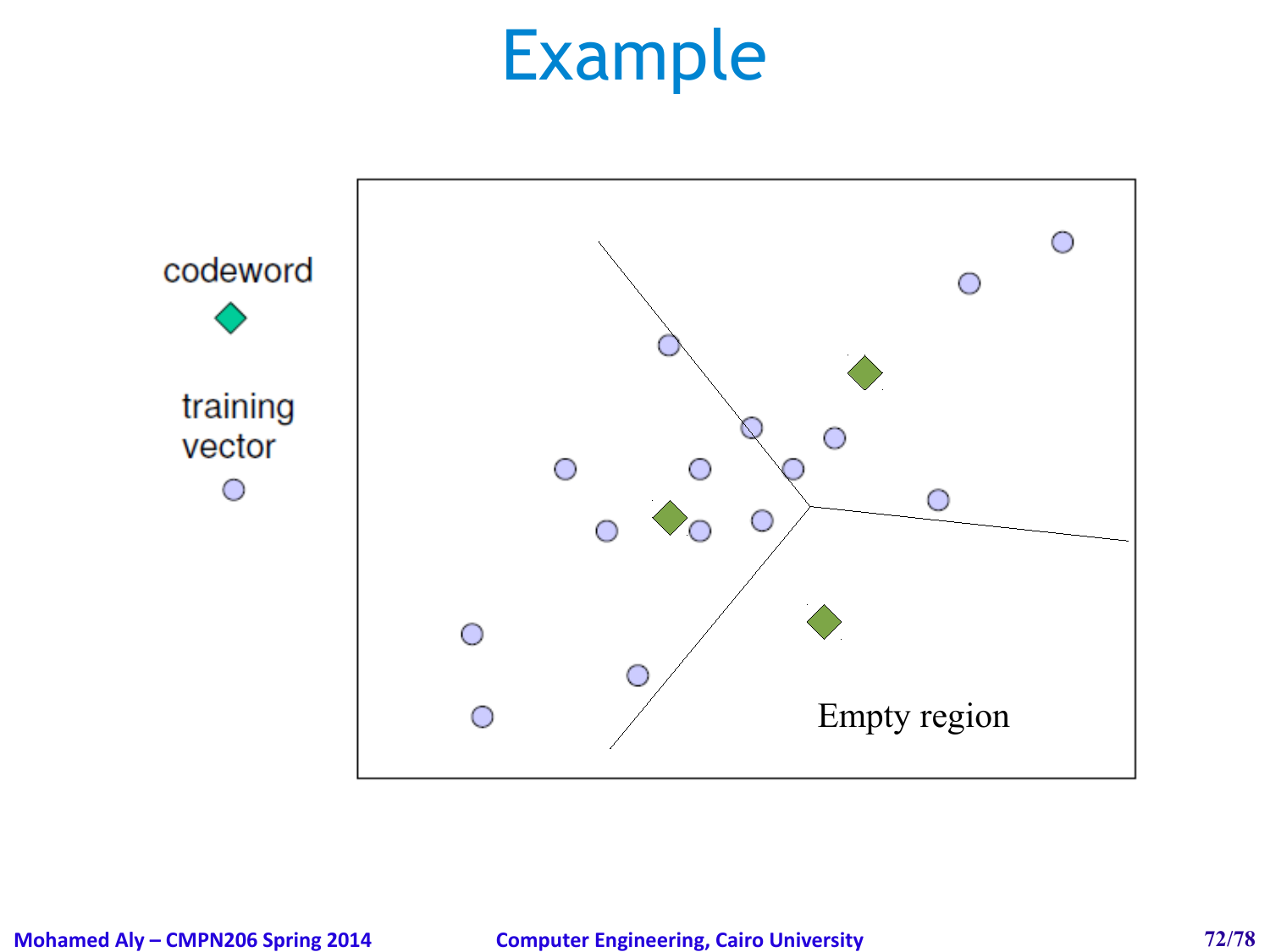# Example

codeword

training vector

Empty region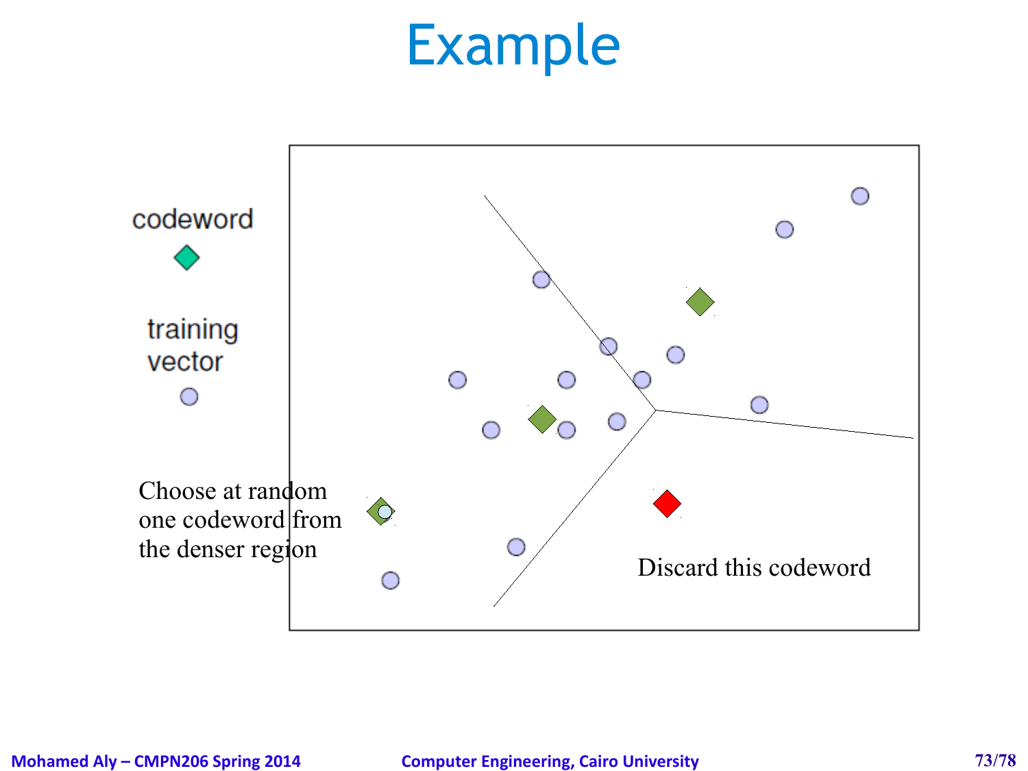# Example

codeword

training vector

Choose at random one codeword from the denser region

Discard this codeword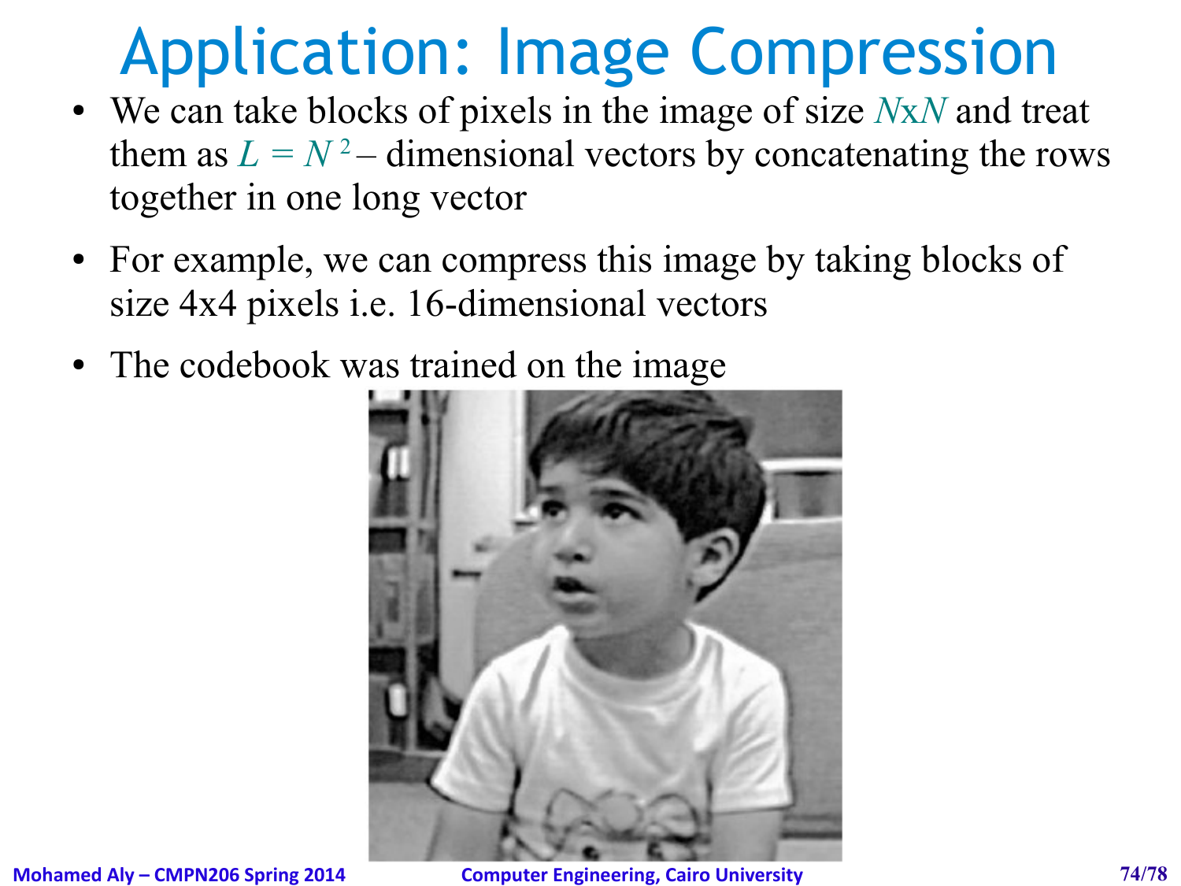# Application: Image Compression

- We can take blocks of pixels in the image of size $N$x$N$ and treat them as $L = N^2$ – dimensional vectors by concatenating the rows together in one long vector
- For example, we can compress this image by taking blocks of size 4x4 pixels i.e. 16-dimensional vectors
- The codebook was trained on the image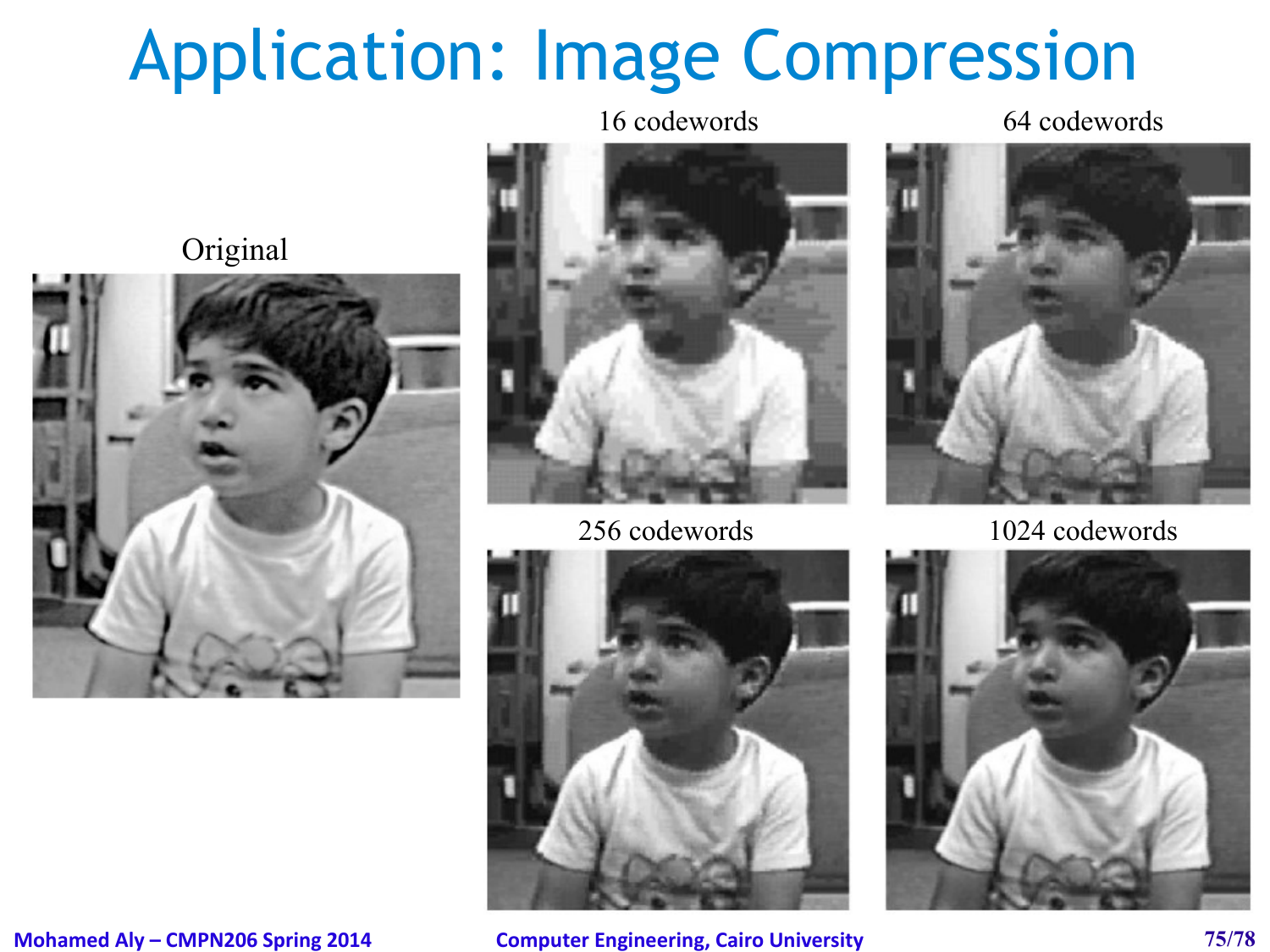# Application: Image Compression

Original

16 codewords

64 codewords

256 codewords

1024 codewords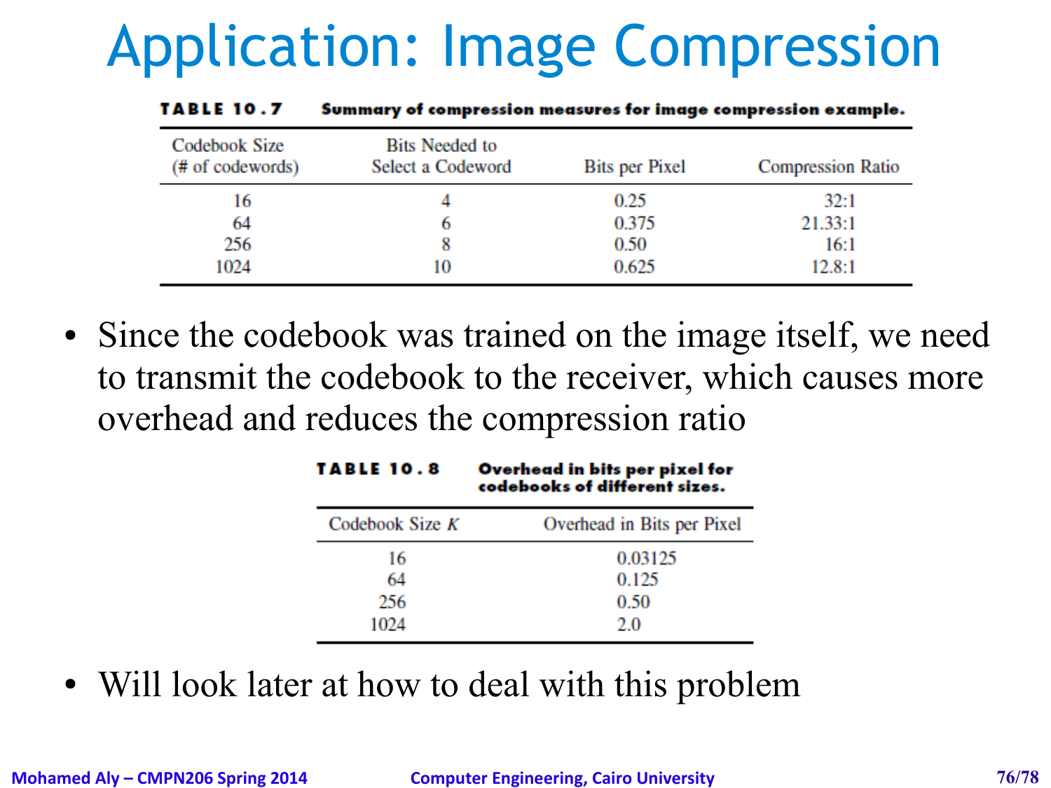# Application: Image Compression

**TABLE 10.7 Summary of compression measures for image compression example.**

| Codebook Size (# of codewords) | Bits Needed to Select a Codeword | Bits per Pixel | Compression Ratio |
|---|---|---|---|
| 16 | 4 | 0.25 | 32:1 |
| 64 | 6 | 0.375 | 21.33:1 |
| 256 | 8 | 0.50 | 16:1 |
| 1024 | 10 | 0.625 | 12.8:1 |

- Since the codebook was trained on the image itself, we need to transmit the codebook to the receiver, which causes more overhead and reduces the compression ratio

**TABLE 10.8 Overhead in bits per pixel for codebooks of different sizes.**

| Codebook Size $K$ | Overhead in Bits per Pixel |
|---|---|
| 16 | 0.03125 |
| 64 | 0.125 |
| 256 | 0.50 |
| 1024 | 2.0 |

- Will look later at how to deal with this problem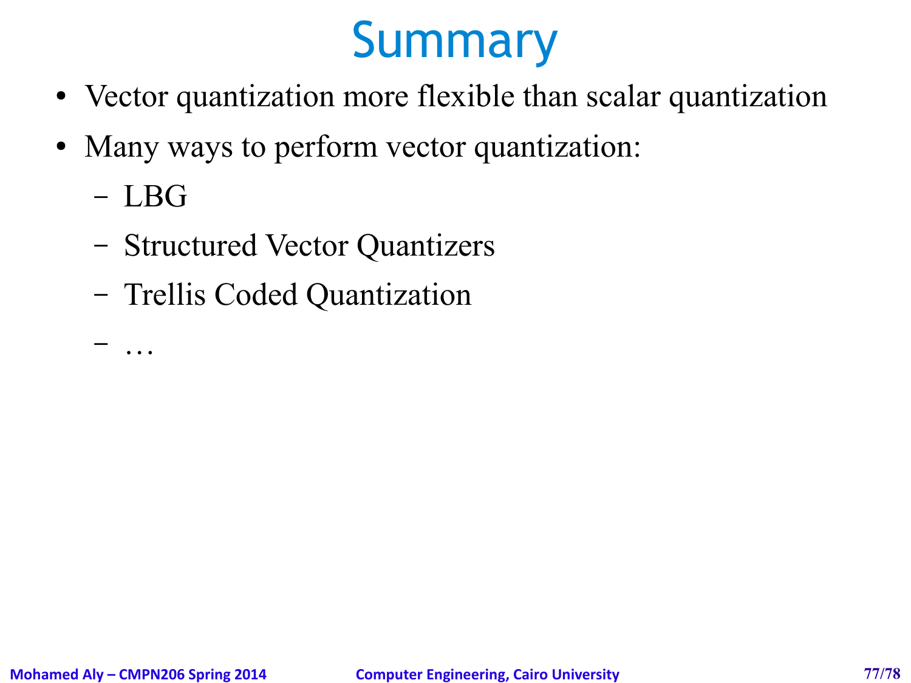# Summary

- Vector quantization more flexible than scalar quantization
- Many ways to perform vector quantization:
  - LBG
  - Structured Vector Quantizers
  - Trellis Coded Quantization
  - …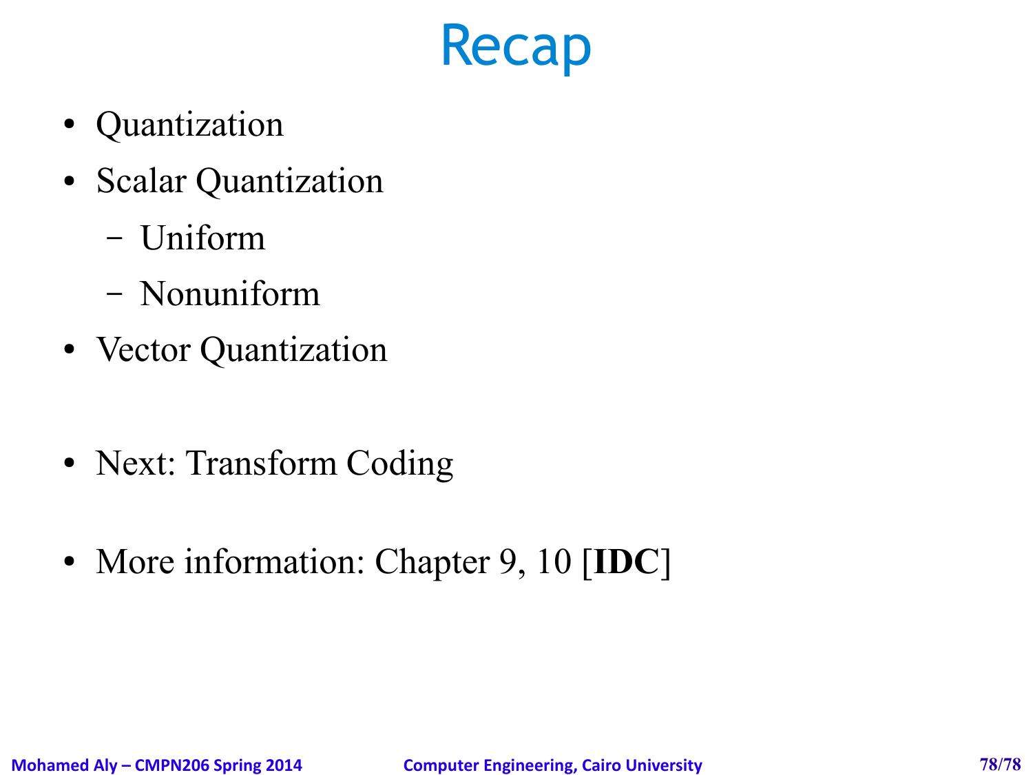# Recap

- Quantization
- Scalar Quantization
  - Uniform
  - Nonuniform
- Vector Quantization

- Next: Transform Coding

- More information: Chapter 9, 10 [**IDC**]